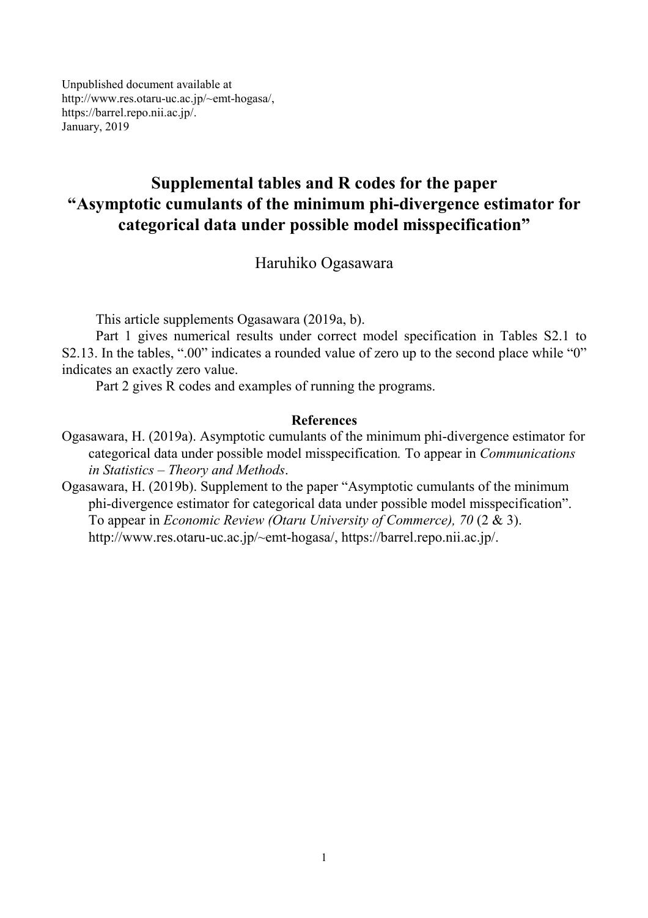Unpublished document available at
http://www.res.otaru-uc.ac.jp/~emt-hogasa/,
https://barrel.repo.nii.ac.jp/.
January, 2019

# Supplemental tables and R codes for the paper "Asymptotic cumulants of the minimum phi-divergence estimator for categorical data under possible model misspecification"

Haruhiko Ogasawara

This article supplements Ogasawara (2019a, b).

Part 1 gives numerical results under correct model specification in Tables S2.1 to S2.13. In the tables, ".00" indicates a rounded value of zero up to the second place while "0" indicates an exactly zero value.

Part 2 gives R codes and examples of running the programs.

### References

Ogasawara, H. (2019a). Asymptotic cumulants of the minimum phi-divergence estimator for categorical data under possible model misspecification. To appear in *Communications in Statistics – Theory and Methods*.

Ogasawara, H. (2019b). Supplement to the paper "Asymptotic cumulants of the minimum phi-divergence estimator for categorical data under possible model misspecification". To appear in *Economic Review (Otaru University of Commerce), 70* (2 & 3). http://www.res.otaru-uc.ac.jp/~emt-hogasa/, https://barrel.repo.nii.ac.jp/.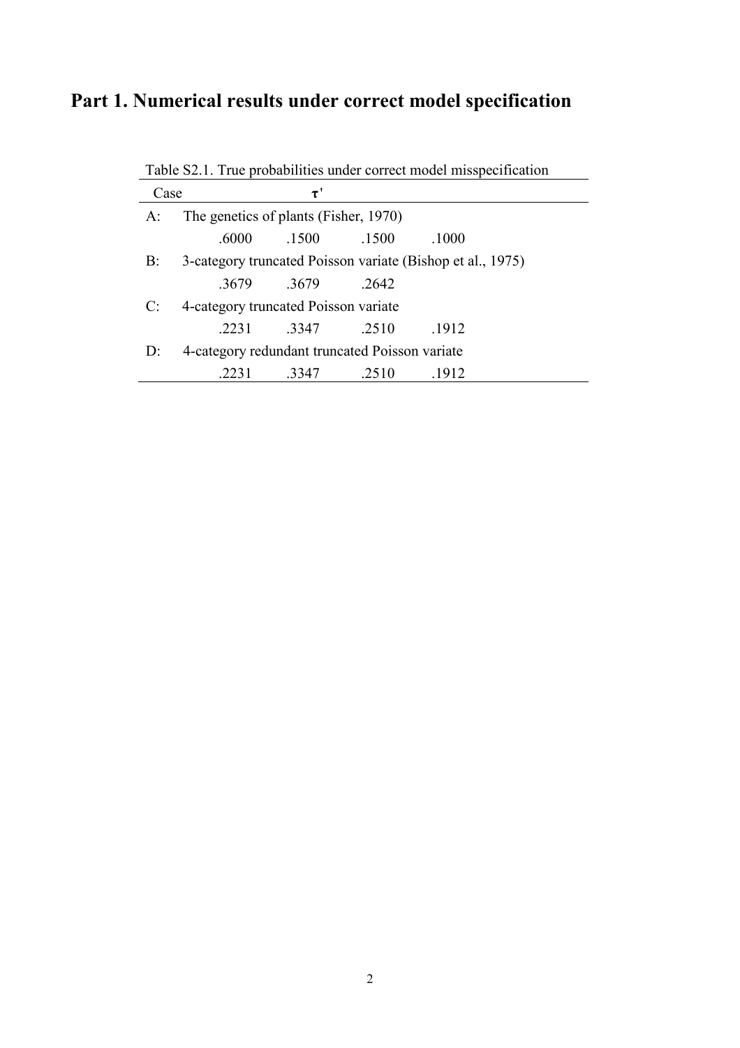# Part 1. Numerical results under correct model specification

Table S2.1. True probabilities under correct model misspecification

| Case | $\boldsymbol{\tau}'$ | | | |
|---|---|---|---|---|
| A: | The genetics of plants (Fisher, 1970) | | | |
| | .6000 | .1500 | .1500 | .1000 |
| B: | 3-category truncated Poisson variate (Bishop et al., 1975) | | | |
| | .3679 | .3679 | .2642 | |
| C: | 4-category truncated Poisson variate | | | |
| | .2231 | .3347 | .2510 | .1912 |
| D: | 4-category redundant truncated Poisson variate | | | |
| | .2231 | .3347 | .2510 | .1912 |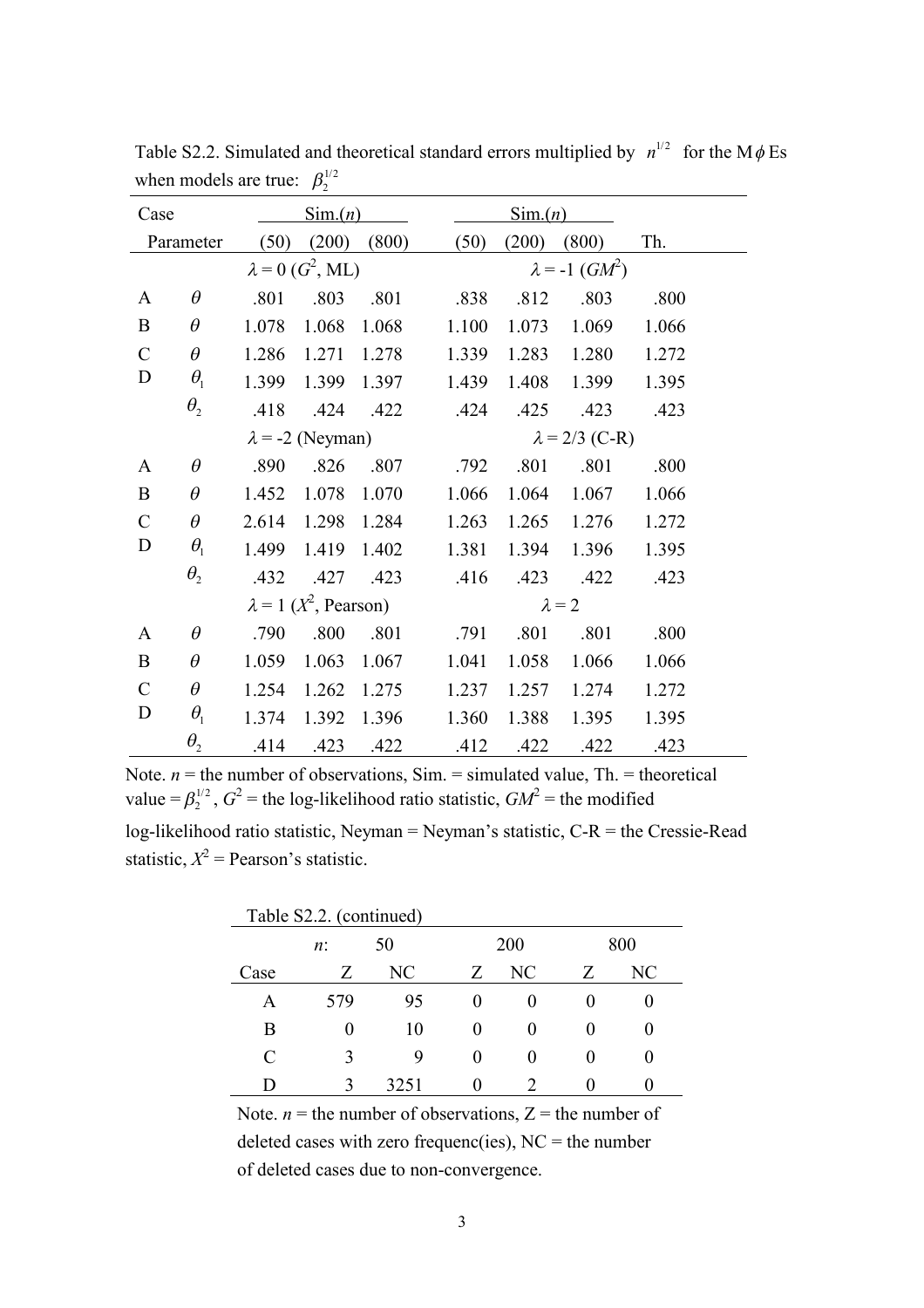Table S2.2. Simulated and theoretical standard errors multiplied by $n^{1/2}$ for the M$\phi$Es when models are true: $\beta_2^{1/2}$

| Case | Parameter | Sim.($n$) (50) | (200) | (800) | Sim.($n$) (50) | (200) | (800) | Th. |
|---|---|---|---|---|---|---|---|---|
| | | $\lambda = 0$ ($G^2$, ML) | | | $\lambda = -1$ ($GM^2$) | | | |
| A | $\theta$ | .801 | .803 | .801 | .838 | .812 | .803 | .800 |
| B | $\theta$ | 1.078 | 1.068 | 1.068 | 1.100 | 1.073 | 1.069 | 1.066 |
| C | $\theta$ | 1.286 | 1.271 | 1.278 | 1.339 | 1.283 | 1.280 | 1.272 |
| D | $\theta_1$ | 1.399 | 1.399 | 1.397 | 1.439 | 1.408 | 1.399 | 1.395 |
| | $\theta_2$ | .418 | .424 | .422 | .424 | .425 | .423 | .423 |
| | | $\lambda = -2$ (Neyman) | | | $\lambda = 2/3$ (C-R) | | | |
| A | $\theta$ | .890 | .826 | .807 | .792 | .801 | .801 | .800 |
| B | $\theta$ | 1.452 | 1.078 | 1.070 | 1.066 | 1.064 | 1.067 | 1.066 |
| C | $\theta$ | 2.614 | 1.298 | 1.284 | 1.263 | 1.265 | 1.276 | 1.272 |
| D | $\theta_1$ | 1.499 | 1.419 | 1.402 | 1.381 | 1.394 | 1.396 | 1.395 |
| | $\theta_2$ | .432 | .427 | .423 | .416 | .423 | .422 | .423 |
| | | $\lambda = 1$ ($X^2$, Pearson) | | | $\lambda = 2$ | | | |
| A | $\theta$ | .790 | .800 | .801 | .791 | .801 | .801 | .800 |
| B | $\theta$ | 1.059 | 1.063 | 1.067 | 1.041 | 1.058 | 1.066 | 1.066 |
| C | $\theta$ | 1.254 | 1.262 | 1.275 | 1.237 | 1.257 | 1.274 | 1.272 |
| D | $\theta_1$ | 1.374 | 1.392 | 1.396 | 1.360 | 1.388 | 1.395 | 1.395 |
| | $\theta_2$ | .414 | .423 | .422 | .412 | .422 | .422 | .423 |

Note. $n$ = the number of observations, Sim. = simulated value, Th. = theoretical value = $\beta_2^{1/2}$, $G^2$ = the log-likelihood ratio statistic, $GM^2$ = the modified log-likelihood ratio statistic, Neyman = Neyman's statistic, C-R = the Cressie-Read statistic, $X^2$ = Pearson's statistic.

Table S2.2. (continued)

| Case | $n$: 50 Z | NC | 200 Z | NC | 800 Z | NC |
|---|---|---|---|---|---|---|
| A | 579 | 95 | 0 | 0 | 0 | 0 |
| B | 0 | 10 | 0 | 0 | 0 | 0 |
| C | 3 | 9 | 0 | 0 | 0 | 0 |
| D | 3 | 3251 | 0 | 2 | 0 | 0 |

Note. $n$ = the number of observations, Z = the number of deleted cases with zero frequenc(ies), NC = the number of deleted cases due to non-convergence.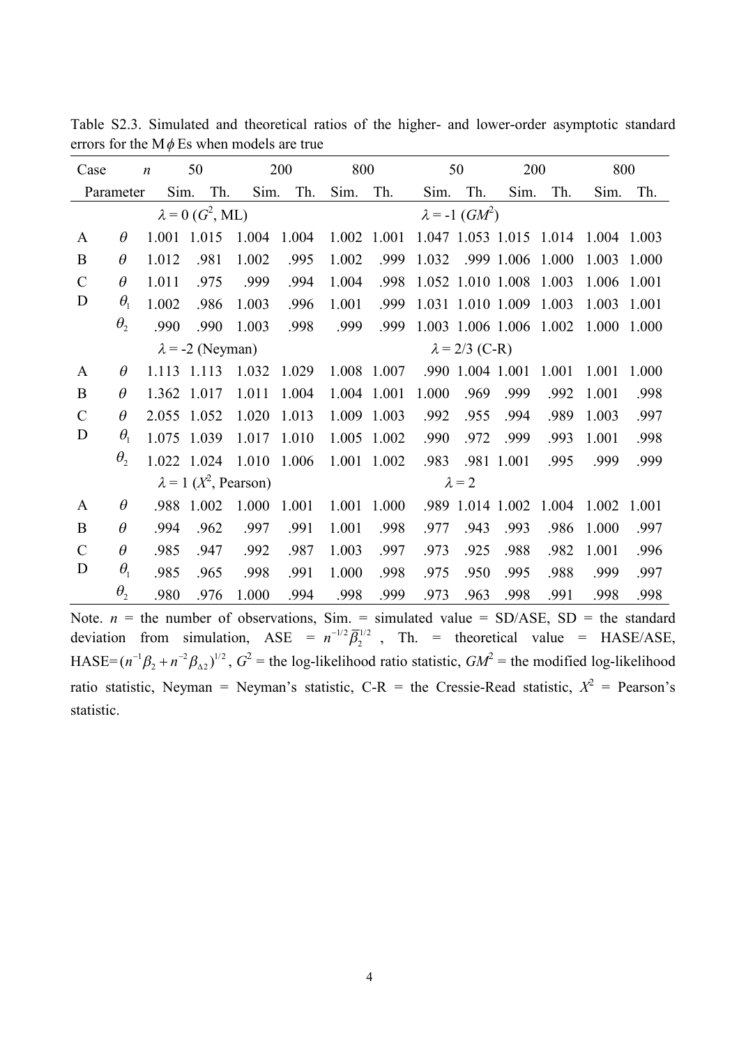Table S2.3. Simulated and theoretical ratios of the higher- and lower-order asymptotic standard errors for the M$\phi$Es when models are true

| Case | $n$ | 50 | | 200 | | 800 | | 50 | | 200 | | 800 | |
|---|---|---|---|---|---|---|---|---|---|---|---|---|---|
| | Parameter | Sim. | Th. | Sim. | Th. | Sim. | Th. | Sim. | Th. | Sim. | Th. | Sim. | Th. |
| | | $\lambda = 0$ ($G^2$, ML) | | | | | | $\lambda = -1$ ($GM^2$) | | | | | |
| A | $\theta$ | 1.001 | 1.015 | 1.004 | 1.004 | 1.002 | 1.001 | 1.047 | 1.053 | 1.015 | 1.014 | 1.004 | 1.003 |
| B | $\theta$ | 1.012 | .981 | 1.002 | .995 | 1.002 | .999 | 1.032 | .999 | 1.006 | 1.000 | 1.003 | 1.000 |
| C | $\theta$ | 1.011 | .975 | .999 | .994 | 1.004 | .998 | 1.052 | 1.010 | 1.008 | 1.003 | 1.006 | 1.001 |
| D | $\theta_1$ | 1.002 | .986 | 1.003 | .996 | 1.001 | .999 | 1.031 | 1.010 | 1.009 | 1.003 | 1.003 | 1.001 |
| | $\theta_2$ | .990 | .990 | 1.003 | .998 | .999 | .999 | 1.003 | 1.006 | 1.006 | 1.002 | 1.000 | 1.000 |
| | | $\lambda = -2$ (Neyman) | | | | | | $\lambda = 2/3$ (C-R) | | | | | |
| A | $\theta$ | 1.113 | 1.113 | 1.032 | 1.029 | 1.008 | 1.007 | .990 | 1.004 | 1.001 | 1.001 | 1.001 | 1.000 |
| B | $\theta$ | 1.362 | 1.017 | 1.011 | 1.004 | 1.004 | 1.001 | 1.000 | .969 | .999 | .992 | 1.001 | .998 |
| C | $\theta$ | 2.055 | 1.052 | 1.020 | 1.013 | 1.009 | 1.003 | .992 | .955 | .994 | .989 | 1.003 | .997 |
| D | $\theta_1$ | 1.075 | 1.039 | 1.017 | 1.010 | 1.005 | 1.002 | .990 | .972 | .999 | .993 | 1.001 | .998 |
| | $\theta_2$ | 1.022 | 1.024 | 1.010 | 1.006 | 1.001 | 1.002 | .983 | .981 | 1.001 | .995 | .999 | .999 |
| | | $\lambda = 1$ ($X^2$, Pearson) | | | | | | $\lambda = 2$ | | | | | |
| A | $\theta$ | .988 | 1.002 | 1.000 | 1.001 | 1.001 | 1.000 | .989 | 1.014 | 1.002 | 1.004 | 1.002 | 1.001 |
| B | $\theta$ | .994 | .962 | .997 | .991 | 1.001 | .998 | .977 | .943 | .993 | .986 | 1.000 | .997 |
| C | $\theta$ | .985 | .947 | .992 | .987 | 1.003 | .997 | .973 | .925 | .988 | .982 | 1.001 | .996 |
| D | $\theta_1$ | .985 | .965 | .998 | .991 | 1.000 | .998 | .975 | .950 | .995 | .988 | .999 | .997 |
| | $\theta_2$ | .980 | .976 | 1.000 | .994 | .998 | .999 | .973 | .963 | .998 | .991 | .998 | .998 |

Note. $n$ = the number of observations, Sim. = simulated value = SD/ASE, SD = the standard deviation from simulation, ASE = $n^{-1/2}\bar{\beta}_2^{1/2}$, Th. = theoretical value = HASE/ASE, HASE=$(n^{-1}\beta_2 + n^{-2}\beta_{\Delta 2})^{1/2}$, $G^2$ = the log-likelihood ratio statistic, $GM^2$ = the modified log-likelihood ratio statistic, Neyman = Neyman's statistic, C-R = the Cressie-Read statistic, $X^2$ = Pearson's statistic.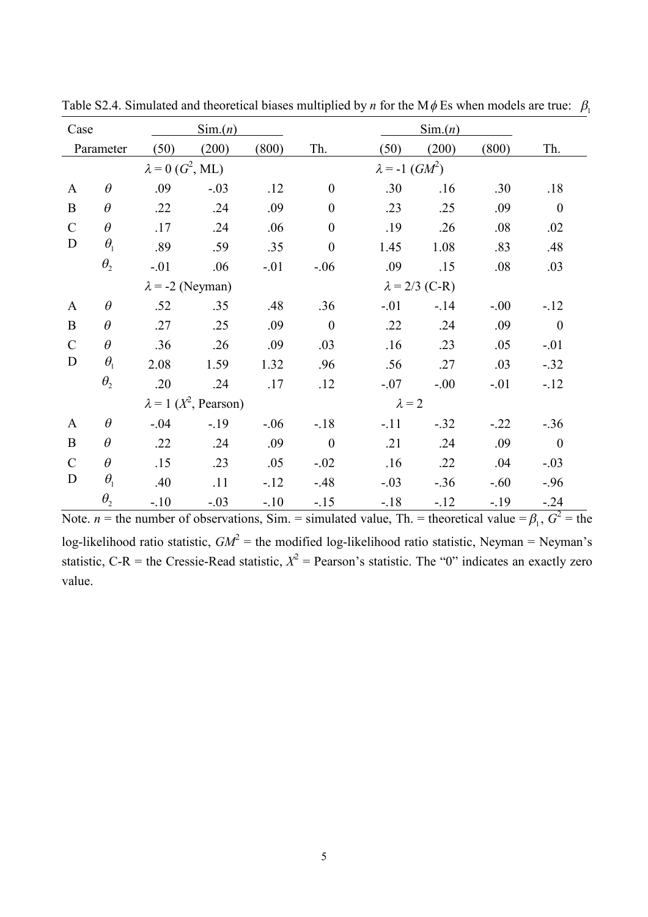Table S2.4. Simulated and theoretical biases multiplied by $n$ for the M$\phi$Es when models are true: $\beta_1$

| Case | Parameter | Sim.($n$) (50) | (200) | (800) | Th. | Sim.($n$) (50) | (200) | (800) | Th. |
|---|---|---|---|---|---|---|---|---|---|
| | | $\lambda = 0$ ($G^2$, ML) | | | | $\lambda = -1$ ($GM^2$) | | | |
| A | $\theta$ | .09 | -.03 | .12 | 0 | .30 | .16 | .30 | .18 |
| B | $\theta$ | .22 | .24 | .09 | 0 | .23 | .25 | .09 | 0 |
| C | $\theta$ | .17 | .24 | .06 | 0 | .19 | .26 | .08 | .02 |
| D | $\theta_1$ | .89 | .59 | .35 | 0 | 1.45 | 1.08 | .83 | .48 |
| | $\theta_2$ | -.01 | .06 | -.01 | -.06 | .09 | .15 | .08 | .03 |
| | | $\lambda = -2$ (Neyman) | | | | $\lambda = 2/3$ (C-R) | | | |
| A | $\theta$ | .52 | .35 | .48 | .36 | -.01 | -.14 | -.00 | -.12 |
| B | $\theta$ | .27 | .25 | .09 | 0 | .22 | .24 | .09 | 0 |
| C | $\theta$ | .36 | .26 | .09 | .03 | .16 | .23 | .05 | -.01 |
| D | $\theta_1$ | 2.08 | 1.59 | 1.32 | .96 | .56 | .27 | .03 | -.32 |
| | $\theta_2$ | .20 | .24 | .17 | .12 | -.07 | -.00 | -.01 | -.12 |
| | | $\lambda = 1$ ($X^2$, Pearson) | | | | $\lambda = 2$ | | | |
| A | $\theta$ | -.04 | -.19 | -.06 | -.18 | -.11 | -.32 | -.22 | -.36 |
| B | $\theta$ | .22 | .24 | .09 | 0 | .21 | .24 | .09 | 0 |
| C | $\theta$ | .15 | .23 | .05 | -.02 | .16 | .22 | .04 | -.03 |
| D | $\theta_1$ | .40 | .11 | -.12 | -.48 | -.03 | -.36 | -.60 | -.96 |
| | $\theta_2$ | -.10 | -.03 | -.10 | -.15 | -.18 | -.12 | -.19 | -.24 |

Note. $n$ = the number of observations, Sim. = simulated value, Th. = theoretical value = $\beta_1$, $G^2$ = the log-likelihood ratio statistic, $GM^2$ = the modified log-likelihood ratio statistic, Neyman = Neyman's statistic, C-R = the Cressie-Read statistic, $X^2$ = Pearson's statistic. The "0" indicates an exactly zero value.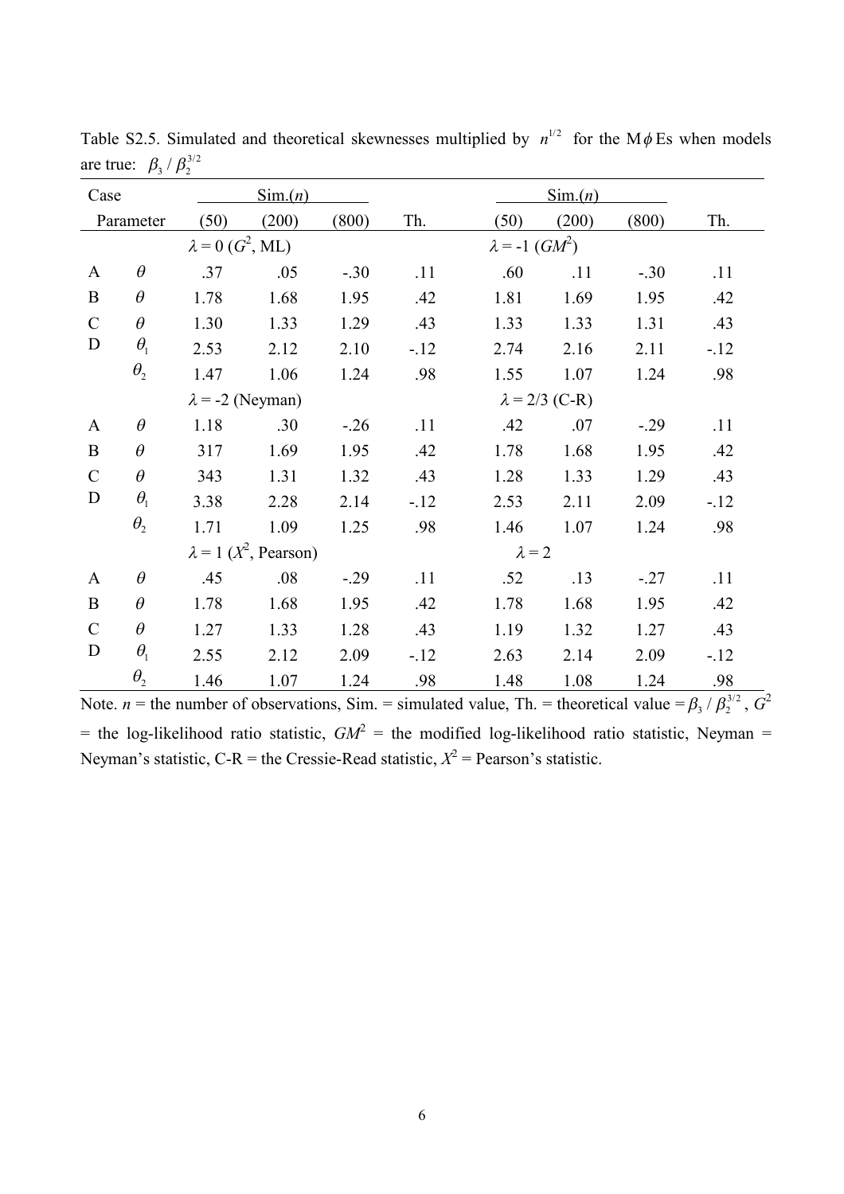Table S2.5. Simulated and theoretical skewnesses multiplied by $n^{1/2}$ for the M$\phi$Es when models are true: $\beta_3 / \beta_2^{3/2}$

| Case | Parameter | Sim.($n$) (50) | Sim.($n$) (200) | Sim.($n$) (800) | Th. | Sim.($n$) (50) | Sim.($n$) (200) | Sim.($n$) (800) | Th. |
|---|---|---|---|---|---|---|---|---|---|
| | | $\lambda = 0$ ($G^2$, ML) | | | | $\lambda = -1$ ($GM^2$) | | | |
| A | $\theta$ | .37 | .05 | -.30 | .11 | .60 | .11 | -.30 | .11 |
| B | $\theta$ | 1.78 | 1.68 | 1.95 | .42 | 1.81 | 1.69 | 1.95 | .42 |
| C | $\theta$ | 1.30 | 1.33 | 1.29 | .43 | 1.33 | 1.33 | 1.31 | .43 |
| D | $\theta_1$ | 2.53 | 2.12 | 2.10 | -.12 | 2.74 | 2.16 | 2.11 | -.12 |
| | $\theta_2$ | 1.47 | 1.06 | 1.24 | .98 | 1.55 | 1.07 | 1.24 | .98 |
| | | $\lambda = -2$ (Neyman) | | | | $\lambda = 2/3$ (C-R) | | | |
| A | $\theta$ | 1.18 | .30 | -.26 | .11 | .42 | .07 | -.29 | .11 |
| B | $\theta$ | 317 | 1.69 | 1.95 | .42 | 1.78 | 1.68 | 1.95 | .42 |
| C | $\theta$ | 343 | 1.31 | 1.32 | .43 | 1.28 | 1.33 | 1.29 | .43 |
| D | $\theta_1$ | 3.38 | 2.28 | 2.14 | -.12 | 2.53 | 2.11 | 2.09 | -.12 |
| | $\theta_2$ | 1.71 | 1.09 | 1.25 | .98 | 1.46 | 1.07 | 1.24 | .98 |
| | | $\lambda = 1$ ($X^2$, Pearson) | | | | $\lambda = 2$ | | | |
| A | $\theta$ | .45 | .08 | -.29 | .11 | .52 | .13 | -.27 | .11 |
| B | $\theta$ | 1.78 | 1.68 | 1.95 | .42 | 1.78 | 1.68 | 1.95 | .42 |
| C | $\theta$ | 1.27 | 1.33 | 1.28 | .43 | 1.19 | 1.32 | 1.27 | .43 |
| D | $\theta_1$ | 2.55 | 2.12 | 2.09 | -.12 | 2.63 | 2.14 | 2.09 | -.12 |
| | $\theta_2$ | 1.46 | 1.07 | 1.24 | .98 | 1.48 | 1.08 | 1.24 | .98 |

Note. $n$ = the number of observations, Sim. = simulated value, Th. = theoretical value = $\beta_3 / \beta_2^{3/2}$, $G^2$ = the log-likelihood ratio statistic, $GM^2$ = the modified log-likelihood ratio statistic, Neyman = Neyman's statistic, C-R = the Cressie-Read statistic, $X^2$ = Pearson's statistic.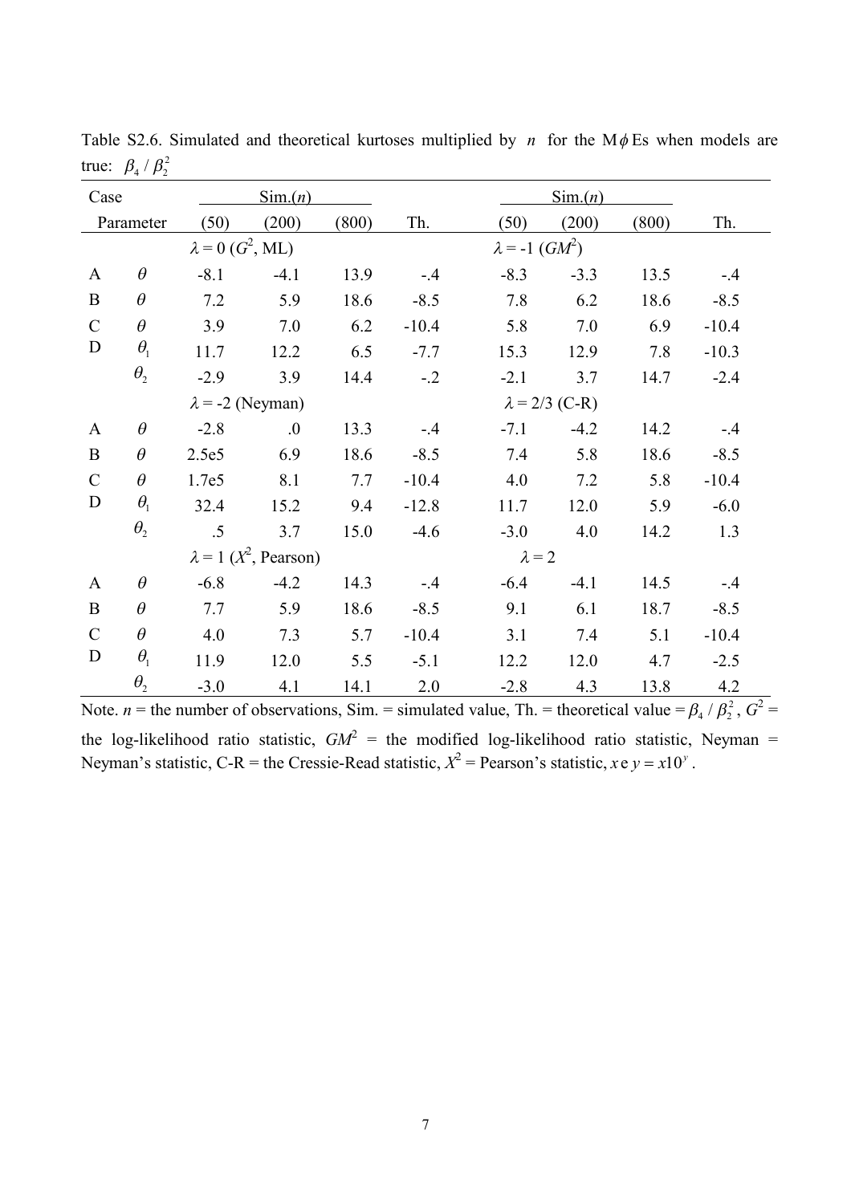Table S2.6. Simulated and theoretical kurtoses multiplied by $n$ for the M$\phi$Es when models are true: $\beta_4 / \beta_2^2$

| Case | Parameter | Sim.($n$) (50) | Sim.($n$) (200) | Sim.($n$) (800) | Th. | Sim.($n$) (50) | Sim.($n$) (200) | Sim.($n$) (800) | Th. |
|---|---|---|---|---|---|---|---|---|---|
| | | $\lambda = 0$ ($G^2$, ML) | | | | $\lambda = -1$ ($GM^2$) | | | |
| A | $\theta$ | -8.1 | -4.1 | 13.9 | -.4 | -8.3 | -3.3 | 13.5 | -.4 |
| B | $\theta$ | 7.2 | 5.9 | 18.6 | -8.5 | 7.8 | 6.2 | 18.6 | -8.5 |
| C | $\theta$ | 3.9 | 7.0 | 6.2 | -10.4 | 5.8 | 7.0 | 6.9 | -10.4 |
| D | $\theta_1$ | 11.7 | 12.2 | 6.5 | -7.7 | 15.3 | 12.9 | 7.8 | -10.3 |
| | $\theta_2$ | -2.9 | 3.9 | 14.4 | -.2 | -2.1 | 3.7 | 14.7 | -2.4 |
| | | $\lambda = -2$ (Neyman) | | | | $\lambda = 2/3$ (C-R) | | | |
| A | $\theta$ | -2.8 | .0 | 13.3 | -.4 | -7.1 | -4.2 | 14.2 | -.4 |
| B | $\theta$ | 2.5e5 | 6.9 | 18.6 | -8.5 | 7.4 | 5.8 | 18.6 | -8.5 |
| C | $\theta$ | 1.7e5 | 8.1 | 7.7 | -10.4 | 4.0 | 7.2 | 5.8 | -10.4 |
| D | $\theta_1$ | 32.4 | 15.2 | 9.4 | -12.8 | 11.7 | 12.0 | 5.9 | -6.0 |
| | $\theta_2$ | .5 | 3.7 | 15.0 | -4.6 | -3.0 | 4.0 | 14.2 | 1.3 |
| | | $\lambda = 1$ ($X^2$, Pearson) | | | | $\lambda = 2$ | | | |
| A | $\theta$ | -6.8 | -4.2 | 14.3 | -.4 | -6.4 | -4.1 | 14.5 | -.4 |
| B | $\theta$ | 7.7 | 5.9 | 18.6 | -8.5 | 9.1 | 6.1 | 18.7 | -8.5 |
| C | $\theta$ | 4.0 | 7.3 | 5.7 | -10.4 | 3.1 | 7.4 | 5.1 | -10.4 |
| D | $\theta_1$ | 11.9 | 12.0 | 5.5 | -5.1 | 12.2 | 12.0 | 4.7 | -2.5 |
| | $\theta_2$ | -3.0 | 4.1 | 14.1 | 2.0 | -2.8 | 4.3 | 13.8 | 4.2 |

Note. $n$ = the number of observations, Sim. = simulated value, Th. = theoretical value = $\beta_4 / \beta_2^2$, $G^2$ = the log-likelihood ratio statistic, $GM^2$ = the modified log-likelihood ratio statistic, Neyman = Neyman's statistic, C-R = the Cressie-Read statistic, $X^2$ = Pearson's statistic, $x\text{e}\,y = x10^y$.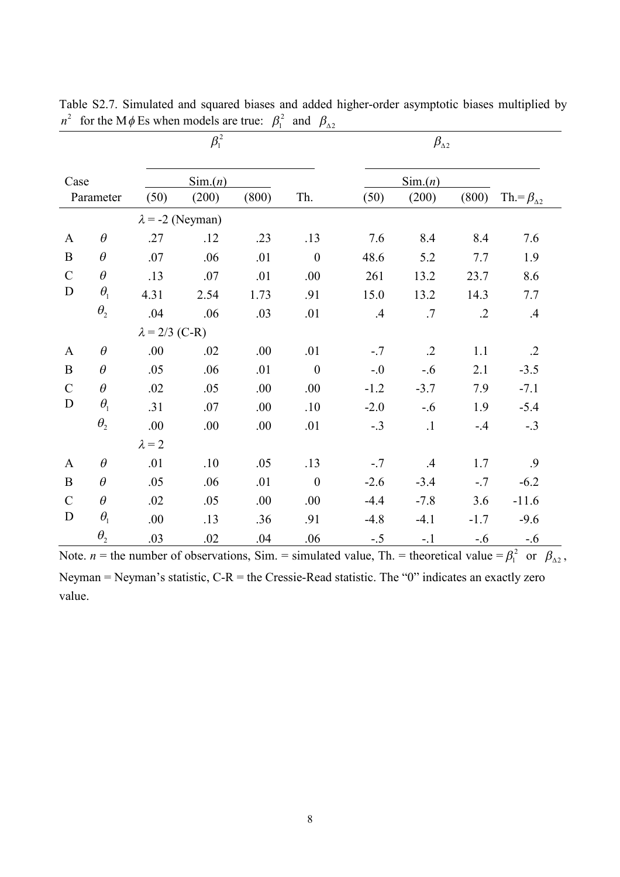Table S2.7. Simulated and squared biases and added higher-order asymptotic biases multiplied by $n^2$ for the M$\phi$Es when models are true: $\beta_1^2$ and $\beta_{\Delta 2}$

| | | $\beta_1^2$ | | | | $\beta_{\Delta 2}$ | | | |
|---|---|---|---|---|---|---|---|---|---|
| | | Sim.($n$) | | | | Sim.($n$) | | | |
| Case | Parameter | (50) | (200) | (800) | Th. | (50) | (200) | (800) | Th.$=\beta_{\Delta 2}$ |
| | | $\lambda$ = -2 (Neyman) | | | | | | | |
| A | $\theta$ | .27 | .12 | .23 | .13 | 7.6 | 8.4 | 8.4 | 7.6 |
| B | $\theta$ | .07 | .06 | .01 | 0 | 48.6 | 5.2 | 7.7 | 1.9 |
| C | $\theta$ | .13 | .07 | .01 | .00 | 261 | 13.2 | 23.7 | 8.6 |
| D | $\theta_1$ | 4.31 | 2.54 | 1.73 | .91 | 15.0 | 13.2 | 14.3 | 7.7 |
| | $\theta_2$ | .04 | .06 | .03 | .01 | .4 | .7 | .2 | .4 |
| | | $\lambda$ = 2/3 (C-R) | | | | | | | |
| A | $\theta$ | .00 | .02 | .00 | .01 | -.7 | .2 | 1.1 | .2 |
| B | $\theta$ | .05 | .06 | .01 | 0 | -.0 | -.6 | 2.1 | -3.5 |
| C | $\theta$ | .02 | .05 | .00 | .00 | -1.2 | -3.7 | 7.9 | -7.1 |
| D | $\theta_1$ | .31 | .07 | .00 | .10 | -2.0 | -.6 | 1.9 | -5.4 |
| | $\theta_2$ | .00 | .00 | .00 | .01 | -.3 | .1 | -.4 | -.3 |
| | | $\lambda$ = 2 | | | | | | | |
| A | $\theta$ | .01 | .10 | .05 | .13 | -.7 | .4 | 1.7 | .9 |
| B | $\theta$ | .05 | .06 | .01 | 0 | -2.6 | -3.4 | -.7 | -6.2 |
| C | $\theta$ | .02 | .05 | .00 | .00 | -4.4 | -7.8 | 3.6 | -11.6 |
| D | $\theta_1$ | .00 | .13 | .36 | .91 | -4.8 | -4.1 | -1.7 | -9.6 |
| | $\theta_2$ | .03 | .02 | .04 | .06 | -.5 | -.1 | -.6 | -.6 |

Note. $n$ = the number of observations, Sim. = simulated value, Th. = theoretical value = $\beta_1^2$ or $\beta_{\Delta 2}$, Neyman = Neyman's statistic, C-R = the Cressie-Read statistic. The "0" indicates an exactly zero value.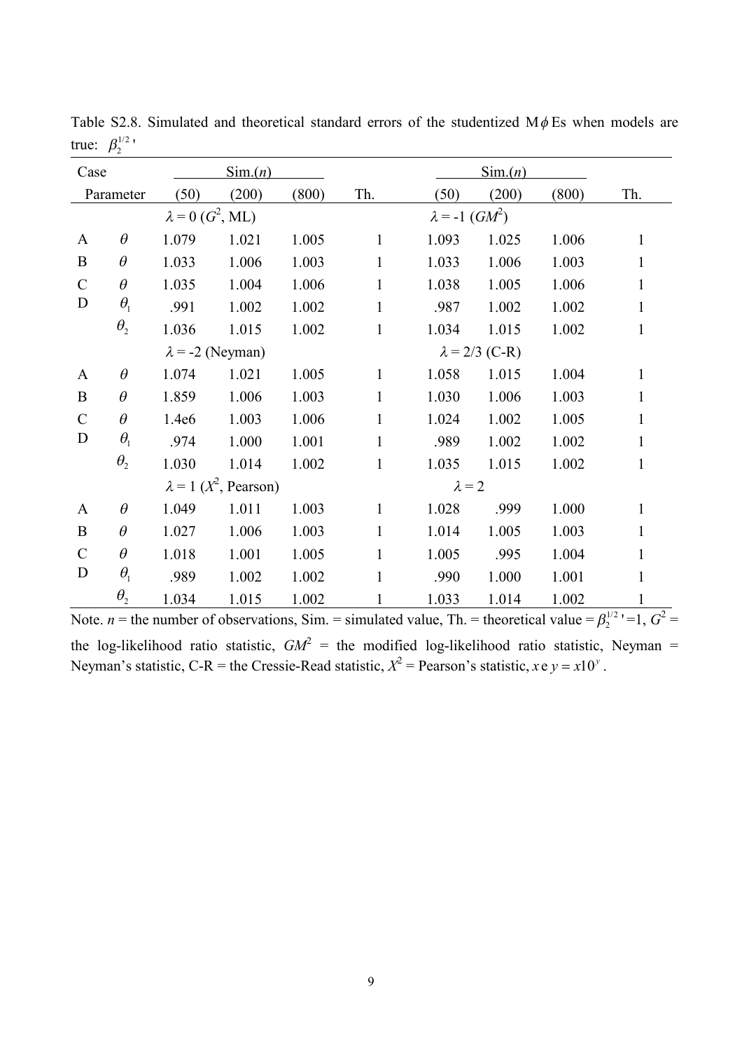Table S2.8. Simulated and theoretical standard errors of the studentized M$\phi$Es when models are true: $\beta_2^{1/2}$'

| Case | Parameter | Sim.($n$) (50) | (200) | (800) | Th. | Sim.($n$) (50) | (200) | (800) | Th. |
|---|---|---|---|---|---|---|---|---|---|
| | | $\lambda = 0$ ($G^2$, ML) | | | | $\lambda = -1$ ($GM^2$) | | | |
| A | $\theta$ | 1.079 | 1.021 | 1.005 | 1 | 1.093 | 1.025 | 1.006 | 1 |
| B | $\theta$ | 1.033 | 1.006 | 1.003 | 1 | 1.033 | 1.006 | 1.003 | 1 |
| C | $\theta$ | 1.035 | 1.004 | 1.006 | 1 | 1.038 | 1.005 | 1.006 | 1 |
| D | $\theta_1$ | .991 | 1.002 | 1.002 | 1 | .987 | 1.002 | 1.002 | 1 |
| | $\theta_2$ | 1.036 | 1.015 | 1.002 | 1 | 1.034 | 1.015 | 1.002 | 1 |
| | | $\lambda = -2$ (Neyman) | | | | $\lambda = 2/3$ (C-R) | | | |
| A | $\theta$ | 1.074 | 1.021 | 1.005 | 1 | 1.058 | 1.015 | 1.004 | 1 |
| B | $\theta$ | 1.859 | 1.006 | 1.003 | 1 | 1.030 | 1.006 | 1.003 | 1 |
| C | $\theta$ | 1.4e6 | 1.003 | 1.006 | 1 | 1.024 | 1.002 | 1.005 | 1 |
| D | $\theta_1$ | .974 | 1.000 | 1.001 | 1 | .989 | 1.002 | 1.002 | 1 |
| | $\theta_2$ | 1.030 | 1.014 | 1.002 | 1 | 1.035 | 1.015 | 1.002 | 1 |
| | | $\lambda = 1$ ($X^2$, Pearson) | | | | $\lambda = 2$ | | | |
| A | $\theta$ | 1.049 | 1.011 | 1.003 | 1 | 1.028 | .999 | 1.000 | 1 |
| B | $\theta$ | 1.027 | 1.006 | 1.003 | 1 | 1.014 | 1.005 | 1.003 | 1 |
| C | $\theta$ | 1.018 | 1.001 | 1.005 | 1 | 1.005 | .995 | 1.004 | 1 |
| D | $\theta_1$ | .989 | 1.002 | 1.002 | 1 | .990 | 1.000 | 1.001 | 1 |
| | $\theta_2$ | 1.034 | 1.015 | 1.002 | 1 | 1.033 | 1.014 | 1.002 | 1 |

Note. $n$ = the number of observations, Sim. = simulated value, Th. = theoretical value = $\beta_2^{1/2}$' =1, $G^2$ = the log-likelihood ratio statistic, $GM^2$ = the modified log-likelihood ratio statistic, Neyman = Neyman's statistic, C-R = the Cressie-Read statistic, $X^2$ = Pearson's statistic, $x\text{e}\,y = x10^y$.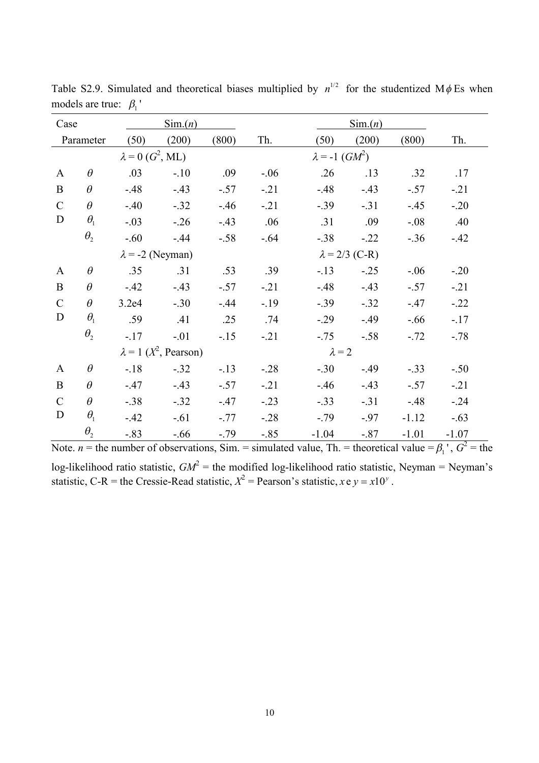Table S2.9. Simulated and theoretical biases multiplied by $n^{1/2}$ for the studentized M$\phi$Es when models are true: $\beta_1$'

| Case | Parameter | Sim.($n$) (50) | (200) | (800) | Th. | Sim.($n$) (50) | (200) | (800) | Th. |
|---|---|---|---|---|---|---|---|---|---|
| | | $\lambda = 0$ ($G^2$, ML) | | | | $\lambda = -1$ ($GM^2$) | | | |
| A | $\theta$ | .03 | -.10 | .09 | -.06 | .26 | .13 | .32 | .17 |
| B | $\theta$ | -.48 | -.43 | -.57 | -.21 | -.48 | -.43 | -.57 | -.21 |
| C | $\theta$ | -.40 | -.32 | -.46 | -.21 | -.39 | -.31 | -.45 | -.20 |
| D | $\theta_1$ | -.03 | -.26 | -.43 | .06 | .31 | .09 | -.08 | .40 |
| | $\theta_2$ | -.60 | -.44 | -.58 | -.64 | -.38 | -.22 | -.36 | -.42 |
| | | $\lambda = -2$ (Neyman) | | | | $\lambda = 2/3$ (C-R) | | | |
| A | $\theta$ | .35 | .31 | .53 | .39 | -.13 | -.25 | -.06 | -.20 |
| B | $\theta$ | -.42 | -.43 | -.57 | -.21 | -.48 | -.43 | -.57 | -.21 |
| C | $\theta$ | 3.2e4 | -.30 | -.44 | -.19 | -.39 | -.32 | -.47 | -.22 |
| D | $\theta_1$ | .59 | .41 | .25 | .74 | -.29 | -.49 | -.66 | -.17 |
| | $\theta_2$ | -.17 | -.01 | -.15 | -.21 | -.75 | -.58 | -.72 | -.78 |
| | | $\lambda = 1$ ($X^2$, Pearson) | | | | $\lambda = 2$ | | | |
| A | $\theta$ | -.18 | -.32 | -.13 | -.28 | -.30 | -.49 | -.33 | -.50 |
| B | $\theta$ | -.47 | -.43 | -.57 | -.21 | -.46 | -.43 | -.57 | -.21 |
| C | $\theta$ | -.38 | -.32 | -.47 | -.23 | -.33 | -.31 | -.48 | -.24 |
| D | $\theta_1$ | -.42 | -.61 | -.77 | -.28 | -.79 | -.97 | -1.12 | -.63 |
| | $\theta_2$ | -.83 | -.66 | -.79 | -.85 | -1.04 | -.87 | -1.01 | -1.07 |

Note. $n$ = the number of observations, Sim. = simulated value, Th. = theoretical value = $\beta_1$', $G^2$ = the log-likelihood ratio statistic, $GM^2$ = the modified log-likelihood ratio statistic, Neyman = Neyman's statistic, C-R = the Cressie-Read statistic, $X^2$ = Pearson's statistic, $x\text{e}\,y = x10^y$.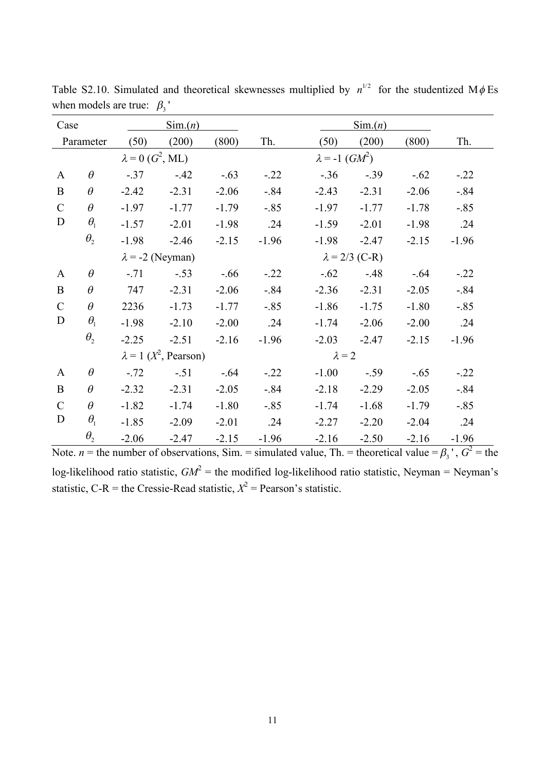Table S2.10. Simulated and theoretical skewnesses multiplied by $n^{1/2}$ for the studentized M$\phi$Es when models are true: $\beta_3$'

| Case | Parameter | Sim.($n$) (50) | Sim.($n$) (200) | Sim.($n$) (800) | Th. | Sim.($n$) (50) | Sim.($n$) (200) | Sim.($n$) (800) | Th. |
|---|---|---|---|---|---|---|---|---|---|
| | | $\lambda = 0$ ($G^2$, ML) | | | | $\lambda = -1$ ($GM^2$) | | | |
| A | $\theta$ | -.37 | -.42 | -.63 | -.22 | -.36 | -.39 | -.62 | -.22 |
| B | $\theta$ | -2.42 | -2.31 | -2.06 | -.84 | -2.43 | -2.31 | -2.06 | -.84 |
| C | $\theta$ | -1.97 | -1.77 | -1.79 | -.85 | -1.97 | -1.77 | -1.78 | -.85 |
| D | $\theta_1$ | -1.57 | -2.01 | -1.98 | .24 | -1.59 | -2.01 | -1.98 | .24 |
| | $\theta_2$ | -1.98 | -2.46 | -2.15 | -1.96 | -1.98 | -2.47 | -2.15 | -1.96 |
| | | $\lambda = -2$ (Neyman) | | | | $\lambda = 2/3$ (C-R) | | | |
| A | $\theta$ | -.71 | -.53 | -.66 | -.22 | -.62 | -.48 | -.64 | -.22 |
| B | $\theta$ | 747 | -2.31 | -2.06 | -.84 | -2.36 | -2.31 | -2.05 | -.84 |
| C | $\theta$ | 2236 | -1.73 | -1.77 | -.85 | -1.86 | -1.75 | -1.80 | -.85 |
| D | $\theta_1$ | -1.98 | -2.10 | -2.00 | .24 | -1.74 | -2.06 | -2.00 | .24 |
| | $\theta_2$ | -2.25 | -2.51 | -2.16 | -1.96 | -2.03 | -2.47 | -2.15 | -1.96 |
| | | $\lambda = 1$ ($X^2$, Pearson) | | | | $\lambda = 2$ | | | |
| A | $\theta$ | -.72 | -.51 | -.64 | -.22 | -1.00 | -.59 | -.65 | -.22 |
| B | $\theta$ | -2.32 | -2.31 | -2.05 | -.84 | -2.18 | -2.29 | -2.05 | -.84 |
| C | $\theta$ | -1.82 | -1.74 | -1.80 | -.85 | -1.74 | -1.68 | -1.79 | -.85 |
| D | $\theta_1$ | -1.85 | -2.09 | -2.01 | .24 | -2.27 | -2.20 | -2.04 | .24 |
| | $\theta_2$ | -2.06 | -2.47 | -2.15 | -1.96 | -2.16 | -2.50 | -2.16 | -1.96 |

Note. $n$ = the number of observations, Sim. = simulated value, Th. = theoretical value = $\beta_3$', $G^2$ = the log-likelihood ratio statistic, $GM^2$ = the modified log-likelihood ratio statistic, Neyman = Neyman's statistic, C-R = the Cressie-Read statistic, $X^2$ = Pearson's statistic.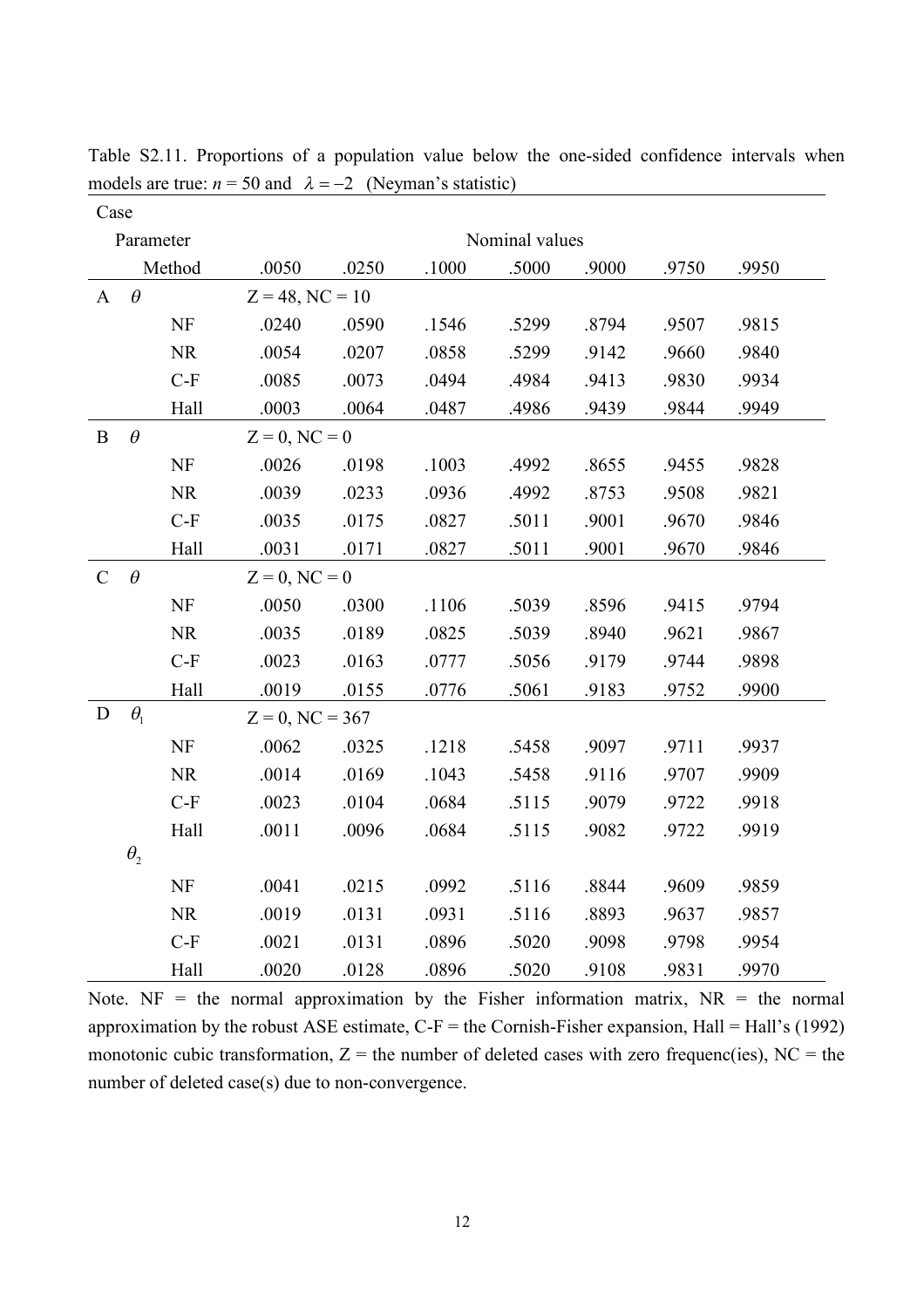Table S2.11. Proportions of a population value below the one-sided confidence intervals when models are true: $n$ = 50 and $\lambda = -2$ (Neyman's statistic)

| Case | Parameter | Method | .0050 | .0250 | .1000 | .5000 | .9000 | .9750 | .9950 |
|---|---|---|---|---|---|---|---|---|---|
| | | | Nominal values | | | | | | |
| A | $\theta$ | | Z = 48, NC = 10 | | | | | | |
| | | NF | .0240 | .0590 | .1546 | .5299 | .8794 | .9507 | .9815 |
| | | NR | .0054 | .0207 | .0858 | .5299 | .9142 | .9660 | .9840 |
| | | C-F | .0085 | .0073 | .0494 | .4984 | .9413 | .9830 | .9934 |
| | | Hall | .0003 | .0064 | .0487 | .4986 | .9439 | .9844 | .9949 |
| B | $\theta$ | | Z = 0, NC = 0 | | | | | | |
| | | NF | .0026 | .0198 | .1003 | .4992 | .8655 | .9455 | .9828 |
| | | NR | .0039 | .0233 | .0936 | .4992 | .8753 | .9508 | .9821 |
| | | C-F | .0035 | .0175 | .0827 | .5011 | .9001 | .9670 | .9846 |
| | | Hall | .0031 | .0171 | .0827 | .5011 | .9001 | .9670 | .9846 |
| C | $\theta$ | | Z = 0, NC = 0 | | | | | | |
| | | NF | .0050 | .0300 | .1106 | .5039 | .8596 | .9415 | .9794 |
| | | NR | .0035 | .0189 | .0825 | .5039 | .8940 | .9621 | .9867 |
| | | C-F | .0023 | .0163 | .0777 | .5056 | .9179 | .9744 | .9898 |
| | | Hall | .0019 | .0155 | .0776 | .5061 | .9183 | .9752 | .9900 |
| D | $\theta_1$ | | Z = 0, NC = 367 | | | | | | |
| | | NF | .0062 | .0325 | .1218 | .5458 | .9097 | .9711 | .9937 |
| | | NR | .0014 | .0169 | .1043 | .5458 | .9116 | .9707 | .9909 |
| | | C-F | .0023 | .0104 | .0684 | .5115 | .9079 | .9722 | .9918 |
| | | Hall | .0011 | .0096 | .0684 | .5115 | .9082 | .9722 | .9919 |
| | $\theta_2$ | | | | | | | | |
| | | NF | .0041 | .0215 | .0992 | .5116 | .8844 | .9609 | .9859 |
| | | NR | .0019 | .0131 | .0931 | .5116 | .8893 | .9637 | .9857 |
| | | C-F | .0021 | .0131 | .0896 | .5020 | .9098 | .9798 | .9954 |
| | | Hall | .0020 | .0128 | .0896 | .5020 | .9108 | .9831 | .9970 |

Note. NF = the normal approximation by the Fisher information matrix, NR = the normal approximation by the robust ASE estimate, C-F = the Cornish-Fisher expansion, Hall = Hall's (1992) monotonic cubic transformation, Z = the number of deleted cases with zero frequenc(ies), NC = the number of deleted case(s) due to non-convergence.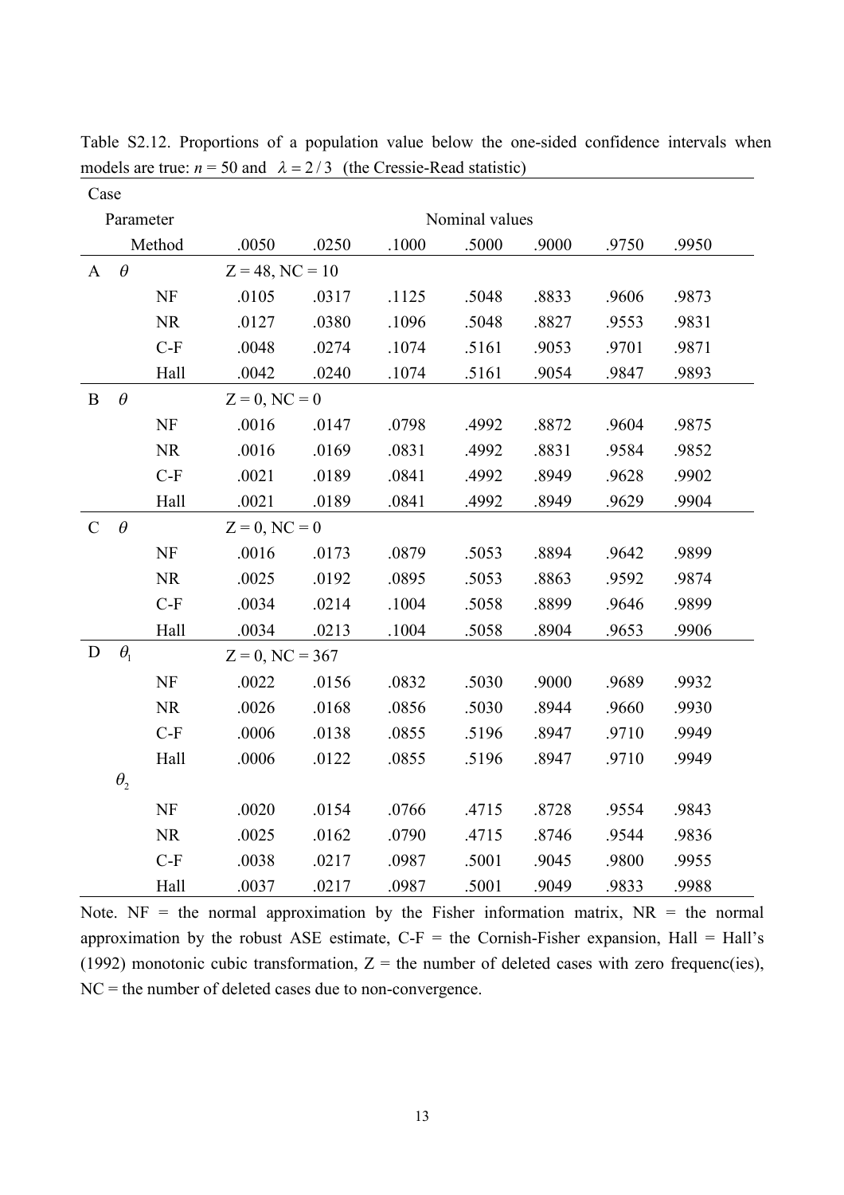Table S2.12. Proportions of a population value below the one-sided confidence intervals when models are true: $n$ = 50 and $\lambda = 2/3$ (the Cressie-Read statistic)

| Case | Parameter | Method | .0050 | .0250 | .1000 | .5000 | .9000 | .9750 | .9950 |
|---|---|---|---|---|---|---|---|---|---|
| | | | Nominal values | | | | | | |
| A | $\theta$ | | Z = 48, NC = 10 | | | | | | |
| | | NF | .0105 | .0317 | .1125 | .5048 | .8833 | .9606 | .9873 |
| | | NR | .0127 | .0380 | .1096 | .5048 | .8827 | .9553 | .9831 |
| | | C-F | .0048 | .0274 | .1074 | .5161 | .9053 | .9701 | .9871 |
| | | Hall | .0042 | .0240 | .1074 | .5161 | .9054 | .9847 | .9893 |
| B | $\theta$ | | Z = 0, NC = 0 | | | | | | |
| | | NF | .0016 | .0147 | .0798 | .4992 | .8872 | .9604 | .9875 |
| | | NR | .0016 | .0169 | .0831 | .4992 | .8831 | .9584 | .9852 |
| | | C-F | .0021 | .0189 | .0841 | .4992 | .8949 | .9628 | .9902 |
| | | Hall | .0021 | .0189 | .0841 | .4992 | .8949 | .9629 | .9904 |
| C | $\theta$ | | Z = 0, NC = 0 | | | | | | |
| | | NF | .0016 | .0173 | .0879 | .5053 | .8894 | .9642 | .9899 |
| | | NR | .0025 | .0192 | .0895 | .5053 | .8863 | .9592 | .9874 |
| | | C-F | .0034 | .0214 | .1004 | .5058 | .8899 | .9646 | .9899 |
| | | Hall | .0034 | .0213 | .1004 | .5058 | .8904 | .9653 | .9906 |
| D | $\theta_1$ | | Z = 0, NC = 367 | | | | | | |
| | | NF | .0022 | .0156 | .0832 | .5030 | .9000 | .9689 | .9932 |
| | | NR | .0026 | .0168 | .0856 | .5030 | .8944 | .9660 | .9930 |
| | | C-F | .0006 | .0138 | .0855 | .5196 | .8947 | .9710 | .9949 |
| | | Hall | .0006 | .0122 | .0855 | .5196 | .8947 | .9710 | .9949 |
| | $\theta_2$ | | | | | | | | |
| | | NF | .0020 | .0154 | .0766 | .4715 | .8728 | .9554 | .9843 |
| | | NR | .0025 | .0162 | .0790 | .4715 | .8746 | .9544 | .9836 |
| | | C-F | .0038 | .0217 | .0987 | .5001 | .9045 | .9800 | .9955 |
| | | Hall | .0037 | .0217 | .0987 | .5001 | .9049 | .9833 | .9988 |

Note. NF = the normal approximation by the Fisher information matrix, NR = the normal approximation by the robust ASE estimate, C-F = the Cornish-Fisher expansion, Hall = Hall's (1992) monotonic cubic transformation, Z = the number of deleted cases with zero frequenc(ies), NC = the number of deleted cases due to non-convergence.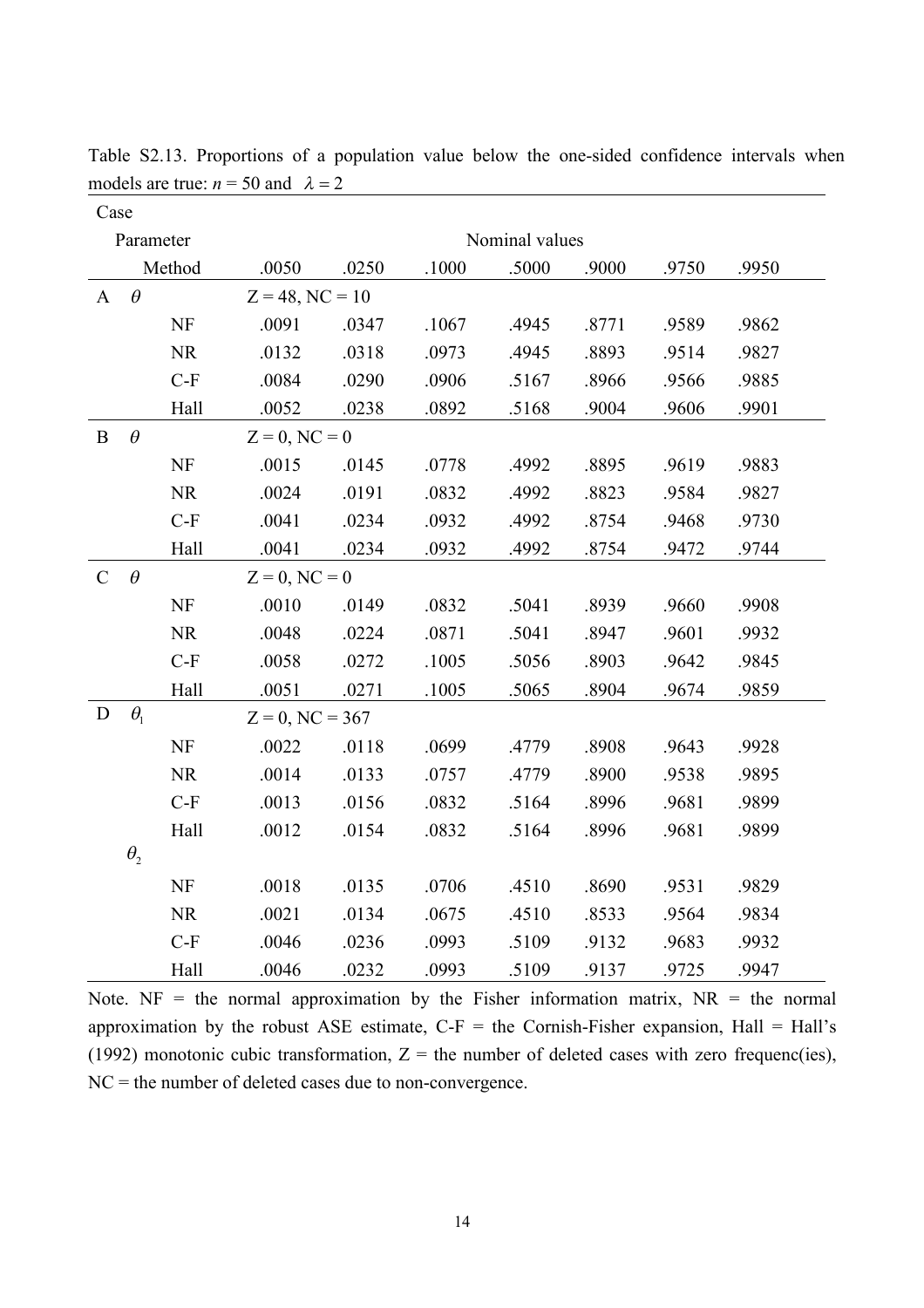Table S2.13. Proportions of a population value below the one-sided confidence intervals when models are true: $n$ = 50 and $\lambda = 2$

| Case | Parameter | Method | .0050 | .0250 | .1000 | .5000 | .9000 | .9750 | .9950 |
|---|---|---|---|---|---|---|---|---|---|
| | | | Nominal values | | | | | | |
| A | $\theta$ | | Z = 48, NC = 10 | | | | | | |
| | | NF | .0091 | .0347 | .1067 | .4945 | .8771 | .9589 | .9862 |
| | | NR | .0132 | .0318 | .0973 | .4945 | .8893 | .9514 | .9827 |
| | | C-F | .0084 | .0290 | .0906 | .5167 | .8966 | .9566 | .9885 |
| | | Hall | .0052 | .0238 | .0892 | .5168 | .9004 | .9606 | .9901 |
| B | $\theta$ | | Z = 0, NC = 0 | | | | | | |
| | | NF | .0015 | .0145 | .0778 | .4992 | .8895 | .9619 | .9883 |
| | | NR | .0024 | .0191 | .0832 | .4992 | .8823 | .9584 | .9827 |
| | | C-F | .0041 | .0234 | .0932 | .4992 | .8754 | .9468 | .9730 |
| | | Hall | .0041 | .0234 | .0932 | .4992 | .8754 | .9472 | .9744 |
| C | $\theta$ | | Z = 0, NC = 0 | | | | | | |
| | | NF | .0010 | .0149 | .0832 | .5041 | .8939 | .9660 | .9908 |
| | | NR | .0048 | .0224 | .0871 | .5041 | .8947 | .9601 | .9932 |
| | | C-F | .0058 | .0272 | .1005 | .5056 | .8903 | .9642 | .9845 |
| | | Hall | .0051 | .0271 | .1005 | .5065 | .8904 | .9674 | .9859 |
| D | $\theta_1$ | | Z = 0, NC = 367 | | | | | | |
| | | NF | .0022 | .0118 | .0699 | .4779 | .8908 | .9643 | .9928 |
| | | NR | .0014 | .0133 | .0757 | .4779 | .8900 | .9538 | .9895 |
| | | C-F | .0013 | .0156 | .0832 | .5164 | .8996 | .9681 | .9899 |
| | | Hall | .0012 | .0154 | .0832 | .5164 | .8996 | .9681 | .9899 |
| | $\theta_2$ | | | | | | | | |
| | | NF | .0018 | .0135 | .0706 | .4510 | .8690 | .9531 | .9829 |
| | | NR | .0021 | .0134 | .0675 | .4510 | .8533 | .9564 | .9834 |
| | | C-F | .0046 | .0236 | .0993 | .5109 | .9132 | .9683 | .9932 |
| | | Hall | .0046 | .0232 | .0993 | .5109 | .9137 | .9725 | .9947 |

Note. NF = the normal approximation by the Fisher information matrix, NR = the normal approximation by the robust ASE estimate, C-F = the Cornish-Fisher expansion, Hall = Hall's (1992) monotonic cubic transformation, Z = the number of deleted cases with zero frequenc(ies), NC = the number of deleted cases due to non-convergence.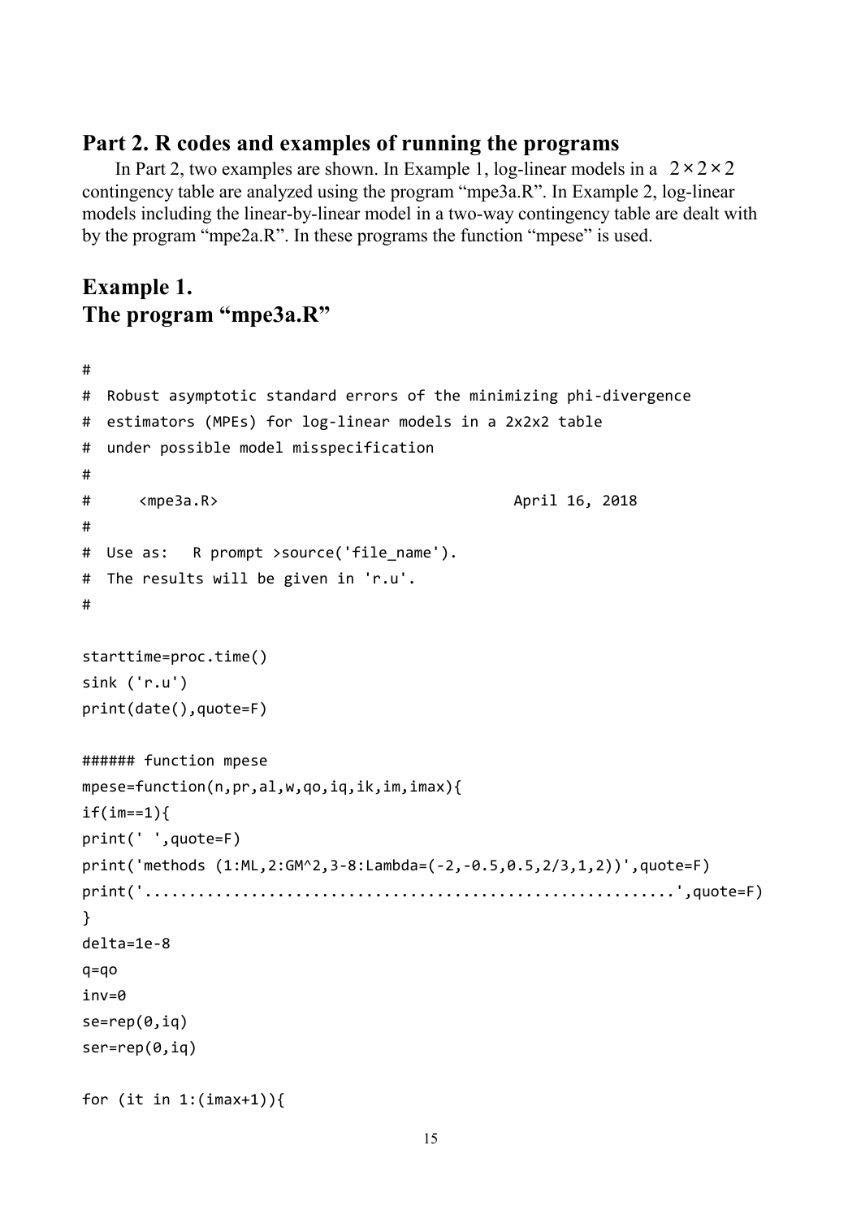## Part 2. R codes and examples of running the programs

In Part 2, two examples are shown. In Example 1, log-linear models in a $2 \times 2 \times 2$ contingency table are analyzed using the program "mpe3a.R". In Example 2, log-linear models including the linear-by-linear model in a two-way contingency table are dealt with by the program "mpe2a.R". In these programs the function "mpese" is used.

## Example 1.
## The program "mpe3a.R"

```
#
#  Robust asymptotic standard errors of the minimizing phi-divergence
#  estimators (MPEs) for log-linear models in a 2x2x2 table
#  under possible model misspecification
#
#     <mpe3a.R>                                 April 16, 2018
#
#  Use as:   R prompt >source('file_name').
#  The results will be given in 'r.u'.
#

starttime=proc.time()
sink ('r.u')
print(date(),quote=F)

###### function mpese
mpese=function(n,pr,al,w,qo,iq,ik,im,imax){
if(im==1){
print(' ',quote=F)
print('methods (1:ML,2:GM^2,3-8:Lambda=(-2,-0.5,0.5,2/3,1,2))',quote=F)
print('...........................................................',quote=F)
}
delta=1e-8
q=qo
inv=0
se=rep(0,iq)
ser=rep(0,iq)

for (it in 1:(imax+1)){
```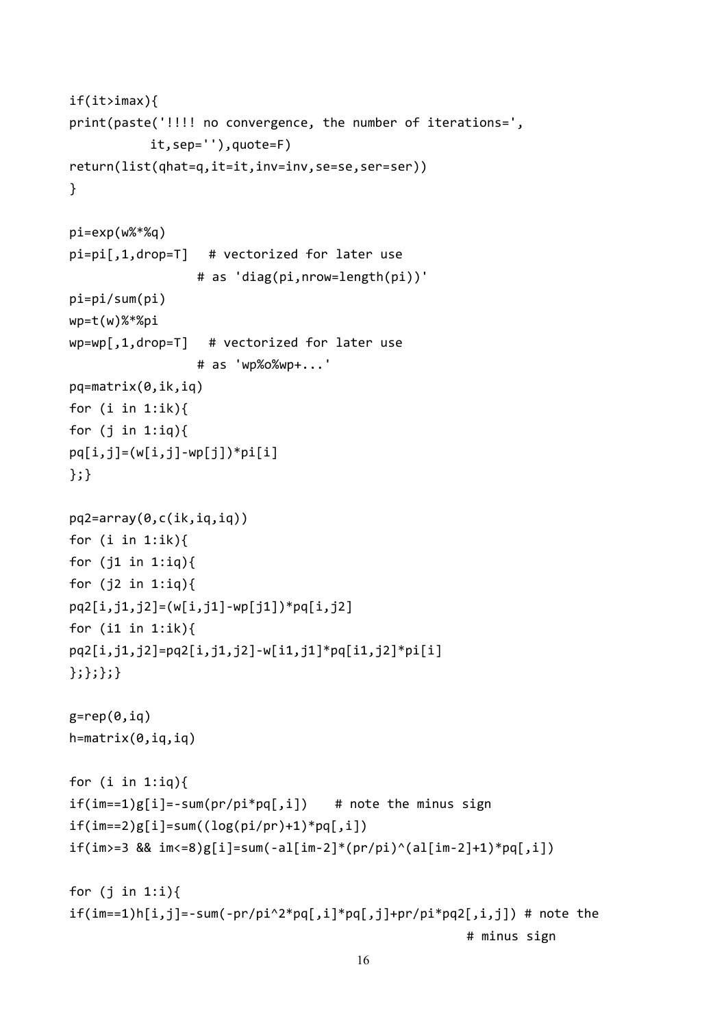```
if(it>imax){
print(paste('!!!! no convergence, the number of iterations=',
          it,sep=''),quote=F)
return(list(qhat=q,it=it,inv=inv,se=se,ser=ser))
}

pi=exp(w%*%q)
pi=pi[,1,drop=T]   # vectorized for later use
                  # as 'diag(pi,nrow=length(pi))'
pi=pi/sum(pi)
wp=t(w)%*%pi
wp=wp[,1,drop=T]   # vectorized for later use
                  # as 'wp%o%wp+...'
pq=matrix(0,ik,iq)
for (i in 1:ik){
for (j in 1:iq){
pq[i,j]=(w[i,j]-wp[j])*pi[i]
};}

pq2=array(0,c(ik,iq,iq))
for (i in 1:ik){
for (j1 in 1:iq){
for (j2 in 1:iq){
pq2[i,j1,j2]=(w[i,j1]-wp[j1])*pq[i,j2]
for (i1 in 1:ik){
pq2[i,j1,j2]=pq2[i,j1,j2]-w[i1,j1]*pq[i1,j2]*pi[i]
};};};}

g=rep(0,iq)
h=matrix(0,iq,iq)

for (i in 1:iq){
if(im==1)g[i]=-sum(pr/pi*pq[,i])    # note the minus sign
if(im==2)g[i]=sum((log(pi/pr)+1)*pq[,i])
if(im>=3 && im<=8)g[i]=sum(-al[im-2]*(pr/pi)^(al[im-2]+1)*pq[,i])

for (j in 1:i){
if(im==1)h[i,j]=-sum(-pr/pi^2*pq[,i]*pq[,j]+pr/pi*pq2[,i,j]) # note the
                                                             # minus sign
```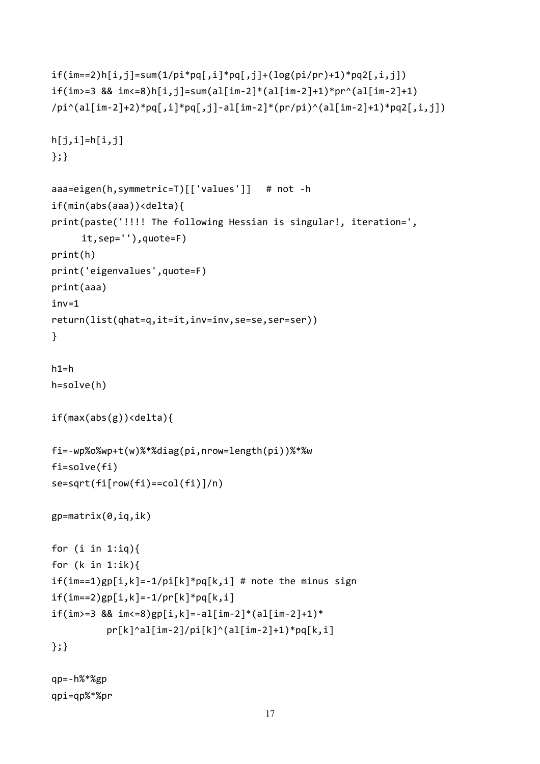```
if(im==2)h[i,j]=sum(1/pi*pq[,i]*pq[,j]+(log(pi/pr)+1)*pq2[,i,j])
if(im>=3 && im<=8)h[i,j]=sum(al[im-2]*(al[im-2]+1)*pr^(al[im-2]+1)
/pi^(al[im-2]+2)*pq[,i]*pq[,j]-al[im-2]*(pr/pi)^(al[im-2]+1)*pq2[,i,j])

h[j,i]=h[i,j]
};}

aaa=eigen(h,symmetric=T)[['values']]   # not -h
if(min(abs(aaa))<delta){
print(paste('!!!! The following Hessian is singular!, iteration=',
     it,sep=''),quote=F)
print(h)
print('eigenvalues',quote=F)
print(aaa)
inv=1
return(list(qhat=q,it=it,inv=inv,se=se,ser=ser))
}

h1=h
h=solve(h)

if(max(abs(g))<delta){

fi=-wp%o%wp+t(w)%*%diag(pi,nrow=length(pi))%*%w
fi=solve(fi)
se=sqrt(fi[row(fi)==col(fi)]/n)

gp=matrix(0,iq,ik)

for (i in 1:iq){
for (k in 1:ik){
if(im==1)gp[i,k]=-1/pi[k]*pq[k,i] # note the minus sign
if(im==2)gp[i,k]=-1/pr[k]*pq[k,i]
if(im>=3 && im<=8)gp[i,k]=-al[im-2]*(al[im-2]+1)*
          pr[k]^al[im-2]/pi[k]^(al[im-2]+1)*pq[k,i]
};}

qp=-h%*%gp
qpi=qp%*%pr
```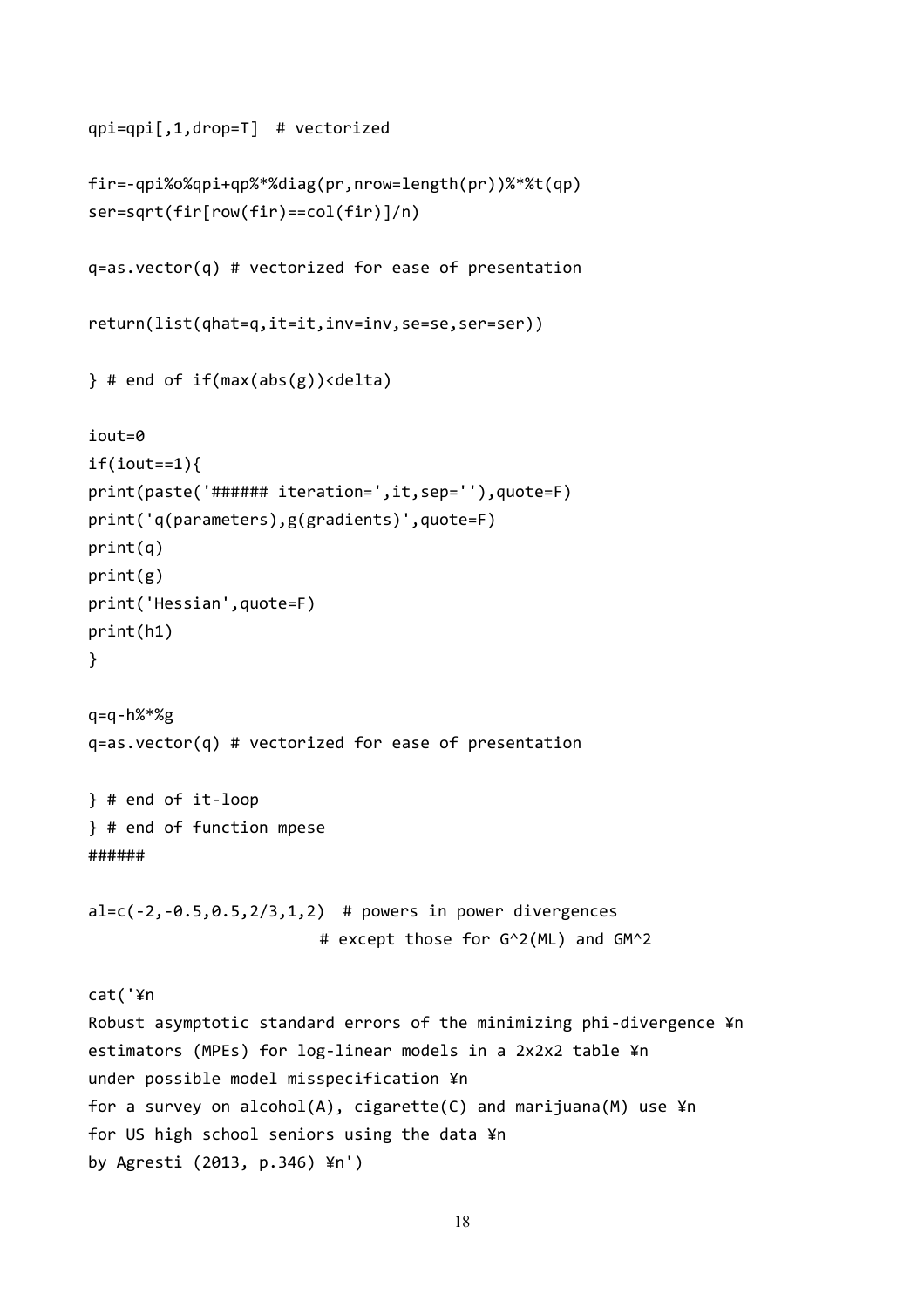```
qpi=qpi[,1,drop=T]  # vectorized

fir=-qpi%o%qpi+qp%*%diag(pr,nrow=length(pr))%*%t(qp)
ser=sqrt(fir[row(fir)==col(fir)]/n)

q=as.vector(q) # vectorized for ease of presentation

return(list(qhat=q,it=it,inv=inv,se=se,ser=ser))

} # end of if(max(abs(g))<delta)

iout=0
if(iout==1){
print(paste('###### iteration=',it,sep=''),quote=F)
print('q(parameters),g(gradients)',quote=F)
print(q)
print(g)
print('Hessian',quote=F)
print(h1)
}

q=q-h%*%g
q=as.vector(q) # vectorized for ease of presentation

} # end of it-loop
} # end of function mpese
######

al=c(-2,-0.5,0.5,2/3,1,2)  # powers in power divergences
                           # except those for G^2(ML) and GM^2

cat('¥n
Robust asymptotic standard errors of the minimizing phi-divergence ¥n
estimators (MPEs) for log-linear models in a 2x2x2 table ¥n
under possible model misspecification ¥n
for a survey on alcohol(A), cigarette(C) and marijuana(M) use ¥n
for US high school seniors using the data ¥n
by Agresti (2013, p.346) ¥n')
```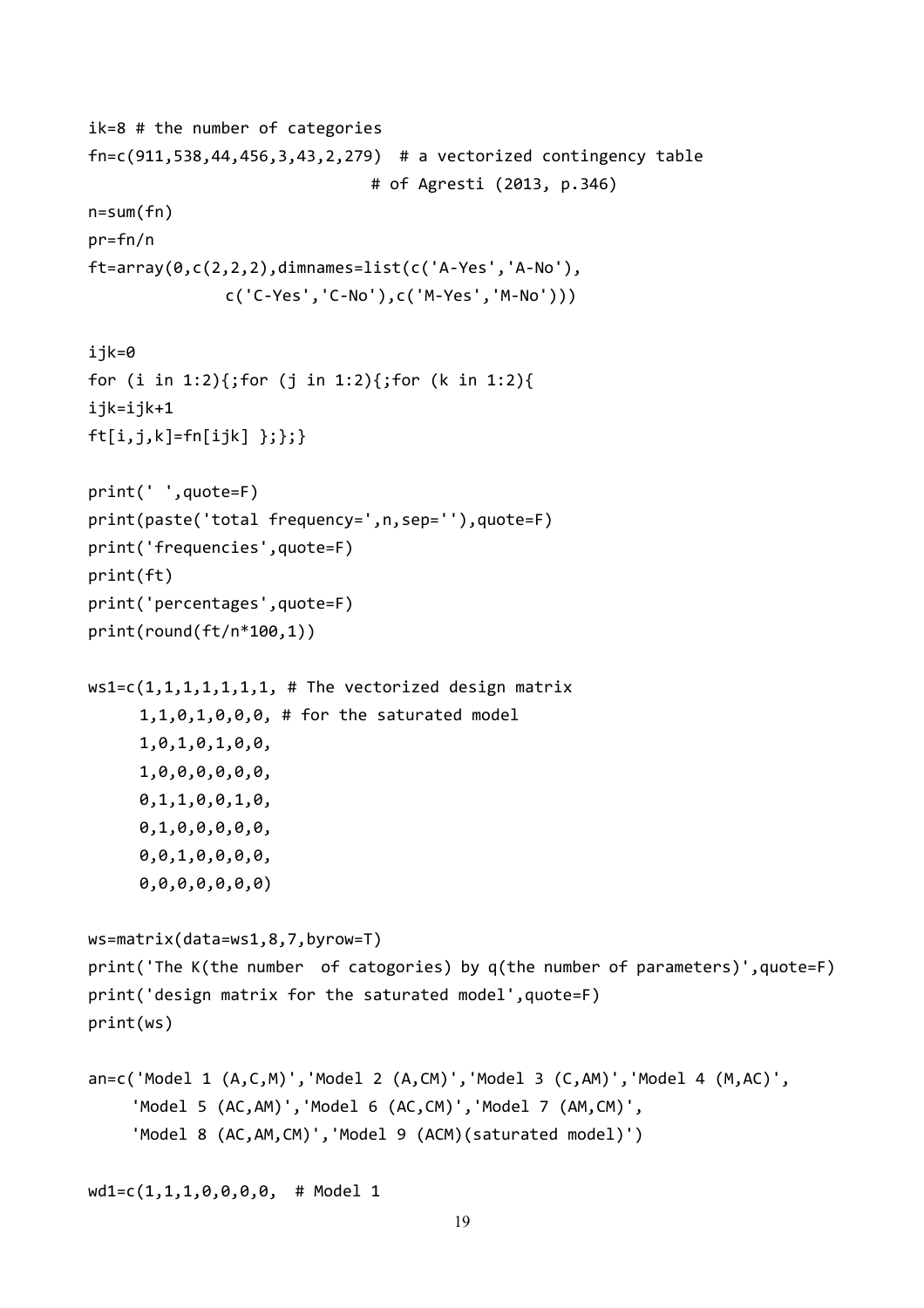```
ik=8 # the number of categories
fn=c(911,538,44,456,3,43,2,279)  # a vectorized contingency table
                                 # of Agresti (2013, p.346)
n=sum(fn)
pr=fn/n
ft=array(0,c(2,2,2),dimnames=list(c('A-Yes','A-No'),
              c('C-Yes','C-No'),c('M-Yes','M-No')))

ijk=0
for (i in 1:2){;for (j in 1:2){;for (k in 1:2){
ijk=ijk+1
ft[i,j,k]=fn[ijk] };};}

print(' ',quote=F)
print(paste('total frequency=',n,sep=''),quote=F)
print('frequencies',quote=F)
print(ft)
print('percentages',quote=F)
print(round(ft/n*100,1))

ws1=c(1,1,1,1,1,1,1, # The vectorized design matrix
      1,1,0,1,0,0,0, # for the saturated model
      1,0,1,0,1,0,0,
      1,0,0,0,0,0,0,
      0,1,1,0,0,1,0,
      0,1,0,0,0,0,0,
      0,0,1,0,0,0,0,
      0,0,0,0,0,0,0)

ws=matrix(data=ws1,8,7,byrow=T)
print('The K(the number  of catogories) by q(the number of parameters)',quote=F)
print('design matrix for the saturated model',quote=F)
print(ws)

an=c('Model 1 (A,C,M)','Model 2 (A,CM)','Model 3 (C,AM)','Model 4 (M,AC)',
     'Model 5 (AC,AM)','Model 6 (AC,CM)','Model 7 (AM,CM)',
     'Model 8 (AC,AM,CM)','Model 9 (ACM)(saturated model)')

wd1=c(1,1,1,0,0,0,0,  # Model 1
```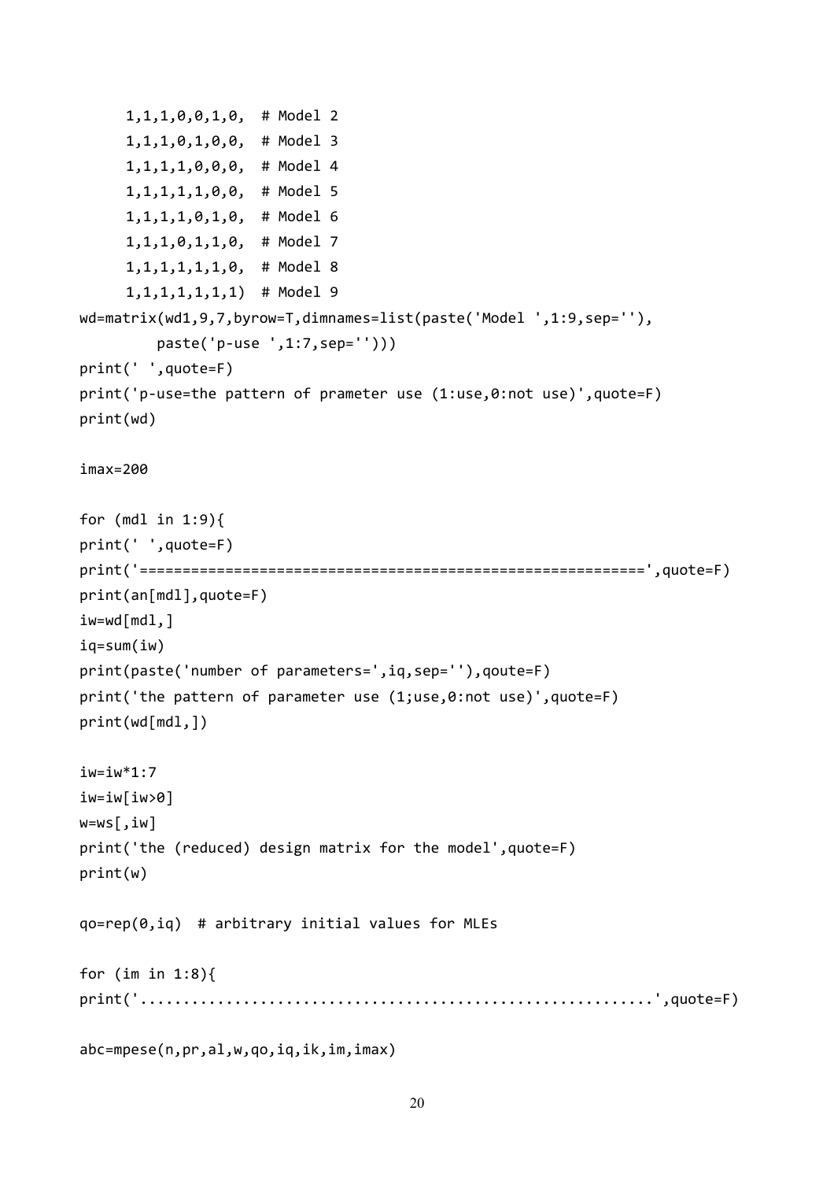```
     1,1,1,0,0,1,0,  # Model 2
     1,1,1,0,1,0,0,  # Model 3
     1,1,1,1,0,0,0,  # Model 4
     1,1,1,1,1,0,0,  # Model 5
     1,1,1,1,0,1,0,  # Model 6
     1,1,1,0,1,1,0,  # Model 7
     1,1,1,1,1,1,0,  # Model 8
     1,1,1,1,1,1,1)  # Model 9
wd=matrix(wd1,9,7,byrow=T,dimnames=list(paste('Model ',1:9,sep=''),
        paste('p-use ',1:7,sep='')))
print(' ',quote=F)
print('p-use=the pattern of prameter use (1:use,0:not use)',quote=F)
print(wd)

imax=200

for (mdl in 1:9){
print(' ',quote=F)
print('===========================================================',quote=F)
print(an[mdl],quote=F)
iw=wd[mdl,]
iq=sum(iw)
print(paste('number of parameters=',iq,sep=''),qoute=F)
print('the pattern of parameter use (1;use,0:not use)',quote=F)
print(wd[mdl,])

iw=iw*1:7
iw=iw[iw>0]
w=ws[,iw]
print('the (reduced) design matrix for the model',quote=F)
print(w)

qo=rep(0,iq)  # arbitrary initial values for MLEs

for (im in 1:8){
print('...........................................................',quote=F)

abc=mpese(n,pr,al,w,qo,iq,ik,im,imax)
```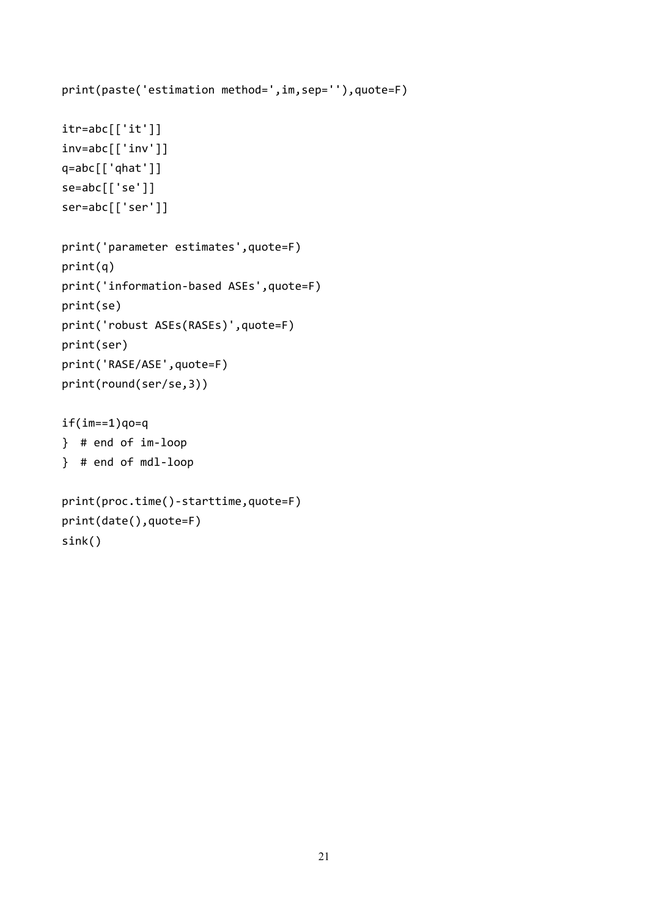```
print(paste('estimation method=',im,sep=''),quote=F)

itr=abc[['it']]
inv=abc[['inv']]
q=abc[['qhat']]
se=abc[['se']]
ser=abc[['ser']]

print('parameter estimates',quote=F)
print(q)
print('information-based ASEs',quote=F)
print(se)
print('robust ASEs(RASEs)',quote=F)
print(ser)
print('RASE/ASE',quote=F)
print(round(ser/se,3))

if(im==1)qo=q
}  # end of im-loop
}  # end of mdl-loop

print(proc.time()-starttime,quote=F)
print(date(),quote=F)
sink()
```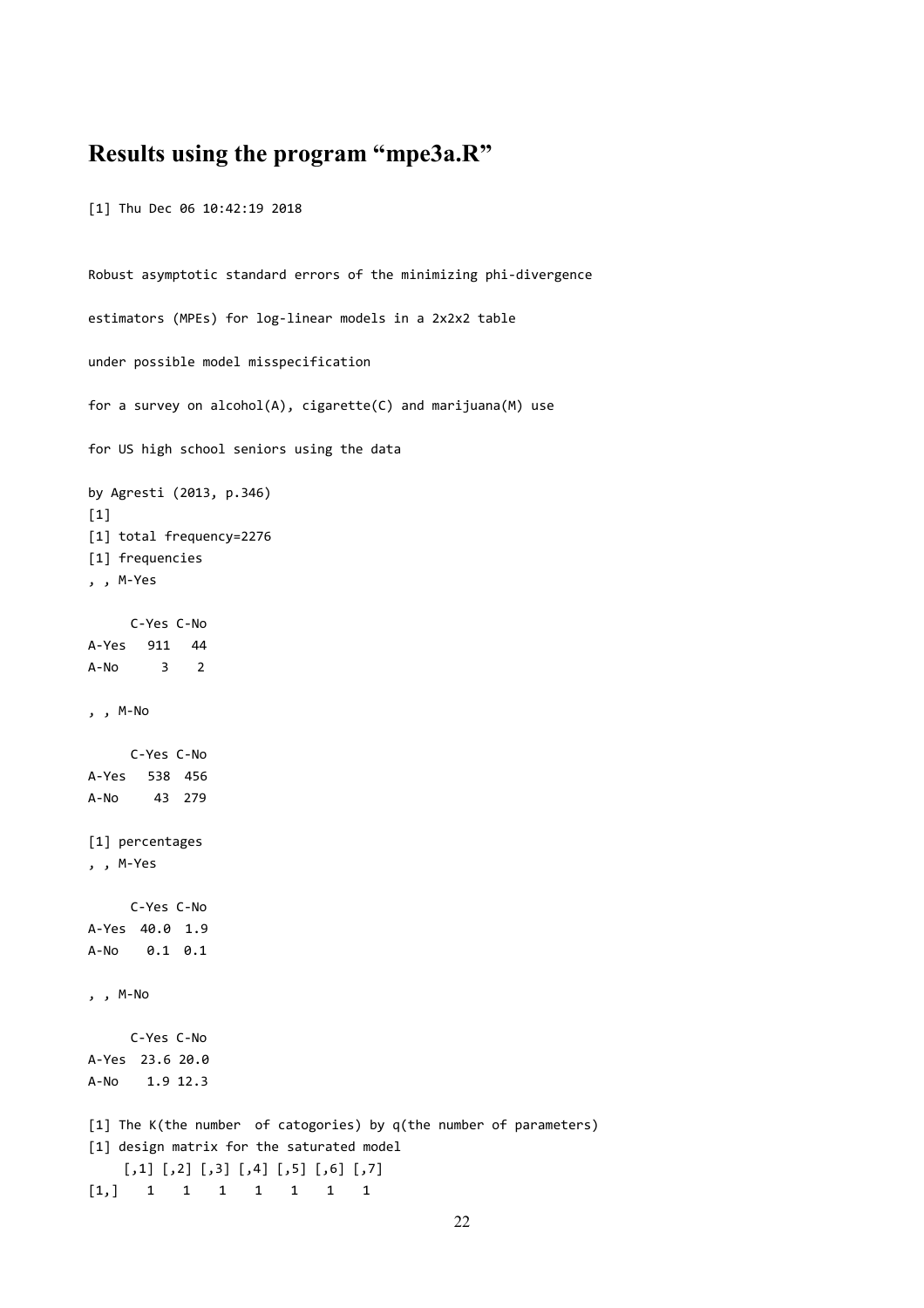## Results using the program "mpe3a.R"

```
[1] Thu Dec 06 10:42:19 2018


Robust asymptotic standard errors of the minimizing phi-divergence

estimators (MPEs) for log-linear models in a 2x2x2 table

under possible model misspecification

for a survey on alcohol(A), cigarette(C) and marijuana(M) use

for US high school seniors using the data

by Agresti (2013, p.346)
[1]
[1] total frequency=2276
[1] frequencies
, , M-Yes

      C-Yes C-No
A-Yes   911   44
A-No      3    2

, , M-No

      C-Yes C-No
A-Yes   538  456
A-No     43  279

[1] percentages
, , M-Yes

      C-Yes C-No
A-Yes  40.0  1.9
A-No    0.1  0.1

, , M-No

      C-Yes C-No
A-Yes  23.6 20.0
A-No    1.9 12.3

[1] The K(the number  of catogories) by q(the number of parameters)
[1] design matrix for the saturated model
     [,1] [,2] [,3] [,4] [,5] [,6] [,7]
[1,]    1    1    1    1    1    1    1
```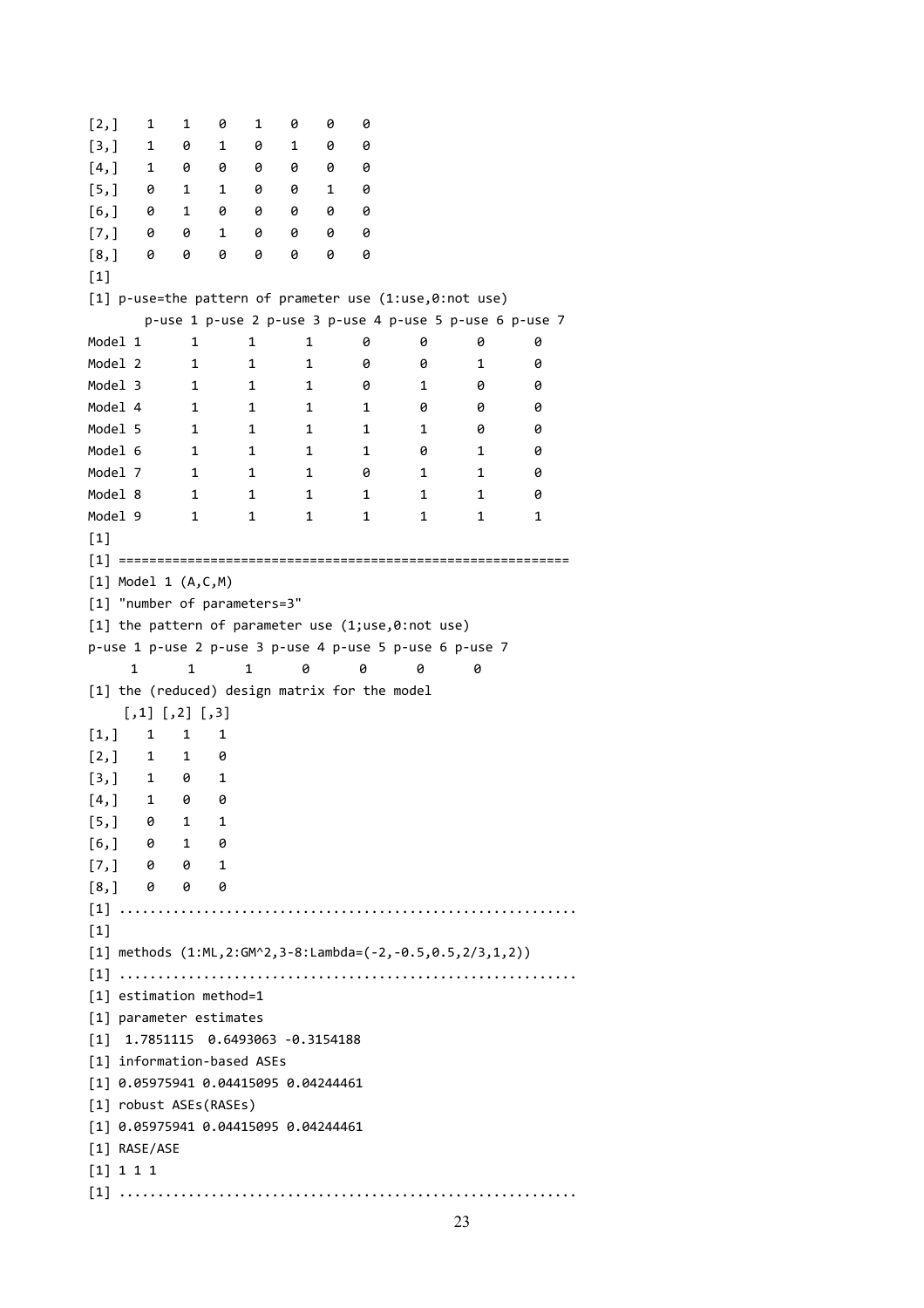```
[2,]    1    1    0    1    0    0    0
[3,]    1    0    1    0    1    0    0
[4,]    1    0    0    0    0    0    0
[5,]    0    1    1    0    0    1    0
[6,]    0    1    0    0    0    0    0
[7,]    0    0    1    0    0    0    0
[8,]    0    0    0    0    0    0    0
[1]
[1] p-use=the pattern of prameter use (1:use,0:not use)
        p-use 1 p-use 2 p-use 3 p-use 4 p-use 5 p-use 6 p-use 7
Model 1       1       1       1       0       0       0       0
Model 2       1       1       1       0       0       1       0
Model 3       1       1       1       0       1       0       0
Model 4       1       1       1       1       0       0       0
Model 5       1       1       1       1       1       0       0
Model 6       1       1       1       1       0       1       0
Model 7       1       1       1       0       1       1       0
Model 8       1       1       1       1       1       1       0
Model 9       1       1       1       1       1       1       1
[1]
[1] ==========================================================
[1] Model 1 (A,C,M)
[1] "number of parameters=3"
[1] the pattern of parameter use (1;use,0:not use)
p-use 1 p-use 2 p-use 3 p-use 4 p-use 5 p-use 6 p-use 7
      1       1       1       0       0       0       0
[1] the (reduced) design matrix for the model
     [,1] [,2] [,3]
[1,]    1    1    1
[2,]    1    1    0
[3,]    1    0    1
[4,]    1    0    0
[5,]    0    1    1
[6,]    0    1    0
[7,]    0    0    1
[8,]    0    0    0
[1] ...........................................................
[1]
[1] methods (1:ML,2:GM^2,3-8:Lambda=(-2,-0.5,0.5,2/3,1,2))
[1] ...........................................................
[1] estimation method=1
[1] parameter estimates
[1]  1.7851115  0.6493063 -0.3154188
[1] information-based ASEs
[1] 0.05975941 0.04415095 0.04244461
[1] robust ASEs(RASEs)
[1] 0.05975941 0.04415095 0.04244461
[1] RASE/ASE
[1] 1 1 1
[1] ...........................................................
```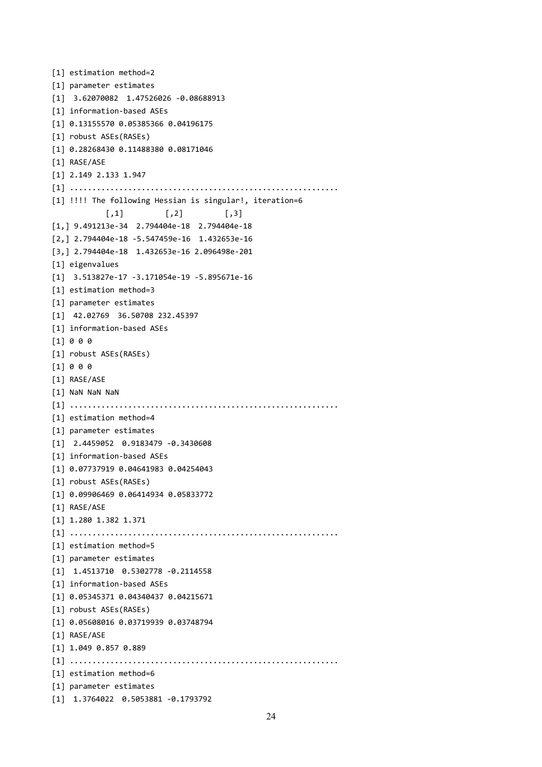```
[1] estimation method=2
[1] parameter estimates
[1]  3.62070082  1.47526026 -0.08688913
[1] information-based ASEs
[1] 0.13155570 0.05385366 0.04196175
[1] robust ASEs(RASEs)
[1] 0.28268430 0.11488380 0.08171046
[1] RASE/ASE
[1] 2.149 2.133 1.947
[1] ............................................................
[1] !!!! The following Hessian is singular!, iteration=6
             [,1]          [,2]          [,3]
[1,] 9.491213e-34  2.794404e-18  2.794404e-18
[2,] 2.794404e-18 -5.547459e-16  1.432653e-16
[3,] 2.794404e-18  1.432653e-16 2.096498e-201
[1] eigenvalues
[1]  3.513827e-17 -3.171054e-19 -5.895671e-16
[1] estimation method=3
[1] parameter estimates
[1]  42.02769  36.50708 232.45397
[1] information-based ASEs
[1] 0 0 0
[1] robust ASEs(RASEs)
[1] 0 0 0
[1] RASE/ASE
[1] NaN NaN NaN
[1] ............................................................
[1] estimation method=4
[1] parameter estimates
[1]  2.4459052  0.9183479 -0.3430608
[1] information-based ASEs
[1] 0.07737919 0.04641983 0.04254043
[1] robust ASEs(RASEs)
[1] 0.09906469 0.06414934 0.05833772
[1] RASE/ASE
[1] 1.280 1.382 1.371
[1] ............................................................
[1] estimation method=5
[1] parameter estimates
[1]  1.4513710  0.5302778 -0.2114558
[1] information-based ASEs
[1] 0.05345371 0.04340437 0.04215671
[1] robust ASEs(RASEs)
[1] 0.05608016 0.03719939 0.03748794
[1] RASE/ASE
[1] 1.049 0.857 0.889
[1] ............................................................
[1] estimation method=6
[1] parameter estimates
[1]  1.3764022  0.5053881 -0.1793792
```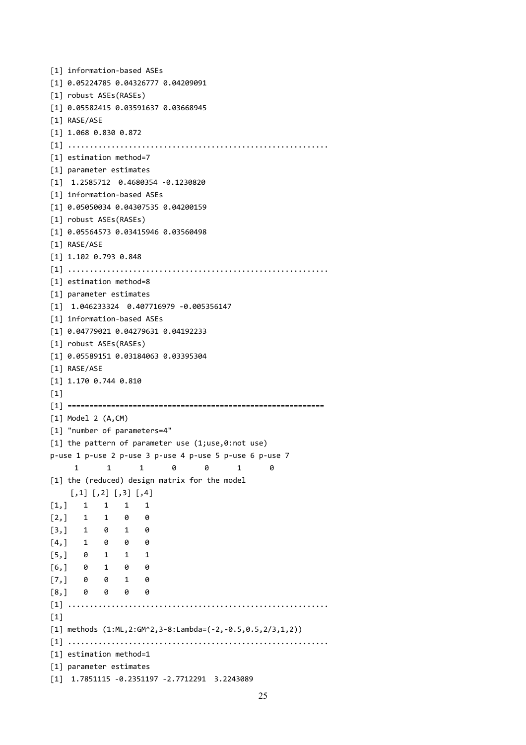```
[1] information-based ASEs
[1] 0.05224785 0.04326777 0.04209091
[1] robust ASEs(RASEs)
[1] 0.05582415 0.03591637 0.03668945
[1] RASE/ASE
[1] 1.068 0.830 0.872
[1] ..........................................................
[1] estimation method=7
[1] parameter estimates
[1]  1.2585712  0.4680354 -0.1230820
[1] information-based ASEs
[1] 0.05050034 0.04307535 0.04200159
[1] robust ASEs(RASEs)
[1] 0.05564573 0.03415946 0.03560498
[1] RASE/ASE
[1] 1.102 0.793 0.848
[1] ..........................................................
[1] estimation method=8
[1] parameter estimates
[1]  1.046233324  0.407716979 -0.005356147
[1] information-based ASEs
[1] 0.04779021 0.04279631 0.04192233
[1] robust ASEs(RASEs)
[1] 0.05589151 0.03184063 0.03395304
[1] RASE/ASE
[1] 1.170 0.744 0.810
[1]
[1] ==========================================================
[1] Model 2 (A,CM)
[1] "number of parameters=4"
[1] the pattern of parameter use (1;use,0:not use)
p-use 1 p-use 2 p-use 3 p-use 4 p-use 5 p-use 6 p-use 7
      1       1       1       0       0       1       0
[1] the (reduced) design matrix for the model
     [,1] [,2] [,3] [,4]
[1,]    1    1    1    1
[2,]    1    1    0    0
[3,]    1    0    1    0
[4,]    1    0    0    0
[5,]    0    1    1    1
[6,]    0    1    0    0
[7,]    0    0    1    0
[8,]    0    0    0    0
[1] ..........................................................
[1]
[1] methods (1:ML,2:GM^2,3-8:Lambda=(-2,-0.5,0.5,2/3,1,2))
[1] ..........................................................
[1] estimation method=1
[1] parameter estimates
[1]  1.7851115 -0.2351197 -2.7712291  3.2243089
```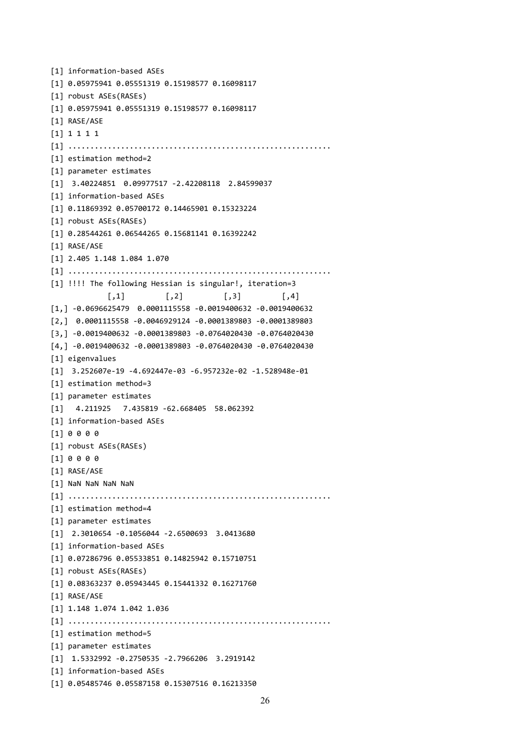```
[1] information-based ASEs
[1] 0.05975941 0.05551319 0.15198577 0.16098117
[1] robust ASEs(RASEs)
[1] 0.05975941 0.05551319 0.15198577 0.16098117
[1] RASE/ASE
[1] 1 1 1 1
[1] ...........................................................
[1] estimation method=2
[1] parameter estimates
[1]  3.40224851  0.09977517 -2.42208118  2.84599037
[1] information-based ASEs
[1] 0.11869392 0.05700172 0.14465901 0.15323224
[1] robust ASEs(RASEs)
[1] 0.28544261 0.06544265 0.15681141 0.16392242
[1] RASE/ASE
[1] 2.405 1.148 1.084 1.070
[1] ...........................................................
[1] !!!! The following Hessian is singular!, iteration=3
              [,1]          [,2]          [,3]          [,4]
[1,] -0.0696625479  0.0001115558 -0.0019400632 -0.0019400632
[2,]  0.0001115558 -0.0046929124 -0.0001389803 -0.0001389803
[3,] -0.0019400632 -0.0001389803 -0.0764020430 -0.0764020430
[4,] -0.0019400632 -0.0001389803 -0.0764020430 -0.0764020430
[1] eigenvalues
[1]  3.252607e-19 -4.692447e-03 -6.957232e-02 -1.528948e-01
[1] estimation method=3
[1] parameter estimates
[1]   4.211925   7.435819 -62.668405  58.062392
[1] information-based ASEs
[1] 0 0 0 0
[1] robust ASEs(RASEs)
[1] 0 0 0 0
[1] RASE/ASE
[1] NaN NaN NaN NaN
[1] ...........................................................
[1] estimation method=4
[1] parameter estimates
[1]  2.3010654 -0.1056044 -2.6500693  3.0413680
[1] information-based ASEs
[1] 0.07286796 0.05533851 0.14825942 0.15710751
[1] robust ASEs(RASEs)
[1] 0.08363237 0.05943445 0.15441332 0.16271760
[1] RASE/ASE
[1] 1.148 1.074 1.042 1.036
[1] ...........................................................
[1] estimation method=5
[1] parameter estimates
[1]  1.5332992 -0.2750535 -2.7966206  3.2919142
[1] information-based ASEs
[1] 0.05485746 0.05587158 0.15307516 0.16213350
```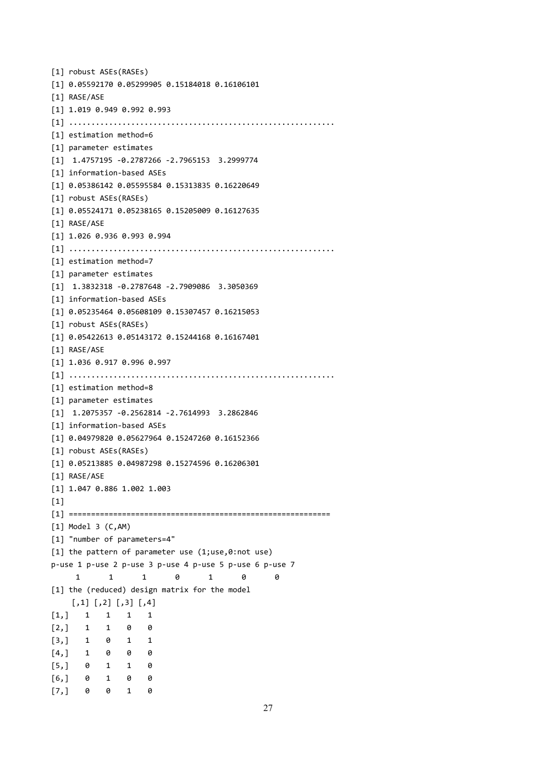```
[1] robust ASEs(RASEs)
[1] 0.05592170 0.05299905 0.15184018 0.16106101
[1] RASE/ASE
[1] 1.019 0.949 0.992 0.993
[1] ..........................................................
[1] estimation method=6
[1] parameter estimates
[1]  1.4757195 -0.2787266 -2.7965153  3.2999774
[1] information-based ASEs
[1] 0.05386142 0.05595584 0.15313835 0.16220649
[1] robust ASEs(RASEs)
[1] 0.05524171 0.05238165 0.15205009 0.16127635
[1] RASE/ASE
[1] 1.026 0.936 0.993 0.994
[1] ..........................................................
[1] estimation method=7
[1] parameter estimates
[1]  1.3832318 -0.2787648 -2.7909086  3.3050369
[1] information-based ASEs
[1] 0.05235464 0.05608109 0.15307457 0.16215053
[1] robust ASEs(RASEs)
[1] 0.05422613 0.05143172 0.15244168 0.16167401
[1] RASE/ASE
[1] 1.036 0.917 0.996 0.997
[1] ..........................................................
[1] estimation method=8
[1] parameter estimates
[1]  1.2075357 -0.2562814 -2.7614993  3.2862846
[1] information-based ASEs
[1] 0.04979820 0.05627964 0.15247260 0.16152366
[1] robust ASEs(RASEs)
[1] 0.05213885 0.04987298 0.15274596 0.16206301
[1] RASE/ASE
[1] 1.047 0.886 1.002 1.003
[1]
[1] ========================================================
[1] Model 3 (C,AM)
[1] "number of parameters=4"
[1] the pattern of parameter use (1;use,0:not use)
p-use 1 p-use 2 p-use 3 p-use 4 p-use 5 p-use 6 p-use 7
     1       1       1       0       1       0       0
[1] the (reduced) design matrix for the model
     [,1] [,2] [,3] [,4]
[1,]    1    1    1    1
[2,]    1    1    0    0
[3,]    1    0    1    1
[4,]    1    0    0    0
[5,]    0    1    1    0
[6,]    0    1    0    0
[7,]    0    0    1    0
```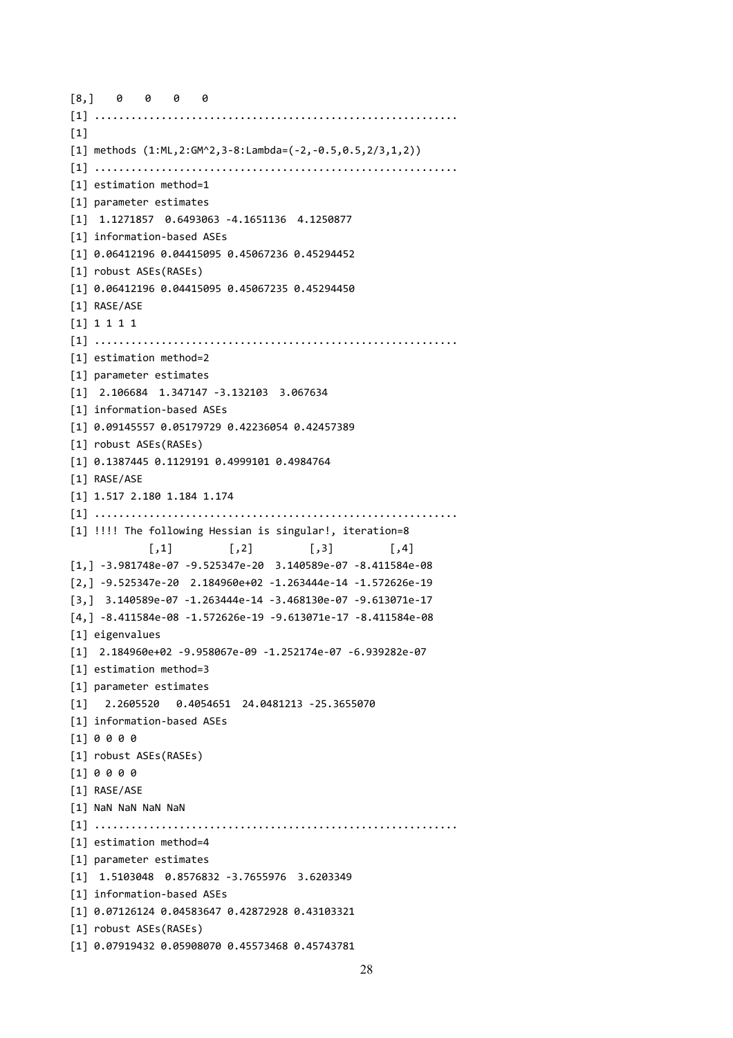```
[8,]    0    0    0    0
[1] ...........................................................
[1]
[1] methods (1:ML,2:GM^2,3-8:Lambda=(-2,-0.5,0.5,2/3,1,2))
[1] ...........................................................
[1] estimation method=1
[1] parameter estimates
[1]  1.1271857  0.6493063 -4.1651136  4.1250877
[1] information-based ASEs
[1] 0.06412196 0.04415095 0.45067236 0.45294452
[1] robust ASEs(RASEs)
[1] 0.06412196 0.04415095 0.45067235 0.45294450
[1] RASE/ASE
[1] 1 1 1 1
[1] ...........................................................
[1] estimation method=2
[1] parameter estimates
[1]  2.106684  1.347147 -3.132103  3.067634
[1] information-based ASEs
[1] 0.09145557 0.05179729 0.42236054 0.42457389
[1] robust ASEs(RASEs)
[1] 0.1387445 0.1129191 0.4999101 0.4984764
[1] RASE/ASE
[1] 1.517 2.180 1.184 1.174
[1] ...........................................................
[1] !!!! The following Hessian is singular!, iteration=8
              [,1]          [,2]          [,3]          [,4]
[1,] -3.981748e-07 -9.525347e-20  3.140589e-07 -8.411584e-08
[2,] -9.525347e-20  2.184960e+02 -1.263444e-14 -1.572626e-19
[3,]  3.140589e-07 -1.263444e-14 -3.468130e-07 -9.613071e-17
[4,] -8.411584e-08 -1.572626e-19 -9.613071e-17 -8.411584e-08
[1] eigenvalues
[1]  2.184960e+02 -9.958067e-09 -1.252174e-07 -6.939282e-07
[1] estimation method=3
[1] parameter estimates
[1]   2.2605520   0.4054651  24.0481213 -25.3655070
[1] information-based ASEs
[1] 0 0 0 0
[1] robust ASEs(RASEs)
[1] 0 0 0 0
[1] RASE/ASE
[1] NaN NaN NaN NaN
[1] ...........................................................
[1] estimation method=4
[1] parameter estimates
[1]  1.5103048  0.8576832 -3.7655976  3.6203349
[1] information-based ASEs
[1] 0.07126124 0.04583647 0.42872928 0.43103321
[1] robust ASEs(RASEs)
[1] 0.07919432 0.05908070 0.45573468 0.45743781
```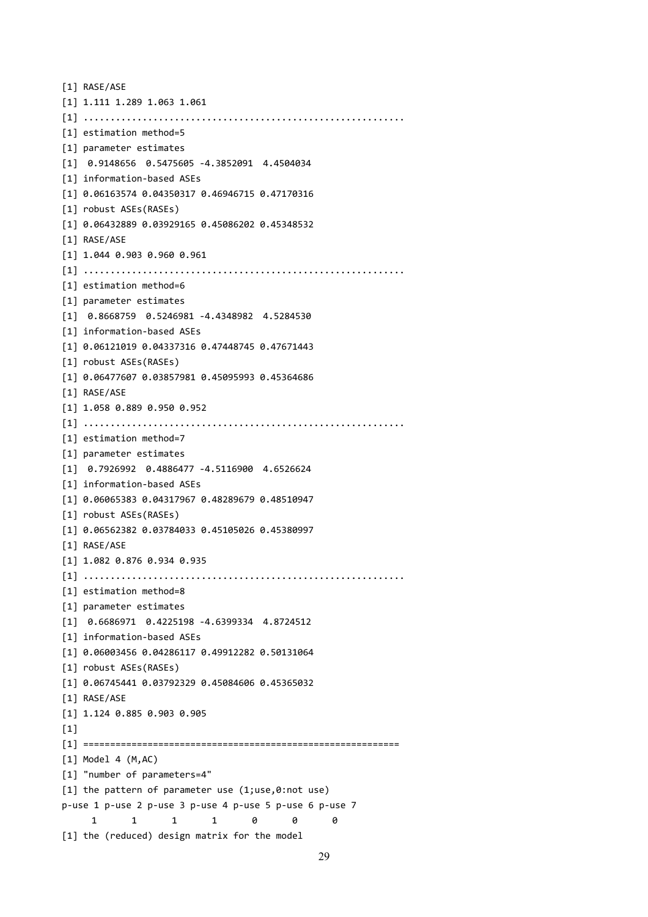```
[1] RASE/ASE
[1] 1.111 1.289 1.063 1.061
[1] ..........................................................
[1] estimation method=5
[1] parameter estimates
[1]  0.9148656  0.5475605 -4.3852091  4.4504034
[1] information-based ASEs
[1] 0.06163574 0.04350317 0.46946715 0.47170316
[1] robust ASEs(RASEs)
[1] 0.06432889 0.03929165 0.45086202 0.45348532
[1] RASE/ASE
[1] 1.044 0.903 0.960 0.961
[1] ..........................................................
[1] estimation method=6
[1] parameter estimates
[1]  0.8668759  0.5246981 -4.4348982  4.5284530
[1] information-based ASEs
[1] 0.06121019 0.04337316 0.47448745 0.47671443
[1] robust ASEs(RASEs)
[1] 0.06477607 0.03857981 0.45095993 0.45364686
[1] RASE/ASE
[1] 1.058 0.889 0.950 0.952
[1] ..........................................................
[1] estimation method=7
[1] parameter estimates
[1]  0.7926992  0.4886477 -4.5116900  4.6526624
[1] information-based ASEs
[1] 0.06065383 0.04317967 0.48289679 0.48510947
[1] robust ASEs(RASEs)
[1] 0.06562382 0.03784033 0.45105026 0.45380997
[1] RASE/ASE
[1] 1.082 0.876 0.934 0.935
[1] ..........................................................
[1] estimation method=8
[1] parameter estimates
[1]  0.6686971  0.4225198 -4.6399334  4.8724512
[1] information-based ASEs
[1] 0.06003456 0.04286117 0.49912282 0.50131064
[1] robust ASEs(RASEs)
[1] 0.06745441 0.03792329 0.45084606 0.45365032
[1] RASE/ASE
[1] 1.124 0.885 0.903 0.905
[1]
[1] ========================================================
[1] Model 4 (M,AC)
[1] "number of parameters=4"
[1] the pattern of parameter use (1;use,0:not use)
p-use 1 p-use 2 p-use 3 p-use 4 p-use 5 p-use 6 p-use 7
      1       1       1       1       0       0       0
[1] the (reduced) design matrix for the model
```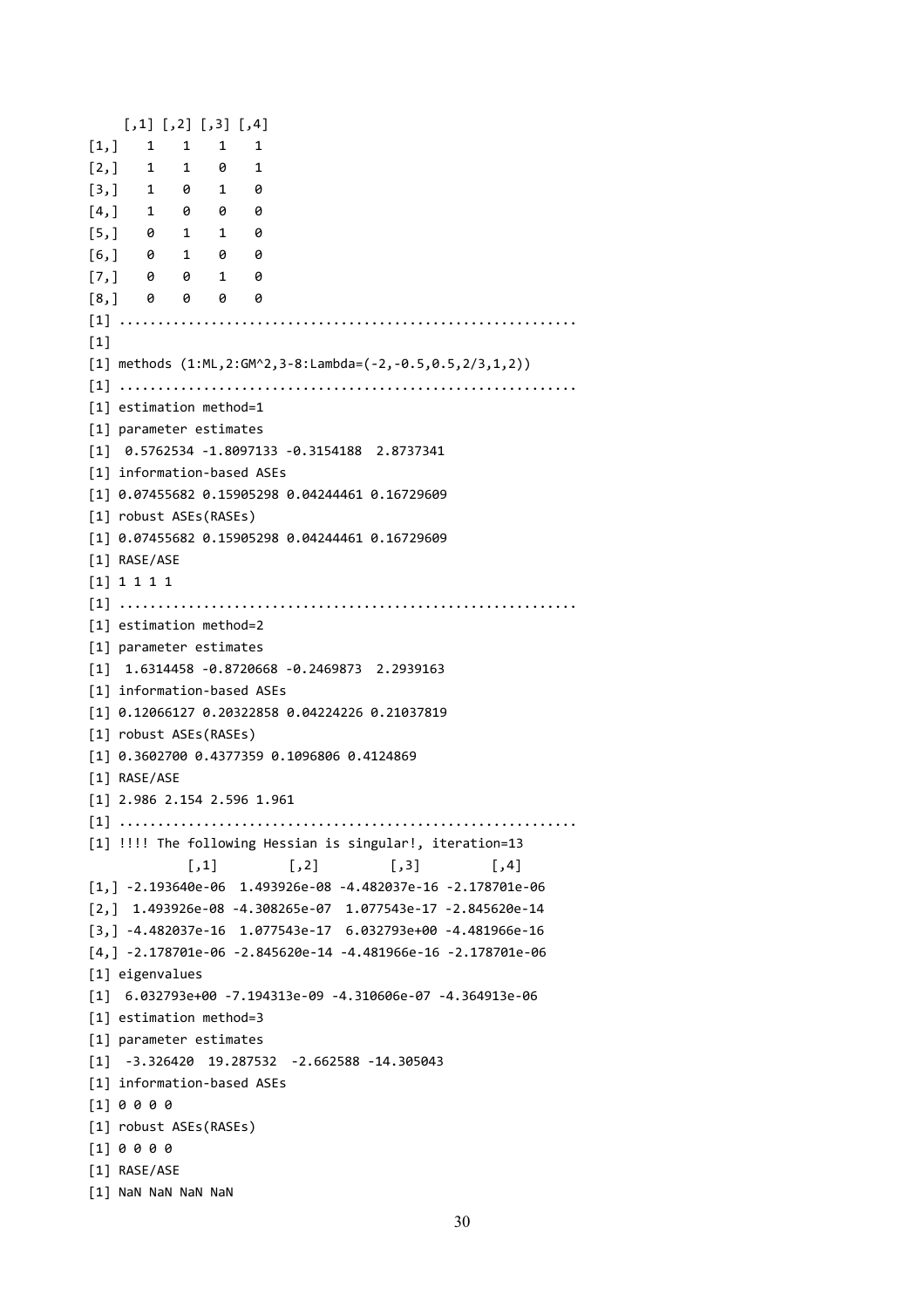```
     [,1] [,2] [,3] [,4]
[1,]    1    1    1    1
[2,]    1    1    0    1
[3,]    1    0    1    0
[4,]    1    0    0    0
[5,]    0    1    1    0
[6,]    0    1    0    0
[7,]    0    0    1    0
[8,]    0    0    0    0
[1] ..........................................................
[1]
[1] methods (1:ML,2:GM^2,3-8:Lambda=(-2,-0.5,0.5,2/3,1,2))
[1] ..........................................................
[1] estimation method=1
[1] parameter estimates
[1]  0.5762534 -1.8097133 -0.3154188  2.8737341
[1] information-based ASEs
[1] 0.07455682 0.15905298 0.04244461 0.16729609
[1] robust ASEs(RASEs)
[1] 0.07455682 0.15905298 0.04244461 0.16729609
[1] RASE/ASE
[1] 1 1 1 1
[1] ..........................................................
[1] estimation method=2
[1] parameter estimates
[1]  1.6314458 -0.8720668 -0.2469873  2.2939163
[1] information-based ASEs
[1] 0.12066127 0.20322858 0.04224226 0.21037819
[1] robust ASEs(RASEs)
[1] 0.3602700 0.4377359 0.1096806 0.4124869
[1] RASE/ASE
[1] 2.986 2.154 2.596 1.961
[1] ..........................................................
[1] !!!! The following Hessian is singular!, iteration=13
              [,1]          [,2]          [,3]          [,4]
[1,] -2.193640e-06  1.493926e-08 -4.482037e-16 -2.178701e-06
[2,]  1.493926e-08 -4.308265e-07  1.077543e-17 -2.845620e-14
[3,] -4.482037e-16  1.077543e-17  6.032793e+00 -4.481966e-16
[4,] -2.178701e-06 -2.845620e-14 -4.481966e-16 -2.178701e-06
[1] eigenvalues
[1]  6.032793e+00 -7.194313e-09 -4.310606e-07 -4.364913e-06
[1] estimation method=3
[1] parameter estimates
[1]  -3.326420  19.287532  -2.662588 -14.305043
[1] information-based ASEs
[1] 0 0 0 0
[1] robust ASEs(RASEs)
[1] 0 0 0 0
[1] RASE/ASE
[1] NaN NaN NaN NaN
```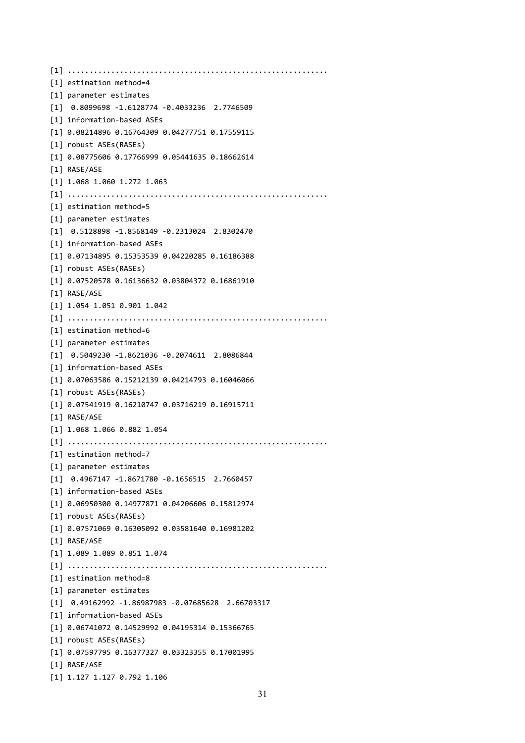```
[1] ..........................................................
[1] estimation method=4
[1] parameter estimates
[1]  0.8099698 -1.6128774 -0.4033236  2.7746509
[1] information-based ASEs
[1] 0.08214896 0.16764309 0.04277751 0.17559115
[1] robust ASEs(RASEs)
[1] 0.08775606 0.17766999 0.05441635 0.18662614
[1] RASE/ASE
[1] 1.068 1.060 1.272 1.063
[1] ..........................................................
[1] estimation method=5
[1] parameter estimates
[1]  0.5128898 -1.8568149 -0.2313024  2.8302470
[1] information-based ASEs
[1] 0.07134895 0.15353539 0.04220285 0.16186388
[1] robust ASEs(RASEs)
[1] 0.07520578 0.16136632 0.03804372 0.16861910
[1] RASE/ASE
[1] 1.054 1.051 0.901 1.042
[1] ..........................................................
[1] estimation method=6
[1] parameter estimates
[1]  0.5049230 -1.8621036 -0.2074611  2.8086844
[1] information-based ASEs
[1] 0.07063586 0.15212139 0.04214793 0.16046066
[1] robust ASEs(RASEs)
[1] 0.07541919 0.16210747 0.03716219 0.16915711
[1] RASE/ASE
[1] 1.068 1.066 0.882 1.054
[1] ..........................................................
[1] estimation method=7
[1] parameter estimates
[1]  0.4967147 -1.8671780 -0.1656515  2.7660457
[1] information-based ASEs
[1] 0.06950300 0.14977871 0.04206606 0.15812974
[1] robust ASEs(RASEs)
[1] 0.07571069 0.16305092 0.03581640 0.16981202
[1] RASE/ASE
[1] 1.089 1.089 0.851 1.074
[1] ..........................................................
[1] estimation method=8
[1] parameter estimates
[1]  0.49162992 -1.86987983 -0.07685628  2.66703317
[1] information-based ASEs
[1] 0.06741072 0.14529992 0.04195314 0.15366765
[1] robust ASEs(RASEs)
[1] 0.07597795 0.16377327 0.03323355 0.17001995
[1] RASE/ASE
[1] 1.127 1.127 0.792 1.106
```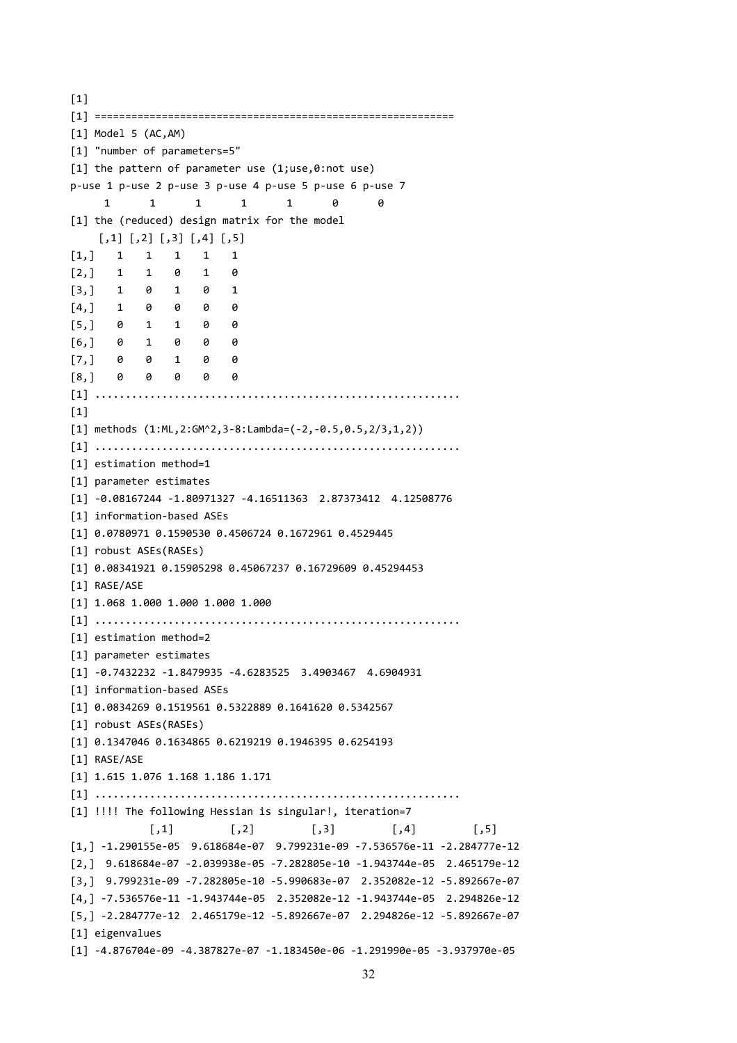```
[1]
[1] ==========================================================
[1] Model 5 (AC,AM)
[1] "number of parameters=5"
[1] the pattern of parameter use (1;use,0:not use)
p-use 1 p-use 2 p-use 3 p-use 4 p-use 5 p-use 6 p-use 7
      1       1       1       1       1       0       0
[1] the (reduced) design matrix for the model
     [,1] [,2] [,3] [,4] [,5]
[1,]    1    1    1    1    1
[2,]    1    1    0    1    0
[3,]    1    0    1    0    1
[4,]    1    0    0    0    0
[5,]    0    1    1    0    0
[6,]    0    1    0    0    0
[7,]    0    0    1    0    0
[8,]    0    0    0    0    0
[1] ..........................................................
[1]
[1] methods (1:ML,2:GM^2,3-8:Lambda=(-2,-0.5,0.5,2/3,1,2))
[1] ..........................................................
[1] estimation method=1
[1] parameter estimates
[1] -0.08167244 -1.80971327 -4.16511363  2.87373412  4.12508776
[1] information-based ASEs
[1] 0.0780971 0.1590530 0.4506724 0.1672961 0.4529445
[1] robust ASEs(RASEs)
[1] 0.08341921 0.15905298 0.45067237 0.16729609 0.45294453
[1] RASE/ASE
[1] 1.068 1.000 1.000 1.000 1.000
[1] ..........................................................
[1] estimation method=2
[1] parameter estimates
[1] -0.7432232 -1.8479935 -4.6283525  3.4903467  4.6904931
[1] information-based ASEs
[1] 0.0834269 0.1519561 0.5322889 0.1641620 0.5342567
[1] robust ASEs(RASEs)
[1] 0.1347046 0.1634865 0.6219219 0.1946395 0.6254193
[1] RASE/ASE
[1] 1.615 1.076 1.168 1.186 1.171
[1] ..........................................................
[1] !!!! The following Hessian is singular!, iteration=7
              [,1]          [,2]          [,3]          [,4]          [,5]
[1,] -1.290155e-05  9.618684e-07  9.799231e-09 -7.536576e-11 -2.284777e-12
[2,]  9.618684e-07 -2.039938e-05 -7.282805e-10 -1.943744e-05  2.465179e-12
[3,]  9.799231e-09 -7.282805e-10 -5.990683e-07  2.352082e-12 -5.892667e-07
[4,] -7.536576e-11 -1.943744e-05  2.352082e-12 -1.943744e-05  2.294826e-12
[5,] -2.284777e-12  2.465179e-12 -5.892667e-07  2.294826e-12 -5.892667e-07
[1] eigenvalues
[1] -4.876704e-09 -4.387827e-07 -1.183450e-06 -1.291990e-05 -3.937970e-05
```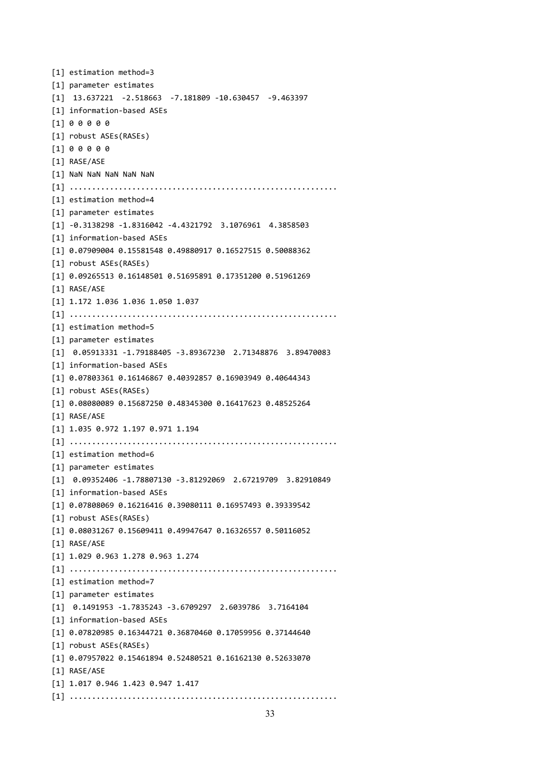```
[1] estimation method=3
[1] parameter estimates
[1]  13.637221  -2.518663  -7.181809 -10.630457  -9.463397
[1] information-based ASEs
[1] 0 0 0 0 0
[1] robust ASEs(RASEs)
[1] 0 0 0 0 0
[1] RASE/ASE
[1] NaN NaN NaN NaN NaN
[1] ..........................................................
[1] estimation method=4
[1] parameter estimates
[1] -0.3138298 -1.8316042 -4.4321792  3.1076961  4.3858503
[1] information-based ASEs
[1] 0.07909004 0.15581548 0.49880917 0.16527515 0.50088362
[1] robust ASEs(RASEs)
[1] 0.09265513 0.16148501 0.51695891 0.17351200 0.51961269
[1] RASE/ASE
[1] 1.172 1.036 1.036 1.050 1.037
[1] ..........................................................
[1] estimation method=5
[1] parameter estimates
[1]  0.05913331 -1.79188405 -3.89367230  2.71348876  3.89470083
[1] information-based ASEs
[1] 0.07803361 0.16146867 0.40392857 0.16903949 0.40644343
[1] robust ASEs(RASEs)
[1] 0.08080089 0.15687250 0.48345300 0.16417623 0.48525264
[1] RASE/ASE
[1] 1.035 0.972 1.197 0.971 1.194
[1] ..........................................................
[1] estimation method=6
[1] parameter estimates
[1]  0.09352406 -1.78807130 -3.81292069  2.67219709  3.82910849
[1] information-based ASEs
[1] 0.07808069 0.16216416 0.39080111 0.16957493 0.39339542
[1] robust ASEs(RASEs)
[1] 0.08031267 0.15609411 0.49947647 0.16326557 0.50116052
[1] RASE/ASE
[1] 1.029 0.963 1.278 0.963 1.274
[1] ..........................................................
[1] estimation method=7
[1] parameter estimates
[1]  0.1491953 -1.7835243 -3.6709297  2.6039786  3.7164104
[1] information-based ASEs
[1] 0.07820985 0.16344721 0.36870460 0.17059956 0.37144640
[1] robust ASEs(RASEs)
[1] 0.07957022 0.15461894 0.52480521 0.16162130 0.52633070
[1] RASE/ASE
[1] 1.017 0.946 1.423 0.947 1.417
[1] ..........................................................
```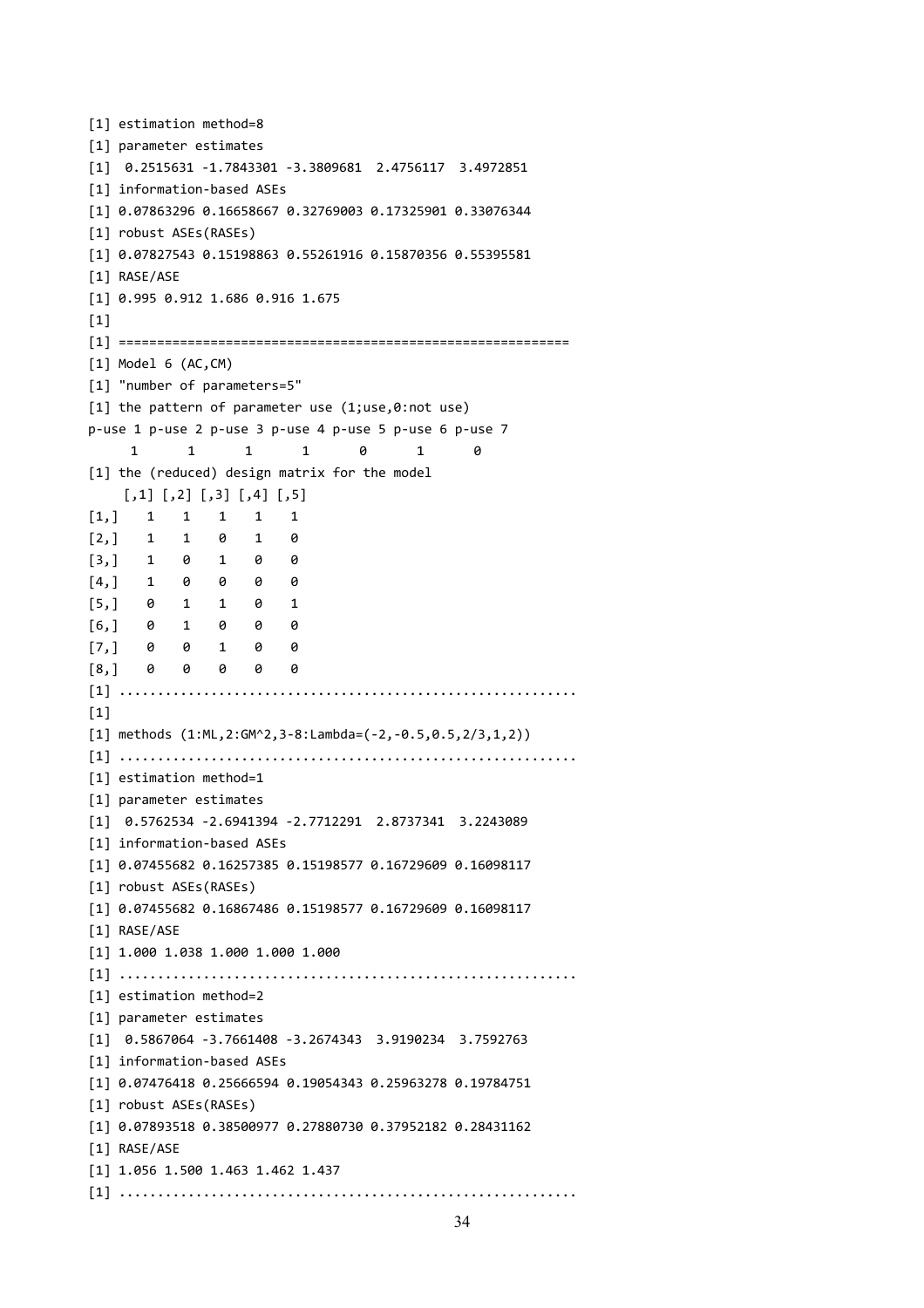```
[1] estimation method=8
[1] parameter estimates
[1]  0.2515631 -1.7843301 -3.3809681  2.4756117  3.4972851
[1] information-based ASEs
[1] 0.07863296 0.16658667 0.32769003 0.17325901 0.33076344
[1] robust ASEs(RASEs)
[1] 0.07827543 0.15198863 0.55261916 0.15870356 0.55395581
[1] RASE/ASE
[1] 0.995 0.912 1.686 0.916 1.675
[1]
[1] ==========================================================
[1] Model 6 (AC,CM)
[1] "number of parameters=5"
[1] the pattern of parameter use (1;use,0:not use)
p-use 1 p-use 2 p-use 3 p-use 4 p-use 5 p-use 6 p-use 7
      1       1       1       1       0       1       0
[1] the (reduced) design matrix for the model
     [,1] [,2] [,3] [,4] [,5]
[1,]    1    1    1    1    1
[2,]    1    1    0    1    0
[3,]    1    0    1    0    0
[4,]    1    0    0    0    0
[5,]    0    1    1    0    1
[6,]    0    1    0    0    0
[7,]    0    0    1    0    0
[8,]    0    0    0    0    0
[1] ..........................................................
[1]
[1] methods (1:ML,2:GM^2,3-8:Lambda=(-2,-0.5,0.5,2/3,1,2))
[1] ..........................................................
[1] estimation method=1
[1] parameter estimates
[1]  0.5762534 -2.6941394 -2.7712291  2.8737341  3.2243089
[1] information-based ASEs
[1] 0.07455682 0.16257385 0.15198577 0.16729609 0.16098117
[1] robust ASEs(RASEs)
[1] 0.07455682 0.16867486 0.15198577 0.16729609 0.16098117
[1] RASE/ASE
[1] 1.000 1.038 1.000 1.000 1.000
[1] ..........................................................
[1] estimation method=2
[1] parameter estimates
[1]  0.5867064 -3.7661408 -3.2674343  3.9190234  3.7592763
[1] information-based ASEs
[1] 0.07476418 0.25666594 0.19054343 0.25963278 0.19784751
[1] robust ASEs(RASEs)
[1] 0.07893518 0.38500977 0.27880730 0.37952182 0.28431162
[1] RASE/ASE
[1] 1.056 1.500 1.463 1.462 1.437
[1] ..........................................................
```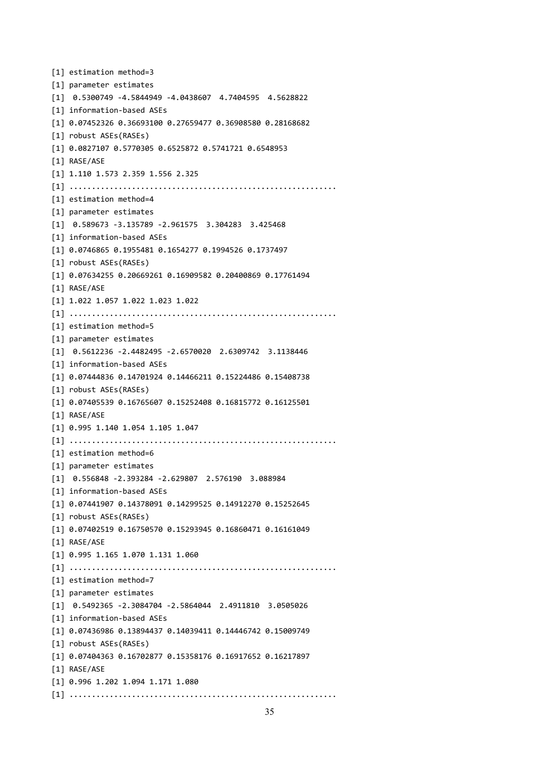```
[1] estimation method=3
[1] parameter estimates
[1]  0.5300749 -4.5844949 -4.0438607  4.7404595  4.5628822
[1] information-based ASEs
[1] 0.07452326 0.36693100 0.27659477 0.36908580 0.28168682
[1] robust ASEs(RASEs)
[1] 0.0827107 0.5770305 0.6525872 0.5741721 0.6548953
[1] RASE/ASE
[1] 1.110 1.573 2.359 1.556 2.325
[1] ..........................................................
[1] estimation method=4
[1] parameter estimates
[1]  0.589673 -3.135789 -2.961575  3.304283  3.425468
[1] information-based ASEs
[1] 0.0746865 0.1955481 0.1654277 0.1994526 0.1737497
[1] robust ASEs(RASEs)
[1] 0.07634255 0.20669261 0.16909582 0.20400869 0.17761494
[1] RASE/ASE
[1] 1.022 1.057 1.022 1.023 1.022
[1] ..........................................................
[1] estimation method=5
[1] parameter estimates
[1]  0.5612236 -2.4482495 -2.6570020  2.6309742  3.1138446
[1] information-based ASEs
[1] 0.07444836 0.14701924 0.14466211 0.15224486 0.15408738
[1] robust ASEs(RASEs)
[1] 0.07405539 0.16765607 0.15252408 0.16815772 0.16125501
[1] RASE/ASE
[1] 0.995 1.140 1.054 1.105 1.047
[1] ..........................................................
[1] estimation method=6
[1] parameter estimates
[1]  0.556848 -2.393284 -2.629807  2.576190  3.088984
[1] information-based ASEs
[1] 0.07441907 0.14378091 0.14299525 0.14912270 0.15252645
[1] robust ASEs(RASEs)
[1] 0.07402519 0.16750570 0.15293945 0.16860471 0.16161049
[1] RASE/ASE
[1] 0.995 1.165 1.070 1.131 1.060
[1] ..........................................................
[1] estimation method=7
[1] parameter estimates
[1]  0.5492365 -2.3084704 -2.5864044  2.4911810  3.0505026
[1] information-based ASEs
[1] 0.07436986 0.13894437 0.14039411 0.14446742 0.15009749
[1] robust ASEs(RASEs)
[1] 0.07404363 0.16702877 0.15358176 0.16917652 0.16217897
[1] RASE/ASE
[1] 0.996 1.202 1.094 1.171 1.080
[1] ..........................................................
```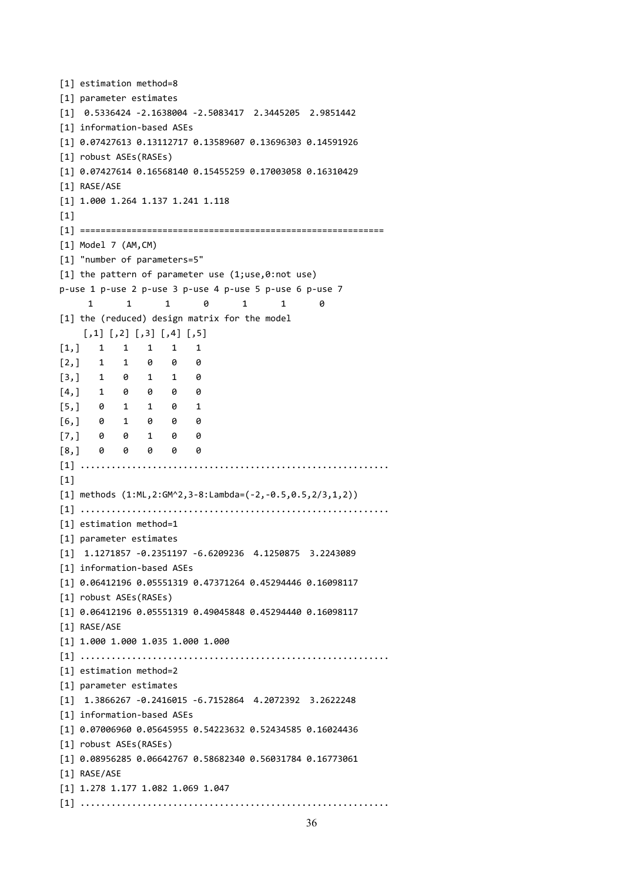```
[1] estimation method=8
[1] parameter estimates
[1]  0.5336424 -2.1638004 -2.5083417  2.3445205  2.9851442
[1] information-based ASEs
[1] 0.07427613 0.13112717 0.13589607 0.13696303 0.14591926
[1] robust ASEs(RASEs)
[1] 0.07427614 0.16568140 0.15455259 0.17003058 0.16310429
[1] RASE/ASE
[1] 1.000 1.264 1.137 1.241 1.118
[1]
[1] ==========================================================
[1] Model 7 (AM,CM)
[1] "number of parameters=5"
[1] the pattern of parameter use (1;use,0:not use)
p-use 1 p-use 2 p-use 3 p-use 4 p-use 5 p-use 6 p-use 7
      1       1       1       0       1       1       0
[1] the (reduced) design matrix for the model
     [,1] [,2] [,3] [,4] [,5]
[1,]    1    1    1    1    1
[2,]    1    1    0    0    0
[3,]    1    0    1    1    0
[4,]    1    0    0    0    0
[5,]    0    1    1    0    1
[6,]    0    1    0    0    0
[7,]    0    0    1    0    0
[8,]    0    0    0    0    0
[1] ..........................................................
[1]
[1] methods (1:ML,2:GM^2,3-8:Lambda=(-2,-0.5,0.5,2/3,1,2))
[1] ..........................................................
[1] estimation method=1
[1] parameter estimates
[1]  1.1271857 -0.2351197 -6.6209236  4.1250875  3.2243089
[1] information-based ASEs
[1] 0.06412196 0.05551319 0.47371264 0.45294446 0.16098117
[1] robust ASEs(RASEs)
[1] 0.06412196 0.05551319 0.49045848 0.45294440 0.16098117
[1] RASE/ASE
[1] 1.000 1.000 1.035 1.000 1.000
[1] ..........................................................
[1] estimation method=2
[1] parameter estimates
[1]  1.3866267 -0.2416015 -6.7152864  4.2072392  3.2622248
[1] information-based ASEs
[1] 0.07006960 0.05645955 0.54223632 0.52434585 0.16024436
[1] robust ASEs(RASEs)
[1] 0.08956285 0.06642767 0.58682340 0.56031784 0.16773061
[1] RASE/ASE
[1] 1.278 1.177 1.082 1.069 1.047
[1] ..........................................................
```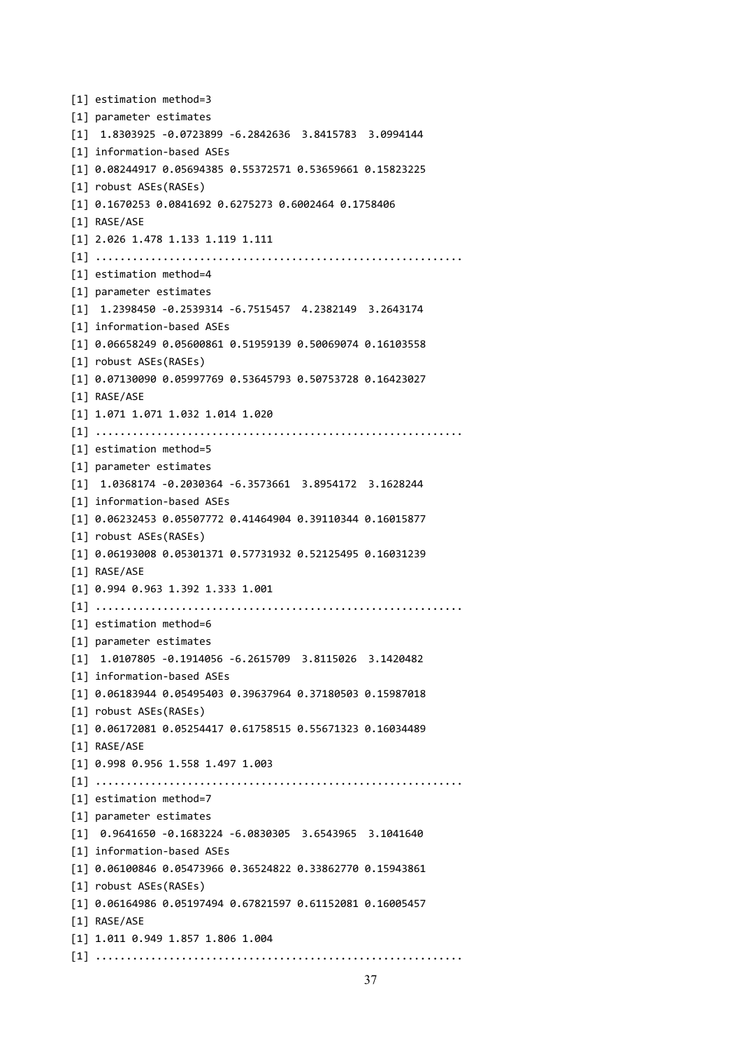```
[1] estimation method=3
[1] parameter estimates
[1]  1.8303925 -0.0723899 -6.2842636  3.8415783  3.0994144
[1] information-based ASEs
[1] 0.08244917 0.05694385 0.55372571 0.53659661 0.15823225
[1] robust ASEs(RASEs)
[1] 0.1670253 0.0841692 0.6275273 0.6002464 0.1758406
[1] RASE/ASE
[1] 2.026 1.478 1.133 1.119 1.111
[1] ..........................................................
[1] estimation method=4
[1] parameter estimates
[1]  1.2398450 -0.2539314 -6.7515457  4.2382149  3.2643174
[1] information-based ASEs
[1] 0.06658249 0.05600861 0.51959139 0.50069074 0.16103558
[1] robust ASEs(RASEs)
[1] 0.07130090 0.05997769 0.53645793 0.50753728 0.16423027
[1] RASE/ASE
[1] 1.071 1.071 1.032 1.014 1.020
[1] ..........................................................
[1] estimation method=5
[1] parameter estimates
[1]  1.0368174 -0.2030364 -6.3573661  3.8954172  3.1628244
[1] information-based ASEs
[1] 0.06232453 0.05507772 0.41464904 0.39110344 0.16015877
[1] robust ASEs(RASEs)
[1] 0.06193008 0.05301371 0.57731932 0.52125495 0.16031239
[1] RASE/ASE
[1] 0.994 0.963 1.392 1.333 1.001
[1] ..........................................................
[1] estimation method=6
[1] parameter estimates
[1]  1.0107805 -0.1914056 -6.2615709  3.8115026  3.1420482
[1] information-based ASEs
[1] 0.06183944 0.05495403 0.39637964 0.37180503 0.15987018
[1] robust ASEs(RASEs)
[1] 0.06172081 0.05254417 0.61758515 0.55671323 0.16034489
[1] RASE/ASE
[1] 0.998 0.956 1.558 1.497 1.003
[1] ..........................................................
[1] estimation method=7
[1] parameter estimates
[1]  0.9641650 -0.1683224 -6.0830305  3.6543965  3.1041640
[1] information-based ASEs
[1] 0.06100846 0.05473966 0.36524822 0.33862770 0.15943861
[1] robust ASEs(RASEs)
[1] 0.06164986 0.05197494 0.67821597 0.61152081 0.16005457
[1] RASE/ASE
[1] 1.011 0.949 1.857 1.806 1.004
[1] ..........................................................
```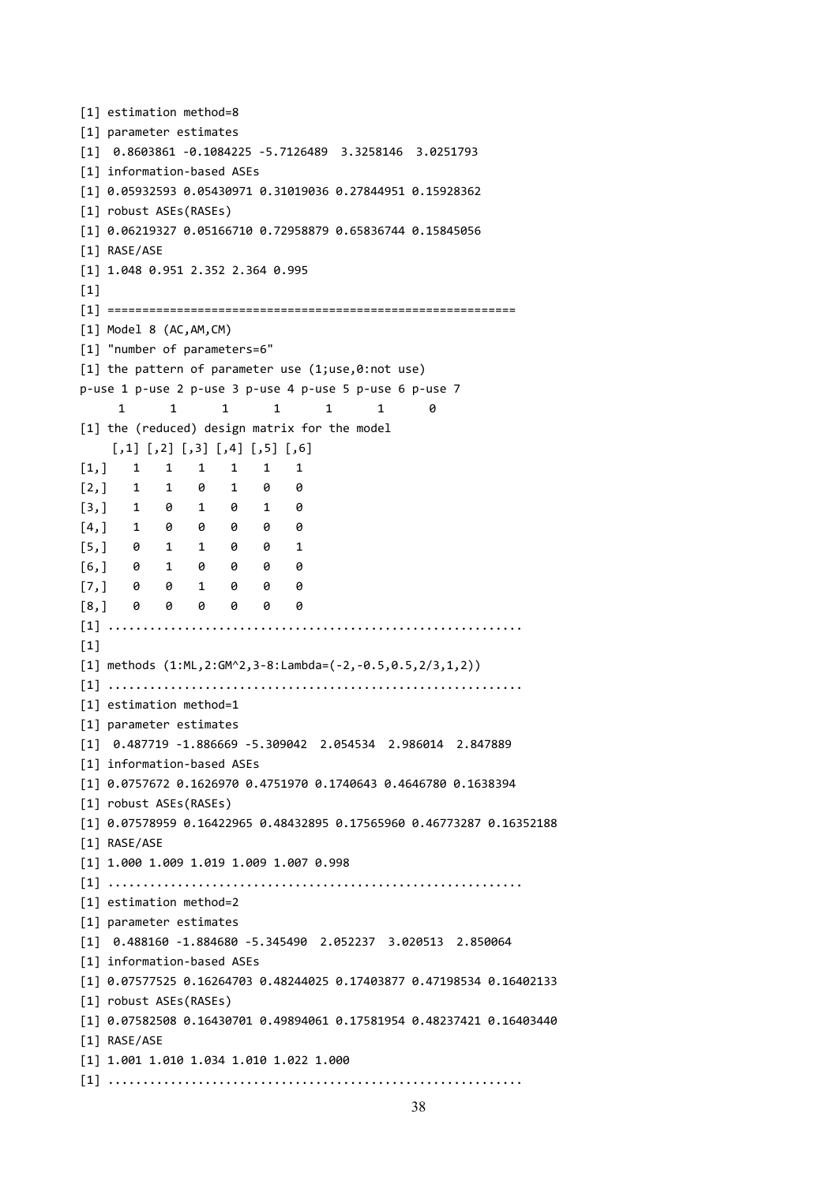```
[1] estimation method=8
[1] parameter estimates
[1]  0.8603861 -0.1084225 -5.7126489  3.3258146  3.0251793
[1] information-based ASEs
[1] 0.05932593 0.05430971 0.31019036 0.27844951 0.15928362
[1] robust ASEs(RASEs)
[1] 0.06219327 0.05166710 0.72958879 0.65836744 0.15845056
[1] RASE/ASE
[1] 1.048 0.951 2.352 2.364 0.995
[1]
[1] =========================================================
[1] Model 8 (AC,AM,CM)
[1] "number of parameters=6"
[1] the pattern of parameter use (1;use,0:not use)
p-use 1 p-use 2 p-use 3 p-use 4 p-use 5 p-use 6 p-use 7
      1       1       1       1       1       1       0
[1] the (reduced) design matrix for the model
     [,1] [,2] [,3] [,4] [,5] [,6]
[1,]    1    1    1    1    1    1
[2,]    1    1    0    1    0    0
[3,]    1    0    1    0    1    0
[4,]    1    0    0    0    0    0
[5,]    0    1    1    0    0    1
[6,]    0    1    0    0    0    0
[7,]    0    0    1    0    0    0
[8,]    0    0    0    0    0    0
[1] .........................................................
[1]
[1] methods (1:ML,2:GM^2,3-8:Lambda=(-2,-0.5,0.5,2/3,1,2))
[1] .........................................................
[1] estimation method=1
[1] parameter estimates
[1]  0.487719 -1.886669 -5.309042  2.054534  2.986014  2.847889
[1] information-based ASEs
[1] 0.0757672 0.1626970 0.4751970 0.1740643 0.4646780 0.1638394
[1] robust ASEs(RASEs)
[1] 0.07578959 0.16422965 0.48432895 0.17565960 0.46773287 0.16352188
[1] RASE/ASE
[1] 1.000 1.009 1.019 1.009 1.007 0.998
[1] .........................................................
[1] estimation method=2
[1] parameter estimates
[1]  0.488160 -1.884680 -5.345490  2.052237  3.020513  2.850064
[1] information-based ASEs
[1] 0.07577525 0.16264703 0.48244025 0.17403877 0.47198534 0.16402133
[1] robust ASEs(RASEs)
[1] 0.07582508 0.16430701 0.49894061 0.17581954 0.48237421 0.16403440
[1] RASE/ASE
[1] 1.001 1.010 1.034 1.010 1.022 1.000
[1] .........................................................
```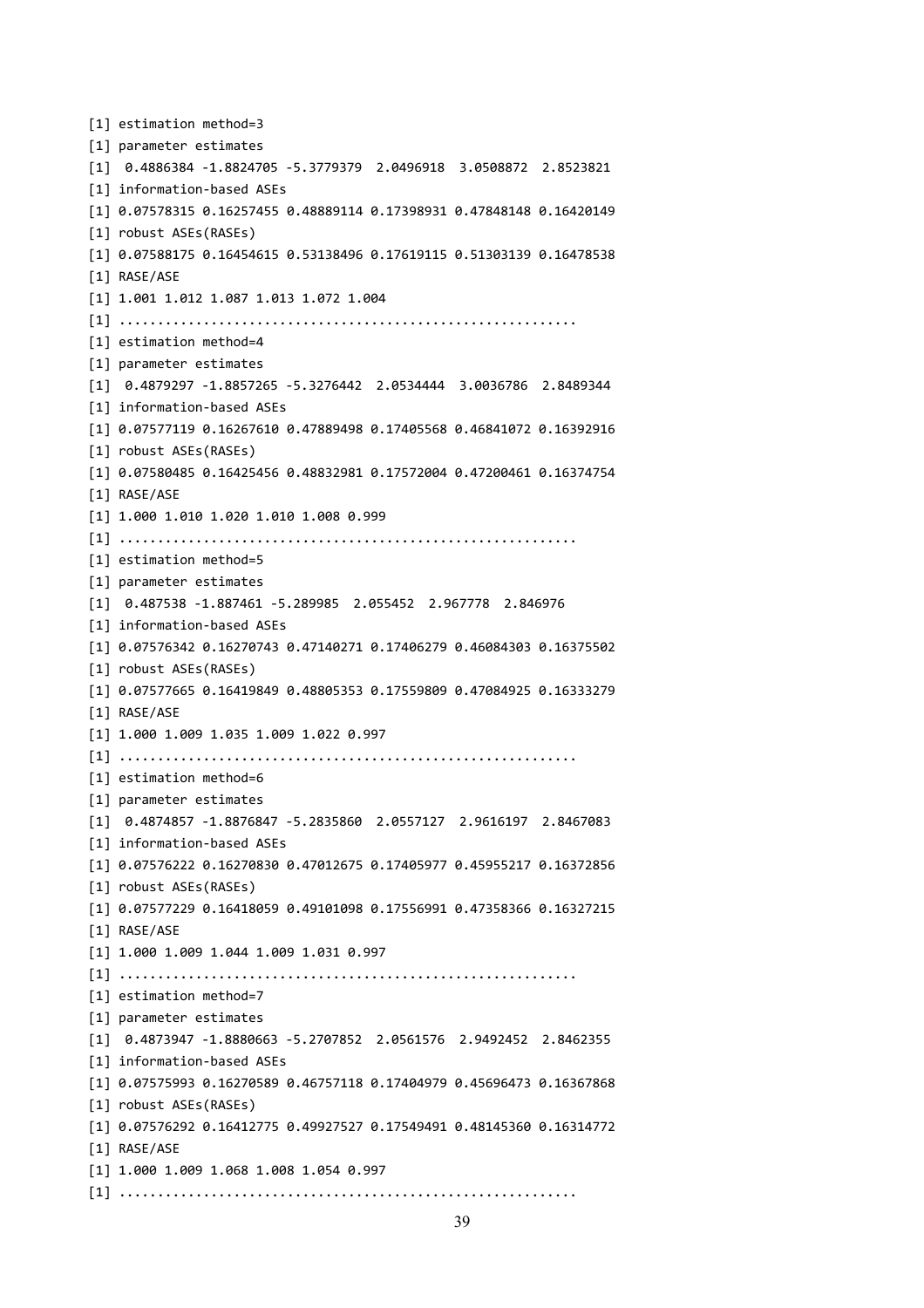```
[1] estimation method=3
[1] parameter estimates
[1]  0.4886384 -1.8824705 -5.3779379  2.0496918  3.0508872  2.8523821
[1] information-based ASEs
[1] 0.07578315 0.16257455 0.48889114 0.17398931 0.47848148 0.16420149
[1] robust ASEs(RASEs)
[1] 0.07588175 0.16454615 0.53138496 0.17619115 0.51303139 0.16478538
[1] RASE/ASE
[1] 1.001 1.012 1.087 1.013 1.072 1.004
[1] ...........................................................
[1] estimation method=4
[1] parameter estimates
[1]  0.4879297 -1.8857265 -5.3276442  2.0534444  3.0036786  2.8489344
[1] information-based ASEs
[1] 0.07577119 0.16267610 0.47889498 0.17405568 0.46841072 0.16392916
[1] robust ASEs(RASEs)
[1] 0.07580485 0.16425456 0.48832981 0.17572004 0.47200461 0.16374754
[1] RASE/ASE
[1] 1.000 1.010 1.020 1.010 1.008 0.999
[1] ...........................................................
[1] estimation method=5
[1] parameter estimates
[1]  0.487538 -1.887461 -5.289985  2.055452  2.967778  2.846976
[1] information-based ASEs
[1] 0.07576342 0.16270743 0.47140271 0.17406279 0.46084303 0.16375502
[1] robust ASEs(RASEs)
[1] 0.07577665 0.16419849 0.48805353 0.17559809 0.47084925 0.16333279
[1] RASE/ASE
[1] 1.000 1.009 1.035 1.009 1.022 0.997
[1] ...........................................................
[1] estimation method=6
[1] parameter estimates
[1]  0.4874857 -1.8876847 -5.2835860  2.0557127  2.9616197  2.8467083
[1] information-based ASEs
[1] 0.07576222 0.16270830 0.47012675 0.17405977 0.45955217 0.16372856
[1] robust ASEs(RASEs)
[1] 0.07577229 0.16418059 0.49101098 0.17556991 0.47358366 0.16327215
[1] RASE/ASE
[1] 1.000 1.009 1.044 1.009 1.031 0.997
[1] ...........................................................
[1] estimation method=7
[1] parameter estimates
[1]  0.4873947 -1.8880663 -5.2707852  2.0561576  2.9492452  2.8462355
[1] information-based ASEs
[1] 0.07575993 0.16270589 0.46757118 0.17404979 0.45696473 0.16367868
[1] robust ASEs(RASEs)
[1] 0.07576292 0.16412775 0.49927527 0.17549491 0.48145360 0.16314772
[1] RASE/ASE
[1] 1.000 1.009 1.068 1.008 1.054 0.997
[1] ...........................................................
```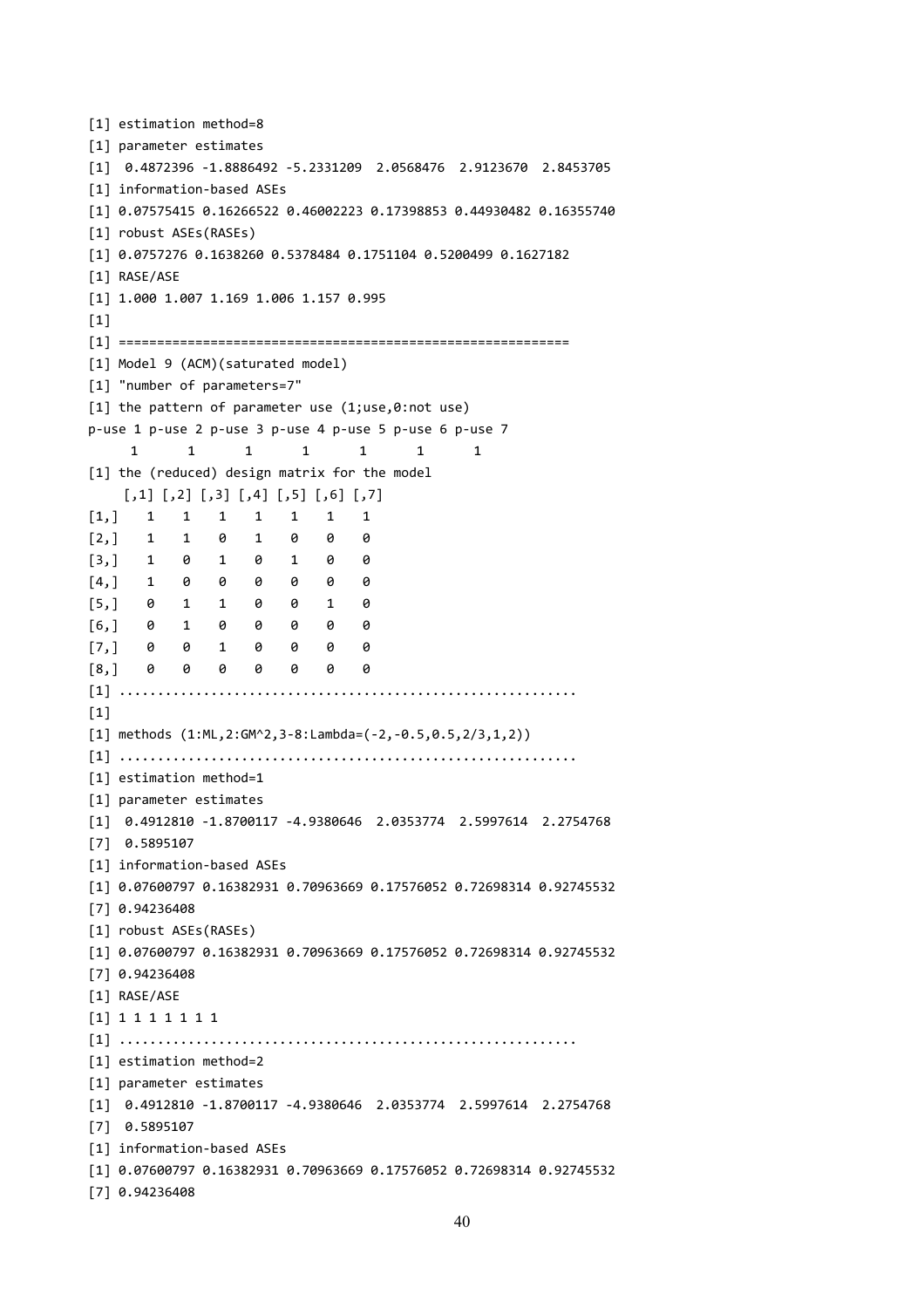```
[1] estimation method=8
[1] parameter estimates
[1]  0.4872396 -1.8886492 -5.2331209  2.0568476  2.9123670  2.8453705
[1] information-based ASEs
[1] 0.07575415 0.16266522 0.46002223 0.17398853 0.44930482 0.16355740
[1] robust ASEs(RASEs)
[1] 0.0757276 0.1638260 0.5378484 0.1751104 0.5200499 0.1627182
[1] RASE/ASE
[1] 1.000 1.007 1.169 1.006 1.157 0.995
[1]
[1] ==========================================================
[1] Model 9 (ACM)(saturated model)
[1] "number of parameters=7"
[1] the pattern of parameter use (1;use,0:not use)
p-use 1 p-use 2 p-use 3 p-use 4 p-use 5 p-use 6 p-use 7
      1       1       1       1       1       1       1
[1] the (reduced) design matrix for the model
     [,1] [,2] [,3] [,4] [,5] [,6] [,7]
[1,]    1    1    1    1    1    1    1
[2,]    1    1    0    1    0    0    0
[3,]    1    0    1    0    1    0    0
[4,]    1    0    0    0    0    0    0
[5,]    0    1    1    0    0    1    0
[6,]    0    1    0    0    0    0    0
[7,]    0    0    1    0    0    0    0
[8,]    0    0    0    0    0    0    0
[1] ..........................................................
[1]
[1] methods (1:ML,2:GM^2,3-8:Lambda=(-2,-0.5,0.5,2/3,1,2))
[1] ..........................................................
[1] estimation method=1
[1] parameter estimates
[1]  0.4912810 -1.8700117 -4.9380646  2.0353774  2.5997614  2.2754768
[7]  0.5895107
[1] information-based ASEs
[1] 0.07600797 0.16382931 0.70963669 0.17576052 0.72698314 0.92745532
[7] 0.94236408
[1] robust ASEs(RASEs)
[1] 0.07600797 0.16382931 0.70963669 0.17576052 0.72698314 0.92745532
[7] 0.94236408
[1] RASE/ASE
[1] 1 1 1 1 1 1 1
[1] ..........................................................
[1] estimation method=2
[1] parameter estimates
[1]  0.4912810 -1.8700117 -4.9380646  2.0353774  2.5997614  2.2754768
[7]  0.5895107
[1] information-based ASEs
[1] 0.07600797 0.16382931 0.70963669 0.17576052 0.72698314 0.92745532
[7] 0.94236408
```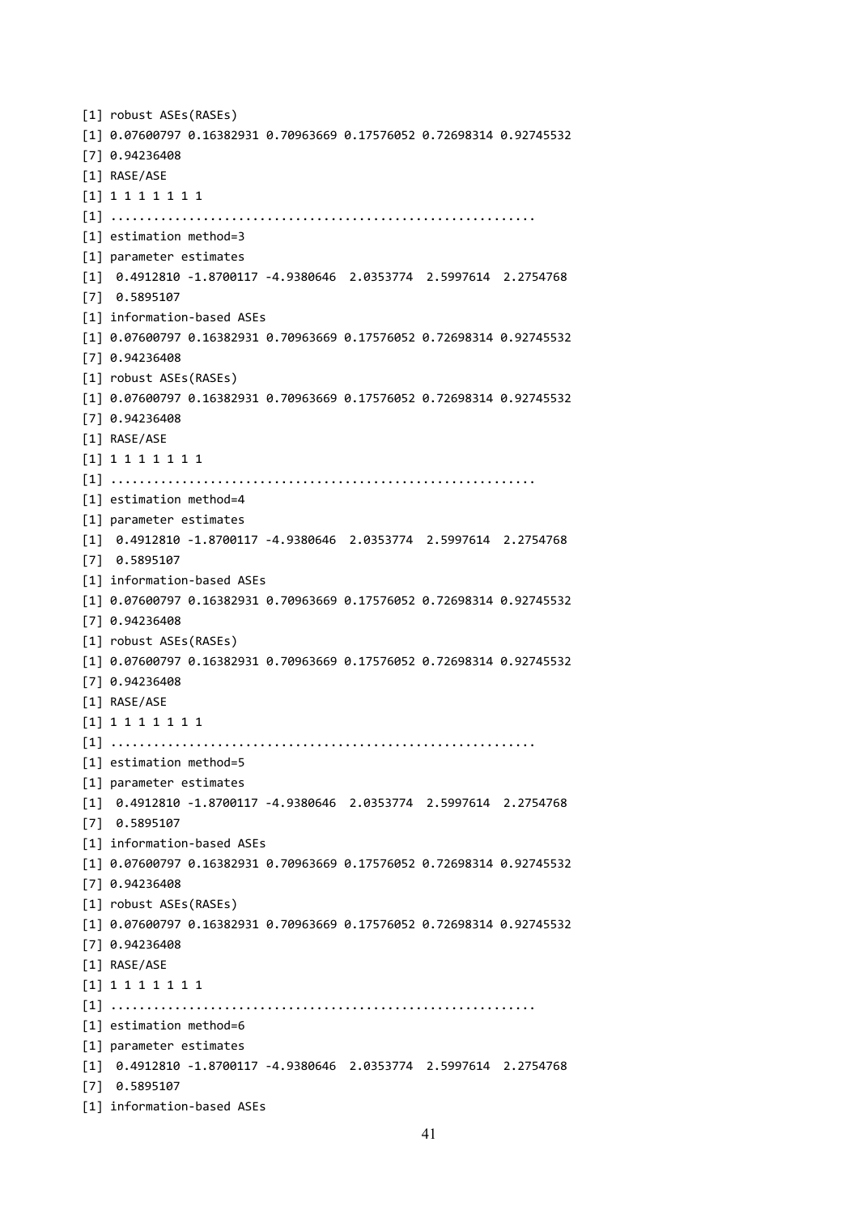```
[1] robust ASEs(RASEs)
[1] 0.07600797 0.16382931 0.70963669 0.17576052 0.72698314 0.92745532
[7] 0.94236408
[1] RASE/ASE
[1] 1 1 1 1 1 1 1
[1] ..........................................................
[1] estimation method=3
[1] parameter estimates
[1]  0.4912810 -1.8700117 -4.9380646  2.0353774  2.5997614  2.2754768
[7]  0.5895107
[1] information-based ASEs
[1] 0.07600797 0.16382931 0.70963669 0.17576052 0.72698314 0.92745532
[7] 0.94236408
[1] robust ASEs(RASEs)
[1] 0.07600797 0.16382931 0.70963669 0.17576052 0.72698314 0.92745532
[7] 0.94236408
[1] RASE/ASE
[1] 1 1 1 1 1 1 1
[1] ..........................................................
[1] estimation method=4
[1] parameter estimates
[1]  0.4912810 -1.8700117 -4.9380646  2.0353774  2.5997614  2.2754768
[7]  0.5895107
[1] information-based ASEs
[1] 0.07600797 0.16382931 0.70963669 0.17576052 0.72698314 0.92745532
[7] 0.94236408
[1] robust ASEs(RASEs)
[1] 0.07600797 0.16382931 0.70963669 0.17576052 0.72698314 0.92745532
[7] 0.94236408
[1] RASE/ASE
[1] 1 1 1 1 1 1 1
[1] ..........................................................
[1] estimation method=5
[1] parameter estimates
[1]  0.4912810 -1.8700117 -4.9380646  2.0353774  2.5997614  2.2754768
[7]  0.5895107
[1] information-based ASEs
[1] 0.07600797 0.16382931 0.70963669 0.17576052 0.72698314 0.92745532
[7] 0.94236408
[1] robust ASEs(RASEs)
[1] 0.07600797 0.16382931 0.70963669 0.17576052 0.72698314 0.92745532
[7] 0.94236408
[1] RASE/ASE
[1] 1 1 1 1 1 1 1
[1] ..........................................................
[1] estimation method=6
[1] parameter estimates
[1]  0.4912810 -1.8700117 -4.9380646  2.0353774  2.5997614  2.2754768
[7]  0.5895107
[1] information-based ASEs
```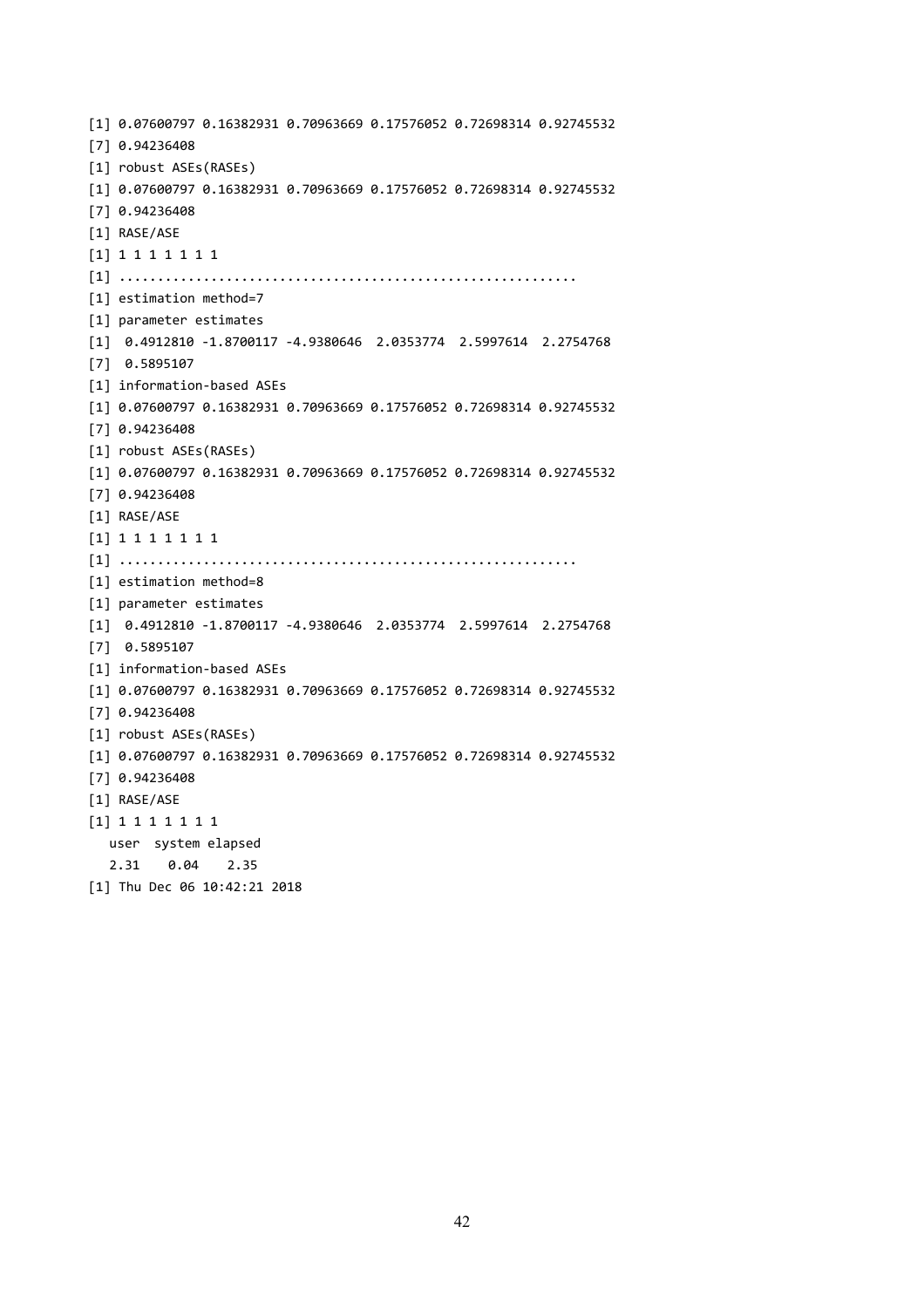```
[1] 0.07600797 0.16382931 0.70963669 0.17576052 0.72698314 0.92745532
[7] 0.94236408
[1] robust ASEs(RASEs)
[1] 0.07600797 0.16382931 0.70963669 0.17576052 0.72698314 0.92745532
[7] 0.94236408
[1] RASE/ASE
[1] 1 1 1 1 1 1 1
[1] ..........................................................
[1] estimation method=7
[1] parameter estimates
[1]  0.4912810 -1.8700117 -4.9380646  2.0353774  2.5997614  2.2754768
[7]  0.5895107
[1] information-based ASEs
[1] 0.07600797 0.16382931 0.70963669 0.17576052 0.72698314 0.92745532
[7] 0.94236408
[1] robust ASEs(RASEs)
[1] 0.07600797 0.16382931 0.70963669 0.17576052 0.72698314 0.92745532
[7] 0.94236408
[1] RASE/ASE
[1] 1 1 1 1 1 1 1
[1] ..........................................................
[1] estimation method=8
[1] parameter estimates
[1]  0.4912810 -1.8700117 -4.9380646  2.0353774  2.5997614  2.2754768
[7]  0.5895107
[1] information-based ASEs
[1] 0.07600797 0.16382931 0.70963669 0.17576052 0.72698314 0.92745532
[7] 0.94236408
[1] robust ASEs(RASEs)
[1] 0.07600797 0.16382931 0.70963669 0.17576052 0.72698314 0.92745532
[7] 0.94236408
[1] RASE/ASE
[1] 1 1 1 1 1 1 1
   user  system elapsed
   2.31    0.04    2.35
[1] Thu Dec 06 10:42:21 2018
```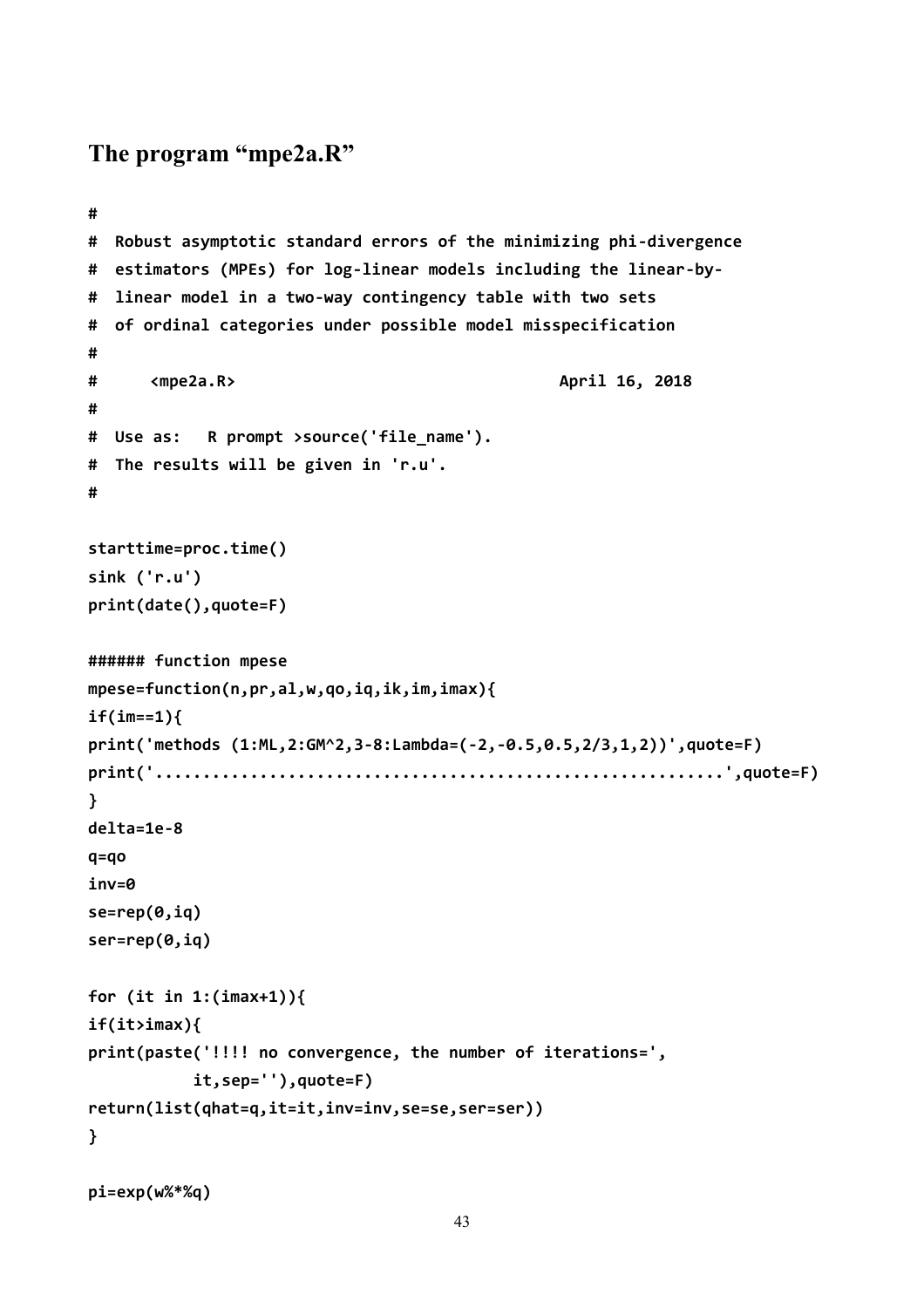## The program "mpe2a.R"

```
#
#  Robust asymptotic standard errors of the minimizing phi-divergence
#  estimators (MPEs) for log-linear models including the linear-by-
#  linear model in a two-way contingency table with two sets
#  of ordinal categories under possible model misspecification
#
#     <mpe2a.R>                              April 16, 2018
#
#  Use as:   R prompt >source('file_name').
#  The results will be given in 'r.u'.
#

starttime=proc.time()
sink ('r.u')
print(date(),quote=F)

###### function mpese
mpese=function(n,pr,al,w,qo,iq,ik,im,imax){
if(im==1){
print('methods (1:ML,2:GM^2,3-8:Lambda=(-2,-0.5,0.5,2/3,1,2))',quote=F)
print('...........................................................',quote=F)
}
delta=1e-8
q=qo
inv=0
se=rep(0,iq)
ser=rep(0,iq)

for (it in 1:(imax+1)){
if(it>imax){
print(paste('!!!! no convergence, the number of iterations=',
          it,sep=''),quote=F)
return(list(qhat=q,it=it,inv=inv,se=se,ser=ser))
}

pi=exp(w%*%q)
```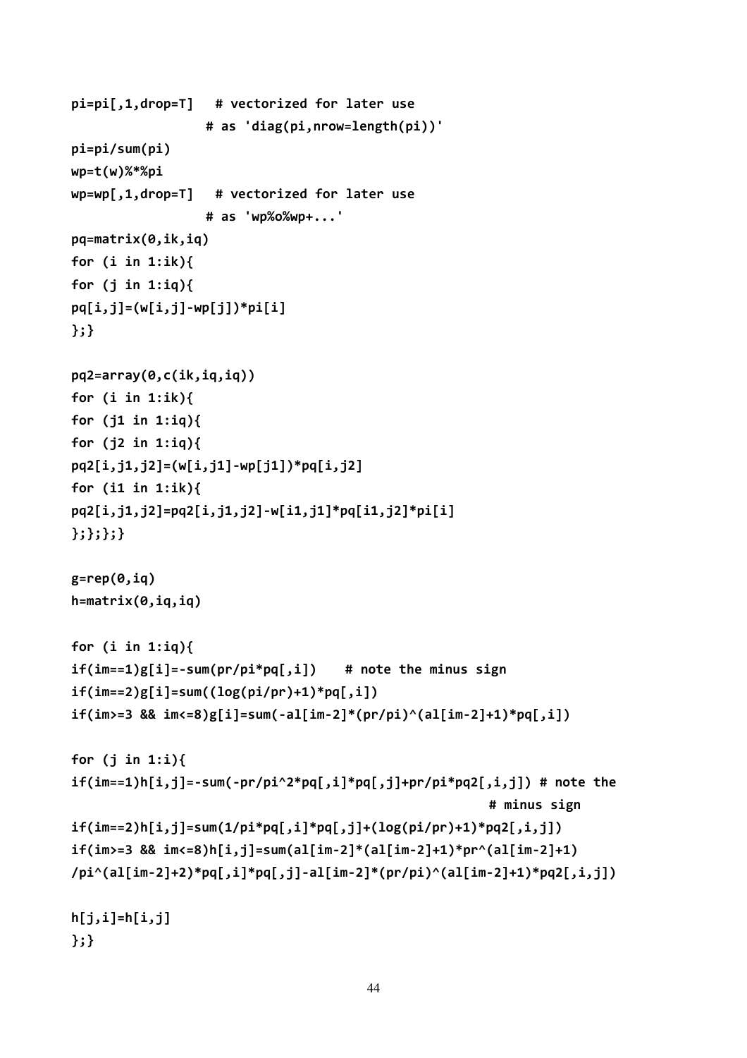```
pi=pi[,1,drop=T]   # vectorized for later use
                   # as 'diag(pi,nrow=length(pi))'
pi=pi/sum(pi)
wp=t(w)%*%pi
wp=wp[,1,drop=T]   # vectorized for later use
                   # as 'wp%o%wp+...'
pq=matrix(0,ik,iq)
for (i in 1:ik){
for (j in 1:iq){
pq[i,j]=(w[i,j]-wp[j])*pi[i]
};}

pq2=array(0,c(ik,iq,iq))
for (i in 1:ik){
for (j1 in 1:iq){
for (j2 in 1:iq){
pq2[i,j1,j2]=(w[i,j1]-wp[j1])*pq[i,j2]
for (i1 in 1:ik){
pq2[i,j1,j2]=pq2[i,j1,j2]-w[i1,j1]*pq[i1,j2]*pi[i]
};};};}

g=rep(0,iq)
h=matrix(0,iq,iq)

for (i in 1:iq){
if(im==1)g[i]=-sum(pr/pi*pq[,i])    # note the minus sign
if(im==2)g[i]=sum((log(pi/pr)+1)*pq[,i])
if(im>=3 && im<=8)g[i]=sum(-al[im-2]*(pr/pi)^(al[im-2]+1)*pq[,i])

for (j in 1:i){
if(im==1)h[i,j]=-sum(-pr/pi^2*pq[,i]*pq[,j]+pr/pi*pq2[,i,j]) # note the
                                                             # minus sign
if(im==2)h[i,j]=sum(1/pi*pq[,i]*pq[,j]+(log(pi/pr)+1)*pq2[,i,j])
if(im>=3 && im<=8)h[i,j]=sum(al[im-2]*(al[im-2]+1)*pr^(al[im-2]+1)
/pi^(al[im-2]+2)*pq[,i]*pq[,j]-al[im-2]*(pr/pi)^(al[im-2]+1)*pq2[,i,j])

h[j,i]=h[i,j]
};}
```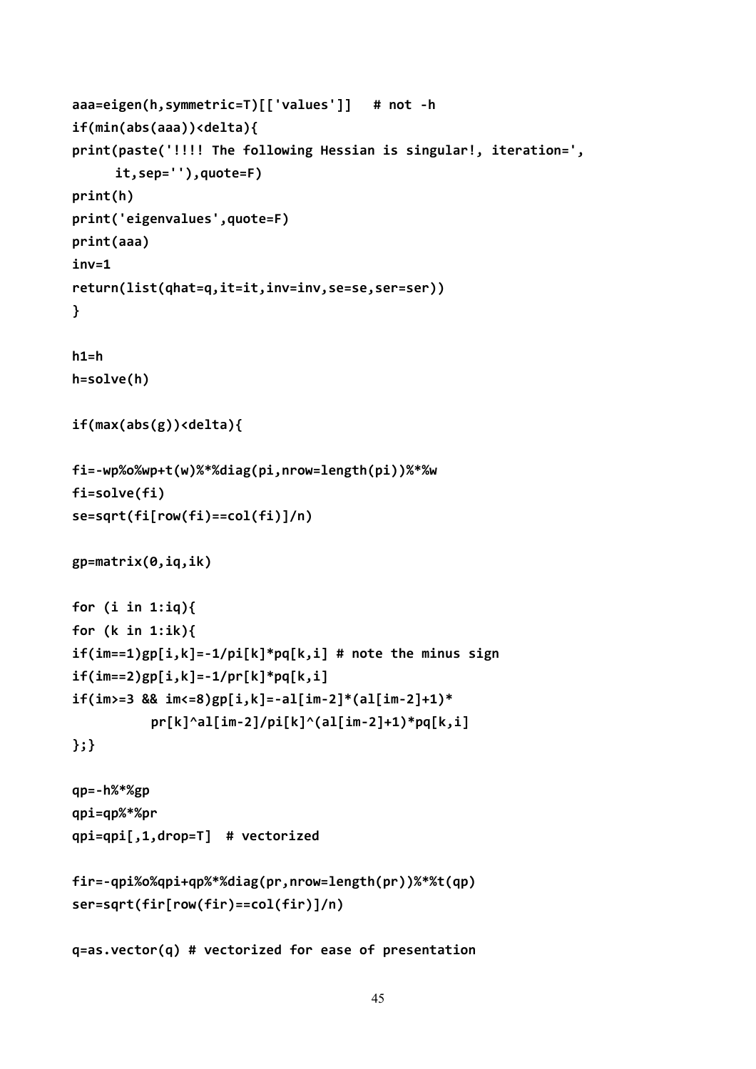```
aaa=eigen(h,symmetric=T)[['values']]   # not -h
if(min(abs(aaa))<delta){
print(paste('!!!! The following Hessian is singular!, iteration=',
      it,sep=''),quote=F)
print(h)
print('eigenvalues',quote=F)
print(aaa)
inv=1
return(list(qhat=q,it=it,inv=inv,se=se,ser=ser))
}

h1=h
h=solve(h)

if(max(abs(g))<delta){

fi=-wp%o%wp+t(w)%*%diag(pi,nrow=length(pi))%*%w
fi=solve(fi)
se=sqrt(fi[row(fi)==col(fi)]/n)

gp=matrix(0,iq,ik)

for (i in 1:iq){
for (k in 1:ik){
if(im==1)gp[i,k]=-1/pi[k]*pq[k,i] # note the minus sign
if(im==2)gp[i,k]=-1/pr[k]*pq[k,i]
if(im>=3 && im<=8)gp[i,k]=-al[im-2]*(al[im-2]+1)*
          pr[k]^al[im-2]/pi[k]^(al[im-2]+1)*pq[k,i]
};}

qp=-h%*%gp
qpi=qp%*%pr
qpi=qpi[,1,drop=T]  # vectorized

fir=-qpi%o%qpi+qp%*%diag(pr,nrow=length(pr))%*%t(qp)
ser=sqrt(fir[row(fir)==col(fir)]/n)

q=as.vector(q) # vectorized for ease of presentation
```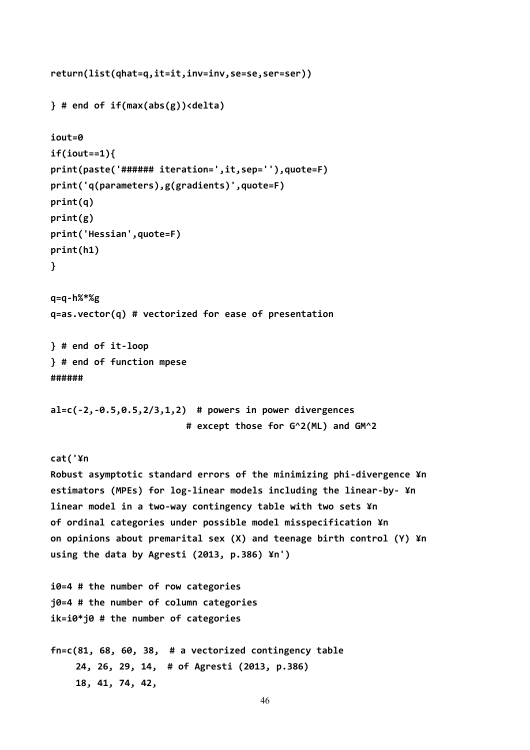```
return(list(qhat=q,it=it,inv=inv,se=se,ser=ser))

} # end of if(max(abs(g))<delta)

iout=0
if(iout==1){
print(paste('###### iteration=',it,sep=''),quote=F)
print('q(parameters),g(gradients)',quote=F)
print(q)
print(g)
print('Hessian',quote=F)
print(h1)
}

q=q-h%*%g
q=as.vector(q) # vectorized for ease of presentation

} # end of it-loop
} # end of function mpese
######

al=c(-2,-0.5,0.5,2/3,1,2)  # powers in power divergences
                          # except those for G^2(ML) and GM^2

cat('¥n
Robust asymptotic standard errors of the minimizing phi-divergence ¥n
estimators (MPEs) for log-linear models including the linear-by- ¥n
linear model in a two-way contingency table with two sets ¥n
of ordinal categories under possible model misspecification ¥n
on opinions about premarital sex (X) and teenage birth control (Y) ¥n
using the data by Agresti (2013, p.386) ¥n')

i0=4 # the number of row categories
j0=4 # the number of column categories
ik=i0*j0 # the number of categories

fn=c(81, 68, 60, 38,  # a vectorized contingency table
     24, 26, 29, 14,  # of Agresti (2013, p.386)
     18, 41, 74, 42,
```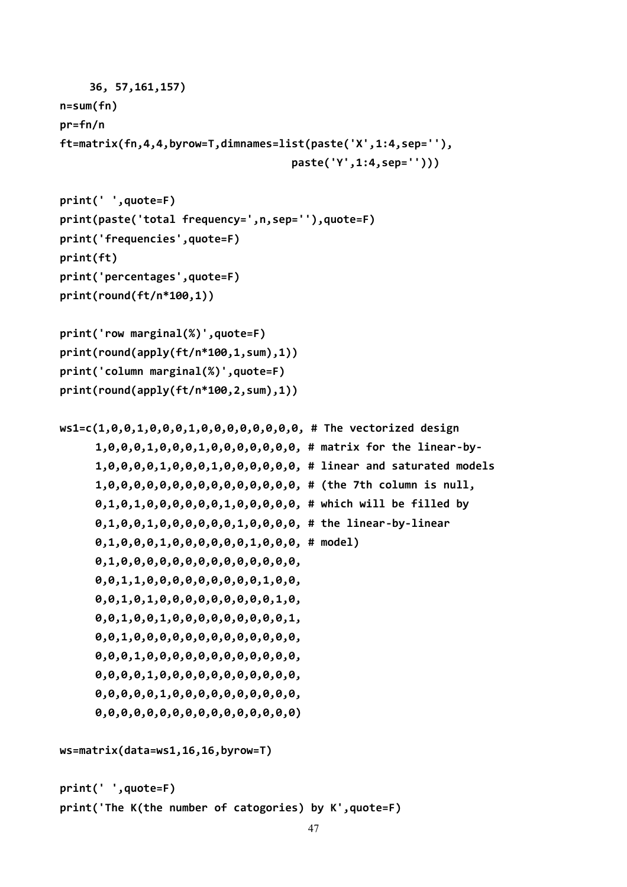```
     36, 57,161,157)
n=sum(fn)
pr=fn/n
ft=matrix(fn,4,4,byrow=T,dimnames=list(paste('X',1:4,sep=''),
                                       paste('Y',1:4,sep='')))

print(' ',quote=F)
print(paste('total frequency=',n,sep=''),quote=F)
print('frequencies',quote=F)
print(ft)
print('percentages',quote=F)
print(round(ft/n*100,1))

print('row marginal(%)',quote=F)
print(round(apply(ft/n*100,1,sum),1))
print('column marginal(%)',quote=F)
print(round(apply(ft/n*100,2,sum),1))

ws1=c(1,0,0,1,0,0,0,1,0,0,0,0,0,0,0,0, # The vectorized design
      1,0,0,0,1,0,0,0,1,0,0,0,0,0,0,0, # matrix for the linear-by-
      1,0,0,0,0,1,0,0,0,1,0,0,0,0,0,0, # linear and saturated models
      1,0,0,0,0,0,0,0,0,0,0,0,0,0,0,0, # (the 7th column is null,
      0,1,0,1,0,0,0,0,0,0,1,0,0,0,0,0, # which will be filled by
      0,1,0,0,1,0,0,0,0,0,0,1,0,0,0,0, # the linear-by-linear
      0,1,0,0,0,1,0,0,0,0,0,0,1,0,0,0, # model)
      0,1,0,0,0,0,0,0,0,0,0,0,0,0,0,0,
      0,0,1,1,0,0,0,0,0,0,0,0,0,1,0,0,
      0,0,1,0,1,0,0,0,0,0,0,0,0,0,1,0,
      0,0,1,0,0,1,0,0,0,0,0,0,0,0,0,1,
      0,0,1,0,0,0,0,0,0,0,0,0,0,0,0,0,
      0,0,0,1,0,0,0,0,0,0,0,0,0,0,0,0,
      0,0,0,0,1,0,0,0,0,0,0,0,0,0,0,0,
      0,0,0,0,0,1,0,0,0,0,0,0,0,0,0,0,
      0,0,0,0,0,0,0,0,0,0,0,0,0,0,0,0)

ws=matrix(data=ws1,16,16,byrow=T)

print(' ',quote=F)
print('The K(the number of catogories) by K',quote=F)
```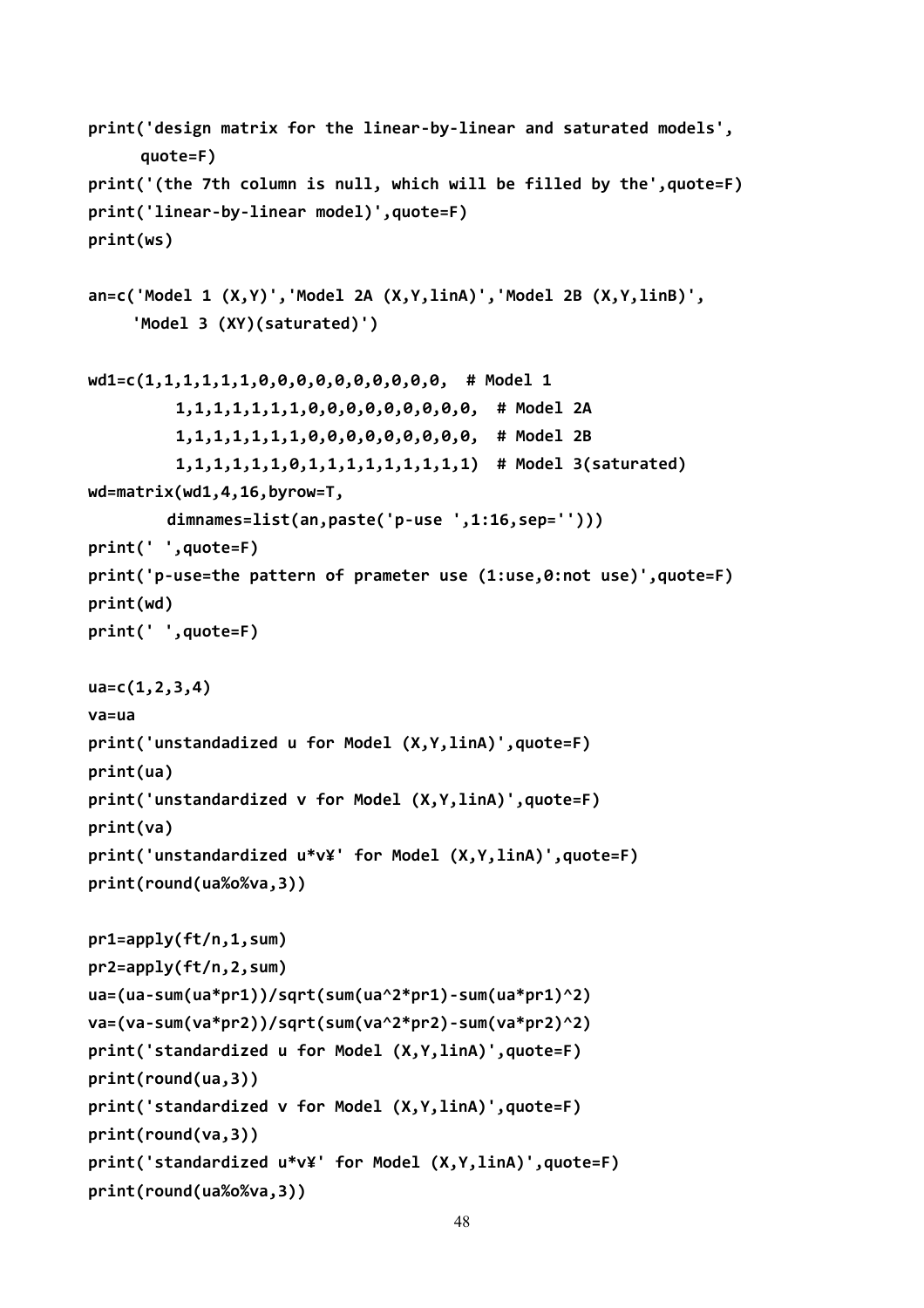```
print('design matrix for the linear-by-linear and saturated models',
     quote=F)
print('(the 7th column is null, which will be filled by the',quote=F)
print('linear-by-linear model)',quote=F)
print(ws)

an=c('Model 1 (X,Y)','Model 2A (X,Y,linA)','Model 2B (X,Y,linB)',
    'Model 3 (XY)(saturated)')

wd1=c(1,1,1,1,1,1,0,0,0,0,0,0,0,0,0,0,  # Model 1
        1,1,1,1,1,1,1,0,0,0,0,0,0,0,0,0,  # Model 2A
        1,1,1,1,1,1,1,0,0,0,0,0,0,0,0,0,  # Model 2B
        1,1,1,1,1,1,0,1,1,1,1,1,1,1,1,1)  # Model 3(saturated)
wd=matrix(wd1,4,16,byrow=T,
       dimnames=list(an,paste('p-use ',1:16,sep='')))
print(' ',quote=F)
print('p-use=the pattern of prameter use (1:use,0:not use)',quote=F)
print(wd)
print(' ',quote=F)

ua=c(1,2,3,4)
va=ua
print('unstandadized u for Model (X,Y,linA)',quote=F)
print(ua)
print('unstandardized v for Model (X,Y,linA)',quote=F)
print(va)
print('unstandardized u*v¥' for Model (X,Y,linA)',quote=F)
print(round(ua%o%va,3))

pr1=apply(ft/n,1,sum)
pr2=apply(ft/n,2,sum)
ua=(ua-sum(ua*pr1))/sqrt(sum(ua^2*pr1)-sum(ua*pr1)^2)
va=(va-sum(va*pr2))/sqrt(sum(va^2*pr2)-sum(va*pr2)^2)
print('standardized u for Model (X,Y,linA)',quote=F)
print(round(ua,3))
print('standardized v for Model (X,Y,linA)',quote=F)
print(round(va,3))
print('standardized u*v¥' for Model (X,Y,linA)',quote=F)
print(round(ua%o%va,3))
```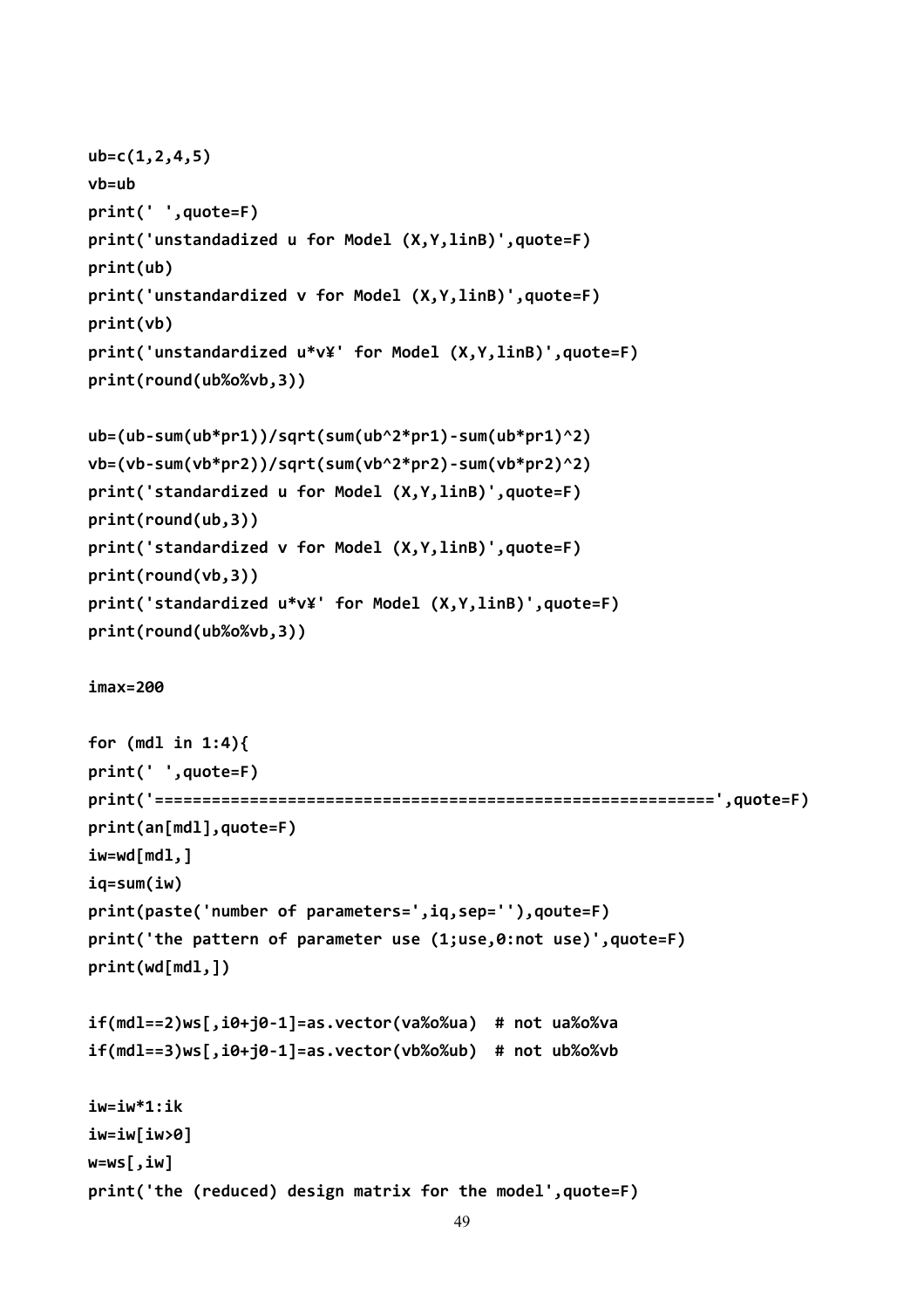```
ub=c(1,2,4,5)
vb=ub
print(' ',quote=F)
print('unstandadized u for Model (X,Y,linB)',quote=F)
print(ub)
print('unstandardized v for Model (X,Y,linB)',quote=F)
print(vb)
print('unstandardized u*v¥' for Model (X,Y,linB)',quote=F)
print(round(ub%o%vb,3))

ub=(ub-sum(ub*pr1))/sqrt(sum(ub^2*pr1)-sum(ub*pr1)^2)
vb=(vb-sum(vb*pr2))/sqrt(sum(vb^2*pr2)-sum(vb*pr2)^2)
print('standardized u for Model (X,Y,linB)',quote=F)
print(round(ub,3))
print('standardized v for Model (X,Y,linB)',quote=F)
print(round(vb,3))
print('standardized u*v¥' for Model (X,Y,linB)',quote=F)
print(round(ub%o%vb,3))

imax=200

for (mdl in 1:4){
print(' ',quote=F)
print('==========================================================',quote=F)
print(an[mdl],quote=F)
iw=wd[mdl,]
iq=sum(iw)
print(paste('number of parameters=',iq,sep=''),qoute=F)
print('the pattern of parameter use (1;use,0:not use)',quote=F)
print(wd[mdl,])

if(mdl==2)ws[,i0+j0-1]=as.vector(va%o%ua)  # not ua%o%va
if(mdl==3)ws[,i0+j0-1]=as.vector(vb%o%ub)  # not ub%o%vb

iw=iw*1:ik
iw=iw[iw>0]
w=ws[,iw]
print('the (reduced) design matrix for the model',quote=F)
```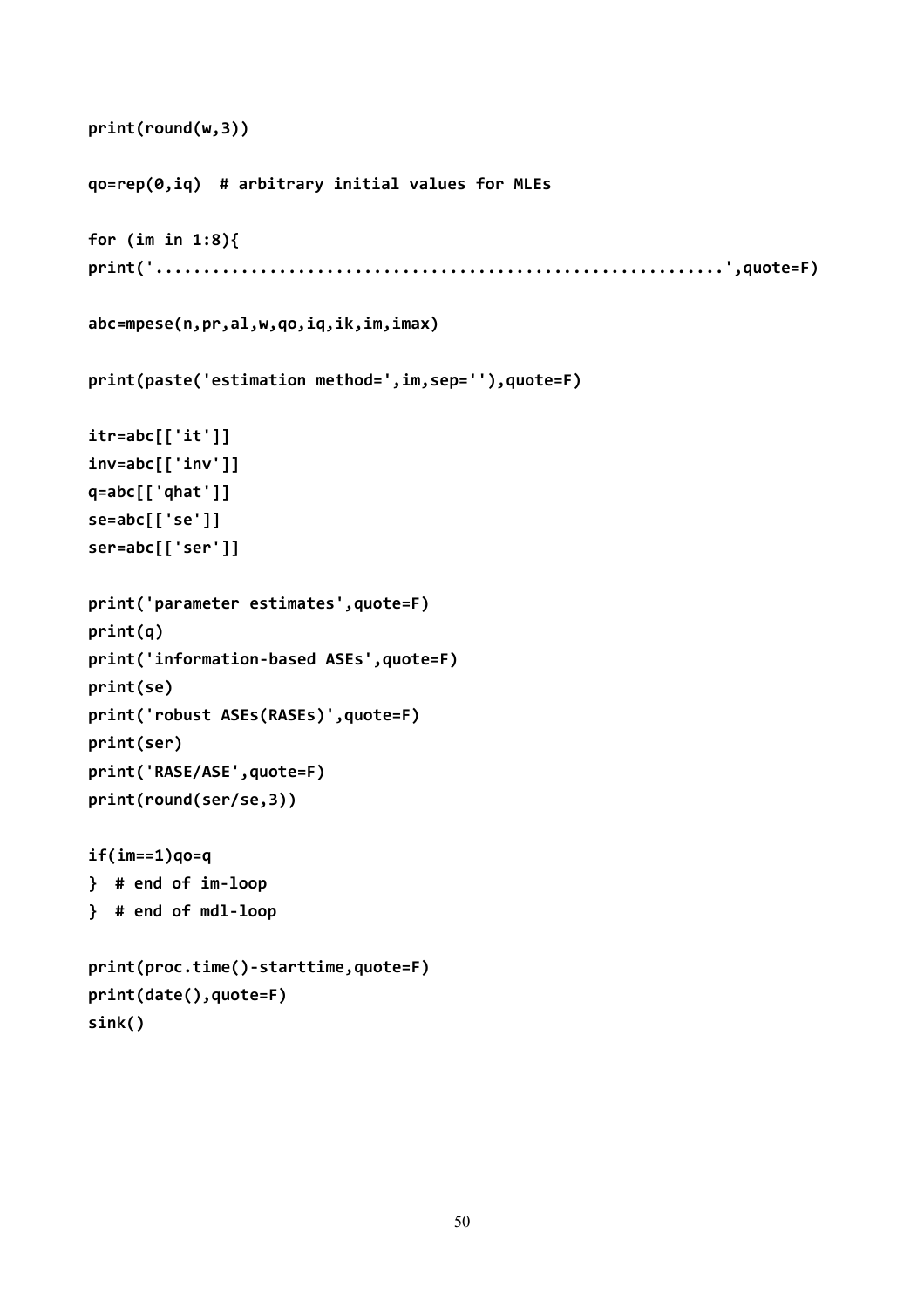```
print(round(w,3))

qo=rep(0,iq)  # arbitrary initial values for MLEs

for (im in 1:8){
print('..........................................................',quote=F)

abc=mpese(n,pr,al,w,qo,iq,ik,im,imax)

print(paste('estimation method=',im,sep=''),quote=F)

itr=abc[['it']]
inv=abc[['inv']]
q=abc[['qhat']]
se=abc[['se']]
ser=abc[['ser']]

print('parameter estimates',quote=F)
print(q)
print('information-based ASEs',quote=F)
print(se)
print('robust ASEs(RASEs)',quote=F)
print(ser)
print('RASE/ASE',quote=F)
print(round(ser/se,3))

if(im==1)qo=q
}  # end of im-loop
}  # end of mdl-loop

print(proc.time()-starttime,quote=F)
print(date(),quote=F)
sink()
```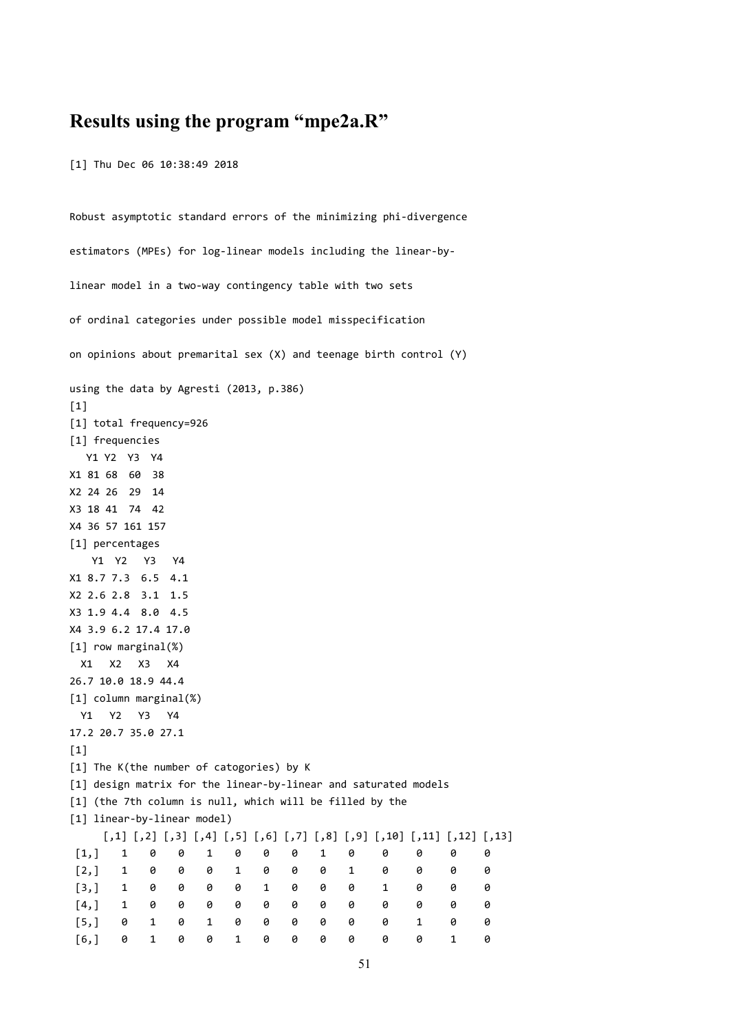# Results using the program "mpe2a.R"

```
[1] Thu Dec 06 10:38:49 2018


Robust asymptotic standard errors of the minimizing phi-divergence

estimators (MPEs) for log-linear models including the linear-by-

linear model in a two-way contingency table with two sets

of ordinal categories under possible model misspecification

on opinions about premarital sex (X) and teenage birth control (Y)

using the data by Agresti (2013, p.386)
[1]
[1] total frequency=926
[1] frequencies
   Y1 Y2  Y3  Y4
X1 81 68  60  38
X2 24 26  29  14
X3 18 41  74  42
X4 36 57 161 157
[1] percentages
    Y1  Y2   Y3   Y4
X1 8.7 7.3  6.5  4.1
X2 2.6 2.8  3.1  1.5
X3 1.9 4.4  8.0  4.5
X4 3.9 6.2 17.4 17.0
[1] row marginal(%)
  X1   X2   X3   X4
26.7 10.0 18.9 44.4
[1] column marginal(%)
  Y1   Y2   Y3   Y4
17.2 20.7 35.0 27.1
[1]
[1] The K(the number of catogories) by K
[1] design matrix for the linear-by-linear and saturated models
[1] (the 7th column is null, which will be filled by the
[1] linear-by-linear model)
     [,1] [,2] [,3] [,4] [,5] [,6] [,7] [,8] [,9] [,10] [,11] [,12] [,13]
 [1,]    1    0    0    1    0    0    0    1    0     0     0     0     0
 [2,]    1    0    0    0    1    0    0    0    1     0     0     0     0
 [3,]    1    0    0    0    0    1    0    0    0     1     0     0     0
 [4,]    1    0    0    0    0    0    0    0    0     0     0     0     0
 [5,]    0    1    0    1    0    0    0    0    0     0     1     0     0
 [6,]    0    1    0    0    1    0    0    0    0     0     0     1     0
```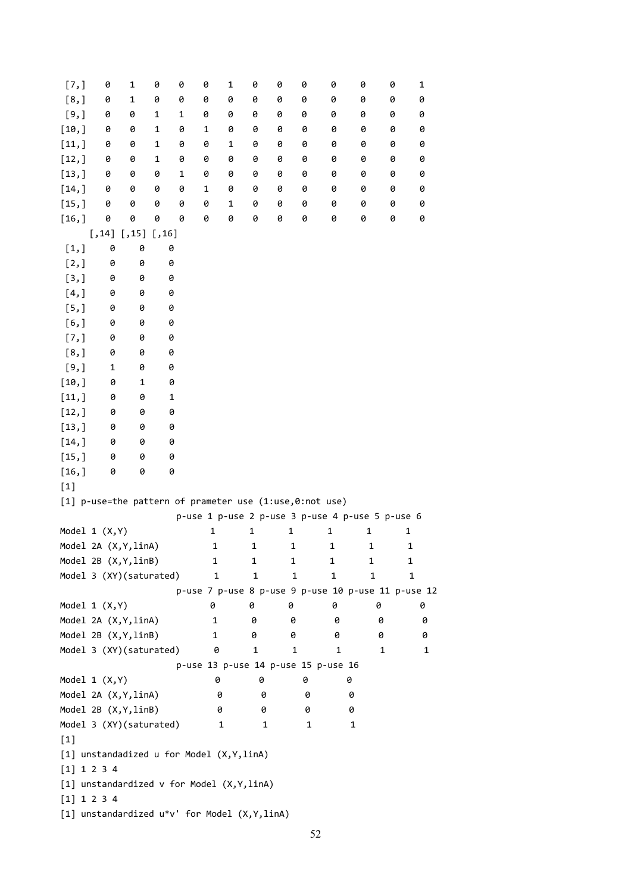```
 [7,]    0    1    0    0    0    1    0    0    0     0     0     0     1
 [8,]    0    1    0    0    0    0    0    0    0     0     0     0     0
 [9,]    0    0    1    1    0    0    0    0    0     0     0     0     0
[10,]    0    0    1    0    1    0    0    0    0     0     0     0     0
[11,]    0    0    1    0    0    1    0    0    0     0     0     0     0
[12,]    0    0    1    0    0    0    0    0    0     0     0     0     0
[13,]    0    0    0    1    0    0    0    0    0     0     0     0     0
[14,]    0    0    0    0    1    0    0    0    0     0     0     0     0
[15,]    0    0    0    0    0    1    0    0    0     0     0     0     0
[16,]    0    0    0    0    0    0    0    0    0     0     0     0     0
      [,14] [,15] [,16]
 [1,]     0     0     0
 [2,]     0     0     0
 [3,]     0     0     0
 [4,]     0     0     0
 [5,]     0     0     0
 [6,]     0     0     0
 [7,]     0     0     0
 [8,]     0     0     0
 [9,]     1     0     0
[10,]     0     1     0
[11,]     0     0     1
[12,]     0     0     0
[13,]     0     0     0
[14,]     0     0     0
[15,]     0     0     0
[16,]     0     0     0
[1]
[1] p-use=the pattern of prameter use (1:use,0:not use)
                        p-use 1 p-use 2 p-use 3 p-use 4 p-use 5 p-use 6
Model 1 (X,Y)                 1       1       1       1       1       1
Model 2A (X,Y,linA)           1       1       1       1       1       1
Model 2B (X,Y,linB)           1       1       1       1       1       1
Model 3 (XY)(saturated)       1       1       1       1       1       1
                        p-use 7 p-use 8 p-use 9 p-use 10 p-use 11 p-use 12
Model 1 (X,Y)                 0       0       0        0        0        0
Model 2A (X,Y,linA)           1       0       0        0        0        0
Model 2B (X,Y,linB)           1       0       0        0        0        0
Model 3 (XY)(saturated)       0       1       1        1        1        1
                        p-use 13 p-use 14 p-use 15 p-use 16
Model 1 (X,Y)                  0        0        0        0
Model 2A (X,Y,linA)            0        0        0        0
Model 2B (X,Y,linB)            0        0        0        0
Model 3 (XY)(saturated)        1        1        1        1
[1]
[1] unstandadized u for Model (X,Y,linA)
[1] 1 2 3 4
[1] unstandardized v for Model (X,Y,linA)
[1] 1 2 3 4
[1] unstandardized u*v' for Model (X,Y,linA)
```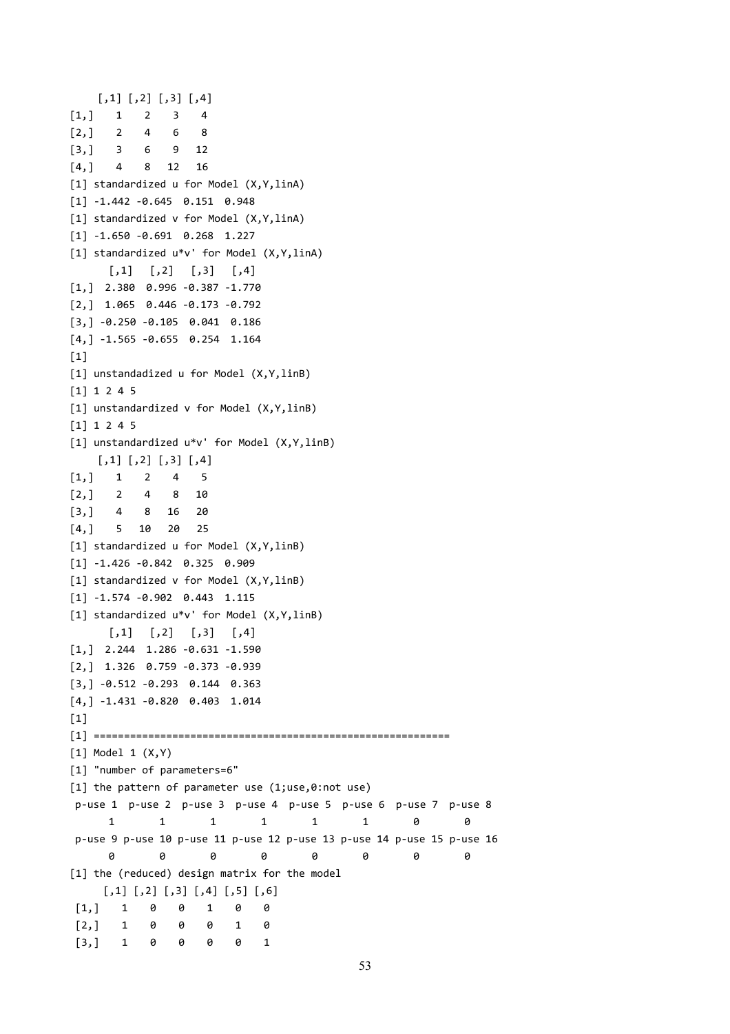```
     [,1] [,2] [,3] [,4]
[1,]    1    2    3    4
[2,]    2    4    6    8
[3,]    3    6    9   12
[4,]    4    8   12   16
[1] standardized u for Model (X,Y,linA)
[1] -1.442 -0.645  0.151  0.948
[1] standardized v for Model (X,Y,linA)
[1] -1.650 -0.691  0.268  1.227
[1] standardized u*v' for Model (X,Y,linA)
       [,1]   [,2]   [,3]   [,4]
[1,]  2.380  0.996 -0.387 -1.770
[2,]  1.065  0.446 -0.173 -0.792
[3,] -0.250 -0.105  0.041  0.186
[4,] -1.565 -0.655  0.254  1.164
[1]
[1] unstandadized u for Model (X,Y,linB)
[1] 1 2 4 5
[1] unstandardized v for Model (X,Y,linB)
[1] 1 2 4 5
[1] unstandardized u*v' for Model (X,Y,linB)
     [,1] [,2] [,3] [,4]
[1,]    1    2    4    5
[2,]    2    4    8   10
[3,]    4    8   16   20
[4,]    5   10   20   25
[1] standardized u for Model (X,Y,linB)
[1] -1.426 -0.842  0.325  0.909
[1] standardized v for Model (X,Y,linB)
[1] -1.574 -0.902  0.443  1.115
[1] standardized u*v' for Model (X,Y,linB)
       [,1]   [,2]   [,3]   [,4]
[1,]  2.244  1.286 -0.631 -1.590
[2,]  1.326  0.759 -0.373 -0.939
[3,] -0.512 -0.293  0.144  0.363
[4,] -1.431 -0.820  0.403  1.014
[1]
[1] ==========================================================
[1] Model 1 (X,Y)
[1] "number of parameters=6"
[1] the pattern of parameter use (1;use,0:not use)
 p-use 1  p-use 2  p-use 3  p-use 4  p-use 5  p-use 6  p-use 7  p-use 8
       1        1        1        1        1        1        0        0
 p-use 9 p-use 10 p-use 11 p-use 12 p-use 13 p-use 14 p-use 15 p-use 16
       0        0        0        0        0        0        0        0
[1] the (reduced) design matrix for the model
      [,1] [,2] [,3] [,4] [,5] [,6]
 [1,]    1    0    0    1    0    0
 [2,]    1    0    0    0    1    0
 [3,]    1    0    0    0    0    1
```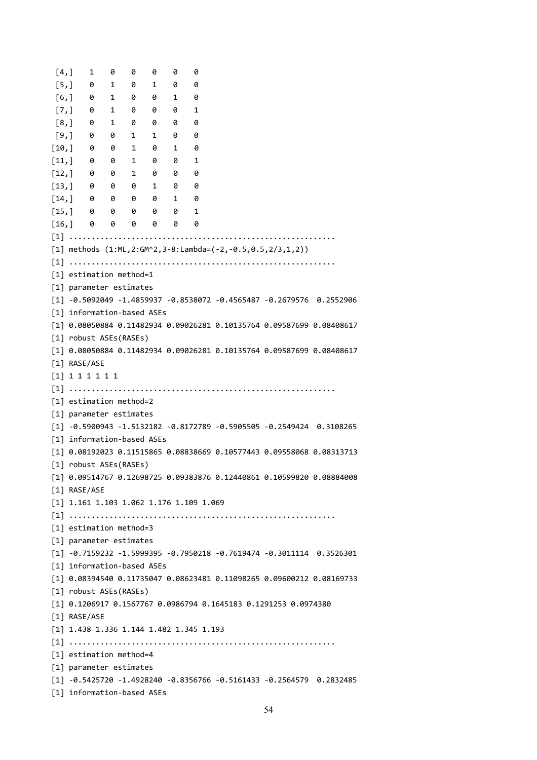```
 [4,]    1    0    0    0    0    0
 [5,]    0    1    0    1    0    0
 [6,]    0    1    0    0    1    0
 [7,]    0    1    0    0    0    1
 [8,]    0    1    0    0    0    0
 [9,]    0    0    1    1    0    0
[10,]    0    0    1    0    1    0
[11,]    0    0    1    0    0    1
[12,]    0    0    1    0    0    0
[13,]    0    0    0    1    0    0
[14,]    0    0    0    0    1    0
[15,]    0    0    0    0    0    1
[16,]    0    0    0    0    0    0
[1] ..........................................................
[1] methods (1:ML,2:GM^2,3-8:Lambda=(-2,-0.5,0.5,2/3,1,2))
[1] ..........................................................
[1] estimation method=1
[1] parameter estimates
[1] -0.5092049 -1.4859937 -0.8538072 -0.4565487 -0.2679576  0.2552906
[1] information-based ASEs
[1] 0.08050884 0.11482934 0.09026281 0.10135764 0.09587699 0.08408617
[1] robust ASEs(RASEs)
[1] 0.08050884 0.11482934 0.09026281 0.10135764 0.09587699 0.08408617
[1] RASE/ASE
[1] 1 1 1 1 1 1
[1] ..........................................................
[1] estimation method=2
[1] parameter estimates
[1] -0.5900943 -1.5132182 -0.8172789 -0.5905505 -0.2549424  0.3108265
[1] information-based ASEs
[1] 0.08192023 0.11515865 0.08838669 0.10577443 0.09558068 0.08313713
[1] robust ASEs(RASEs)
[1] 0.09514767 0.12698725 0.09383876 0.12440861 0.10599820 0.08884008
[1] RASE/ASE
[1] 1.161 1.103 1.062 1.176 1.109 1.069
[1] ..........................................................
[1] estimation method=3
[1] parameter estimates
[1] -0.7159232 -1.5999395 -0.7950218 -0.7619474 -0.3011114  0.3526301
[1] information-based ASEs
[1] 0.08394540 0.11735047 0.08623481 0.11098265 0.09600212 0.08169733
[1] robust ASEs(RASEs)
[1] 0.1206917 0.1567767 0.0986794 0.1645183 0.1291253 0.0974380
[1] RASE/ASE
[1] 1.438 1.336 1.144 1.482 1.345 1.193
[1] ..........................................................
[1] estimation method=4
[1] parameter estimates
[1] -0.5425720 -1.4928240 -0.8356766 -0.5161433 -0.2564579  0.2832485
[1] information-based ASEs
```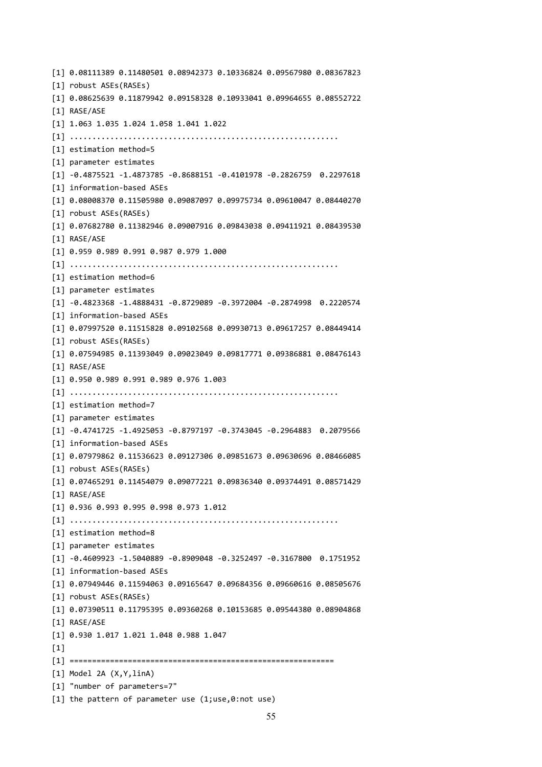```
[1] 0.08111389 0.11480501 0.08942373 0.10336824 0.09567980 0.08367823
[1] robust ASEs(RASEs)
[1] 0.08625639 0.11879942 0.09158328 0.10933041 0.09964655 0.08552722
[1] RASE/ASE
[1] 1.063 1.035 1.024 1.058 1.041 1.022
[1] ...........................................................
[1] estimation method=5
[1] parameter estimates
[1] -0.4875521 -1.4873785 -0.8688151 -0.4101978 -0.2826759  0.2297618
[1] information-based ASEs
[1] 0.08008370 0.11505980 0.09087097 0.09975734 0.09610047 0.08440270
[1] robust ASEs(RASEs)
[1] 0.07682780 0.11382946 0.09007916 0.09843038 0.09411921 0.08439530
[1] RASE/ASE
[1] 0.959 0.989 0.991 0.987 0.979 1.000
[1] ...........................................................
[1] estimation method=6
[1] parameter estimates
[1] -0.4823368 -1.4888431 -0.8729089 -0.3972004 -0.2874998  0.2220574
[1] information-based ASEs
[1] 0.07997520 0.11515828 0.09102568 0.09930713 0.09617257 0.08449414
[1] robust ASEs(RASEs)
[1] 0.07594985 0.11393049 0.09023049 0.09817771 0.09386881 0.08476143
[1] RASE/ASE
[1] 0.950 0.989 0.991 0.989 0.976 1.003
[1] ...........................................................
[1] estimation method=7
[1] parameter estimates
[1] -0.4741725 -1.4925053 -0.8797197 -0.3743045 -0.2964883  0.2079566
[1] information-based ASEs
[1] 0.07979862 0.11536623 0.09127306 0.09851673 0.09630696 0.08466085
[1] robust ASEs(RASEs)
[1] 0.07465291 0.11454079 0.09077221 0.09836340 0.09374491 0.08571429
[1] RASE/ASE
[1] 0.936 0.993 0.995 0.998 0.973 1.012
[1] ...........................................................
[1] estimation method=8
[1] parameter estimates
[1] -0.4609923 -1.5040889 -0.8909048 -0.3252497 -0.3167800  0.1751952
[1] information-based ASEs
[1] 0.07949446 0.11594063 0.09165647 0.09684356 0.09660616 0.08505676
[1] robust ASEs(RASEs)
[1] 0.07390511 0.11795395 0.09360268 0.10153685 0.09544380 0.08904868
[1] RASE/ASE
[1] 0.930 1.017 1.021 1.048 0.988 1.047
[1]
[1] ==========================================================
[1] Model 2A (X,Y,linA)
[1] "number of parameters=7"
[1] the pattern of parameter use (1;use,0:not use)
```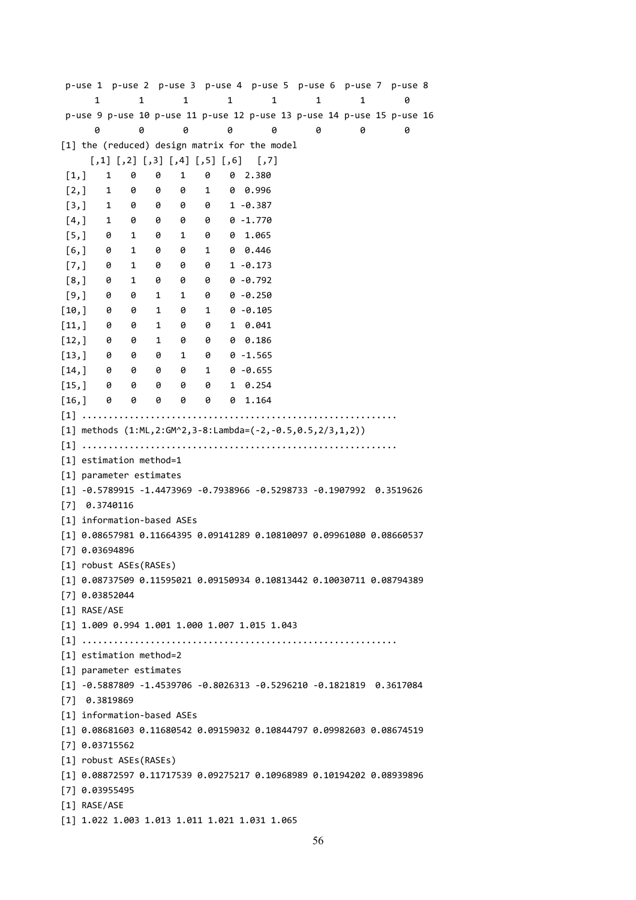```
 p-use 1  p-use 2  p-use 3  p-use 4  p-use 5  p-use 6  p-use 7  p-use 8
       1        1        1        1        1        1        1        0
 p-use 9 p-use 10 p-use 11 p-use 12 p-use 13 p-use 14 p-use 15 p-use 16
       0        0        0        0        0        0        0        0
[1] the (reduced) design matrix for the model
      [,1] [,2] [,3] [,4] [,5] [,6]   [,7]
 [1,]    1    0    0    1    0    0  2.380
 [2,]    1    0    0    0    1    0  0.996
 [3,]    1    0    0    0    0    1 -0.387
 [4,]    1    0    0    0    0    0 -1.770
 [5,]    0    1    0    1    0    0  1.065
 [6,]    0    1    0    0    1    0  0.446
 [7,]    0    1    0    0    0    1 -0.173
 [8,]    0    1    0    0    0    0 -0.792
 [9,]    0    0    1    1    0    0 -0.250
[10,]    0    0    1    0    1    0 -0.105
[11,]    0    0    1    0    0    1  0.041
[12,]    0    0    1    0    0    0  0.186
[13,]    0    0    0    1    0    0 -1.565
[14,]    0    0    0    0    1    0 -0.655
[15,]    0    0    0    0    0    1  0.254
[16,]    0    0    0    0    0    0  1.164
[1] ..........................................................
[1] methods (1:ML,2:GM^2,3-8:Lambda=(-2,-0.5,0.5,2/3,1,2))
[1] ..........................................................
[1] estimation method=1
[1] parameter estimates
[1] -0.5789915 -1.4473969 -0.7938966 -0.5298733 -0.1907992  0.3519626
[7]  0.3740116
[1] information-based ASEs
[1] 0.08657981 0.11664395 0.09141289 0.10810097 0.09961080 0.08660537
[7] 0.03694896
[1] robust ASEs(RASEs)
[1] 0.08737509 0.11595021 0.09150934 0.10813442 0.10030711 0.08794389
[7] 0.03852044
[1] RASE/ASE
[1] 1.009 0.994 1.001 1.000 1.007 1.015 1.043
[1] ..........................................................
[1] estimation method=2
[1] parameter estimates
[1] -0.5887809 -1.4539706 -0.8026313 -0.5296210 -0.1821819  0.3617084
[7]  0.3819869
[1] information-based ASEs
[1] 0.08681603 0.11680542 0.09159032 0.10844797 0.09982603 0.08674519
[7] 0.03715562
[1] robust ASEs(RASEs)
[1] 0.08872597 0.11717539 0.09275217 0.10968989 0.10194202 0.08939896
[7] 0.03955495
[1] RASE/ASE
[1] 1.022 1.003 1.013 1.011 1.021 1.031 1.065
```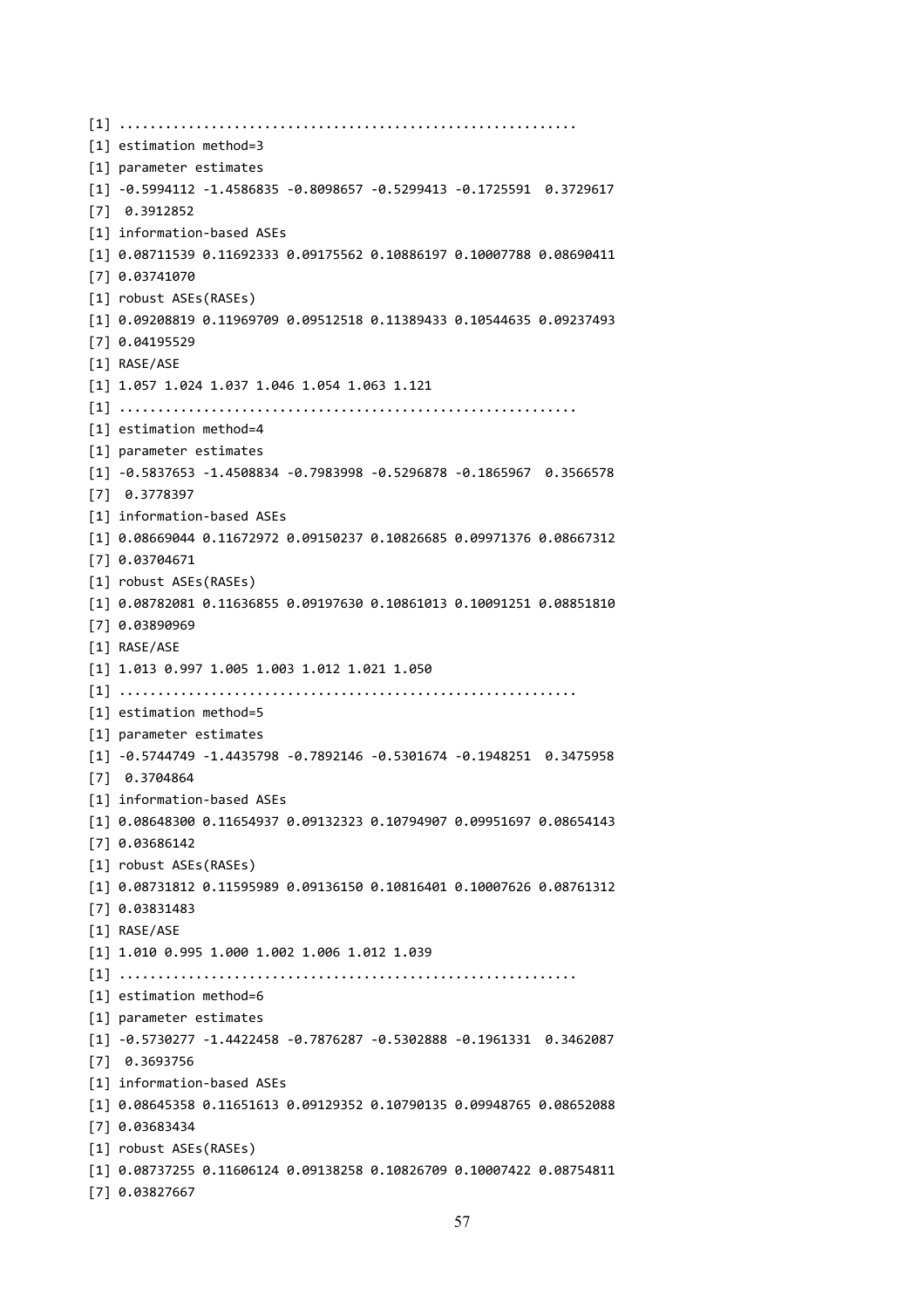```
[1] ..........................................................
[1] estimation method=3
[1] parameter estimates
[1] -0.5994112 -1.4586835 -0.8098657 -0.5299413 -0.1725591  0.3729617
[7]  0.3912852
[1] information-based ASEs
[1] 0.08711539 0.11692333 0.09175562 0.10886197 0.10007788 0.08690411
[7] 0.03741070
[1] robust ASEs(RASEs)
[1] 0.09208819 0.11969709 0.09512518 0.11389433 0.10544635 0.09237493
[7] 0.04195529
[1] RASE/ASE
[1] 1.057 1.024 1.037 1.046 1.054 1.063 1.121
[1] ..........................................................
[1] estimation method=4
[1] parameter estimates
[1] -0.5837653 -1.4508834 -0.7983998 -0.5296878 -0.1865967  0.3566578
[7]  0.3778397
[1] information-based ASEs
[1] 0.08669044 0.11672972 0.09150237 0.10826685 0.09971376 0.08667312
[7] 0.03704671
[1] robust ASEs(RASEs)
[1] 0.08782081 0.11636855 0.09197630 0.10861013 0.10091251 0.08851810
[7] 0.03890969
[1] RASE/ASE
[1] 1.013 0.997 1.005 1.003 1.012 1.021 1.050
[1] ..........................................................
[1] estimation method=5
[1] parameter estimates
[1] -0.5744749 -1.4435798 -0.7892146 -0.5301674 -0.1948251  0.3475958
[7]  0.3704864
[1] information-based ASEs
[1] 0.08648300 0.11654937 0.09132323 0.10794907 0.09951697 0.08654143
[7] 0.03686142
[1] robust ASEs(RASEs)
[1] 0.08731812 0.11595989 0.09136150 0.10816401 0.10007626 0.08761312
[7] 0.03831483
[1] RASE/ASE
[1] 1.010 0.995 1.000 1.002 1.006 1.012 1.039
[1] ..........................................................
[1] estimation method=6
[1] parameter estimates
[1] -0.5730277 -1.4422458 -0.7876287 -0.5302888 -0.1961331  0.3462087
[7]  0.3693756
[1] information-based ASEs
[1] 0.08645358 0.11651613 0.09129352 0.10790135 0.09948765 0.08652088
[7] 0.03683434
[1] robust ASEs(RASEs)
[1] 0.08737255 0.11606124 0.09138258 0.10826709 0.10007422 0.08754811
[7] 0.03827667
```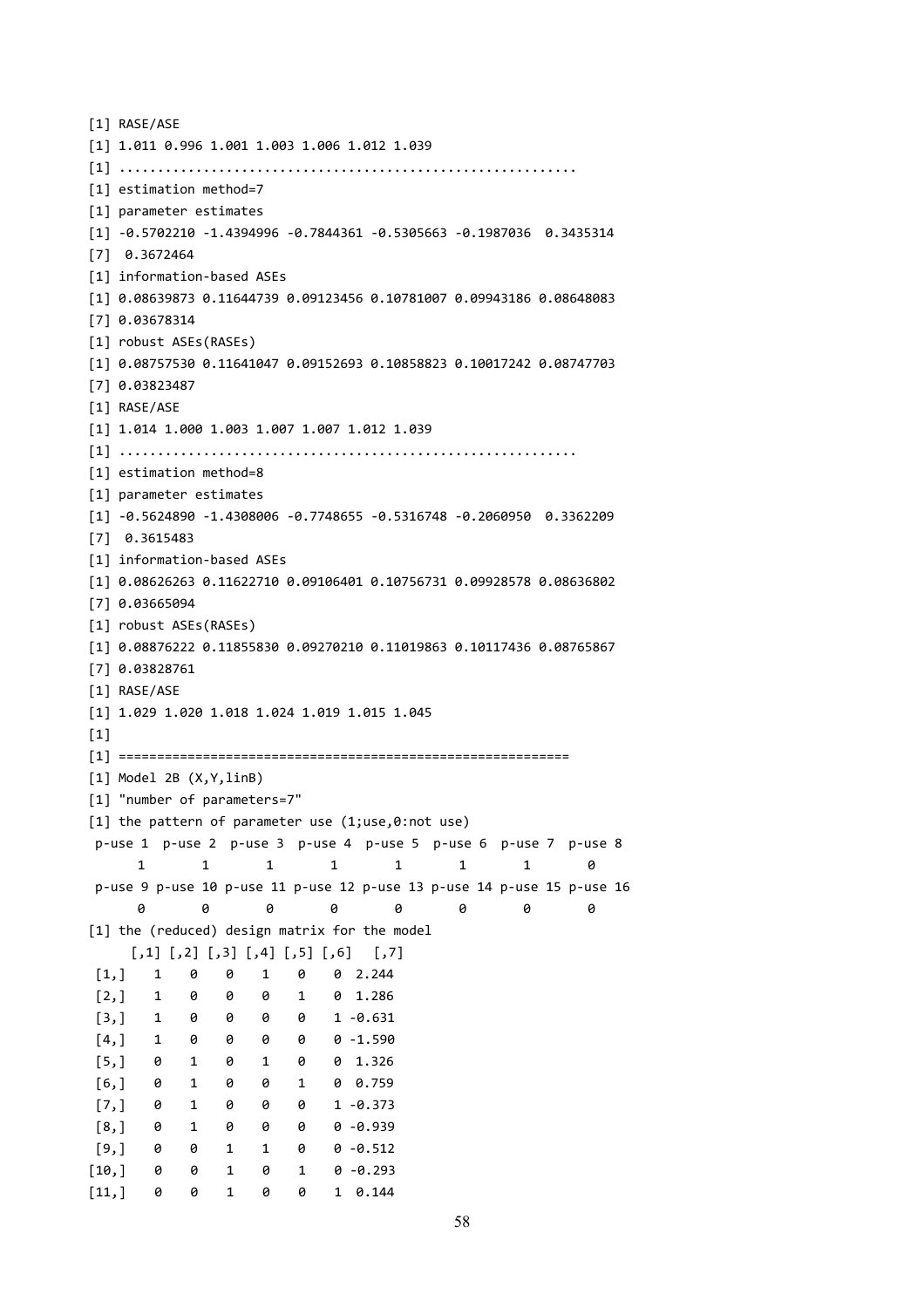```
[1] RASE/ASE
[1] 1.011 0.996 1.001 1.003 1.006 1.012 1.039
[1] ..........................................................
[1] estimation method=7
[1] parameter estimates
[1] -0.5702210 -1.4394996 -0.7844361 -0.5305663 -0.1987036  0.3435314
[7]  0.3672464
[1] information-based ASEs
[1] 0.08639873 0.11644739 0.09123456 0.10781007 0.09943186 0.08648083
[7] 0.03678314
[1] robust ASEs(RASEs)
[1] 0.08757530 0.11641047 0.09152693 0.10858823 0.10017242 0.08747703
[7] 0.03823487
[1] RASE/ASE
[1] 1.014 1.000 1.003 1.007 1.007 1.012 1.039
[1] ..........................................................
[1] estimation method=8
[1] parameter estimates
[1] -0.5624890 -1.4308006 -0.7748655 -0.5316748 -0.2060950  0.3362209
[7]  0.3615483
[1] information-based ASEs
[1] 0.08626263 0.11622710 0.09106401 0.10756731 0.09928578 0.08636802
[7] 0.03665094
[1] robust ASEs(RASEs)
[1] 0.08876222 0.11855830 0.09270210 0.11019863 0.10117436 0.08765867
[7] 0.03828761
[1] RASE/ASE
[1] 1.029 1.020 1.018 1.024 1.019 1.015 1.045
[1]
[1] ==========================================================
[1] Model 2B (X,Y,linB)
[1] "number of parameters=7"
[1] the pattern of parameter use (1;use,0:not use)
 p-use 1  p-use 2  p-use 3  p-use 4  p-use 5  p-use 6  p-use 7  p-use 8
       1        1        1        1        1        1        1        0
 p-use 9 p-use 10 p-use 11 p-use 12 p-use 13 p-use 14 p-use 15 p-use 16
       0        0        0        0        0        0        0        0
[1] the (reduced) design matrix for the model
      [,1] [,2] [,3] [,4] [,5] [,6]   [,7]
 [1,]    1    0    0    1    0    0  2.244
 [2,]    1    0    0    0    1    0  1.286
 [3,]    1    0    0    0    0    1 -0.631
 [4,]    1    0    0    0    0    0 -1.590
 [5,]    0    1    0    1    0    0  1.326
 [6,]    0    1    0    0    1    0  0.759
 [7,]    0    1    0    0    0    1 -0.373
 [8,]    0    1    0    0    0    0 -0.939
 [9,]    0    0    1    1    0    0 -0.512
[10,]    0    0    1    0    1    0 -0.293
[11,]    0    0    1    0    0    1  0.144
```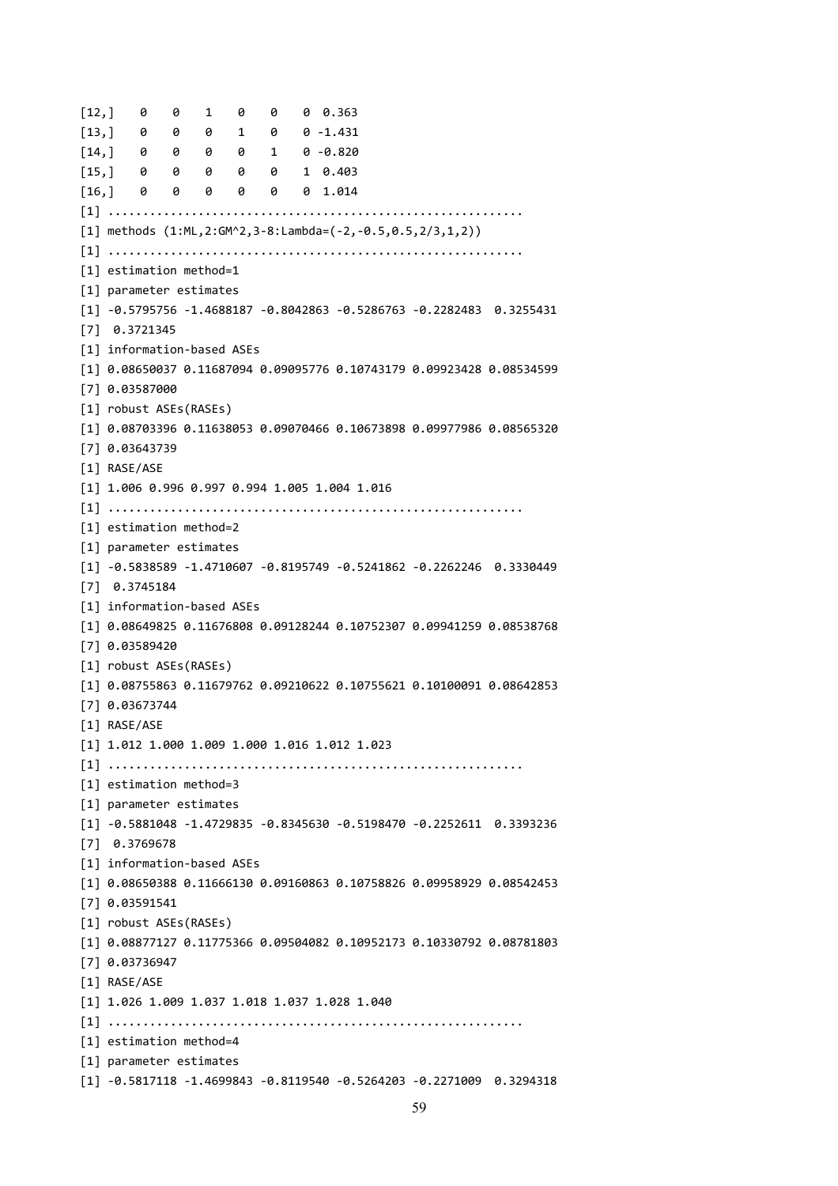```
[12,]    0    0    1    0    0    0  0.363
[13,]    0    0    0    1    0    0 -1.431
[14,]    0    0    0    0    1    0 -0.820
[15,]    0    0    0    0    0    1  0.403
[16,]    0    0    0    0    0    0  1.014
[1] ..........................................................
[1] methods (1:ML,2:GM^2,3-8:Lambda=(-2,-0.5,0.5,2/3,1,2))
[1] ..........................................................
[1] estimation method=1
[1] parameter estimates
[1] -0.5795756 -1.4688187 -0.8042863 -0.5286763 -0.2282483  0.3255431
[7]  0.3721345
[1] information-based ASEs
[1] 0.08650037 0.11687094 0.09095776 0.10743179 0.09923428 0.08534599
[7] 0.03587000
[1] robust ASEs(RASEs)
[1] 0.08703396 0.11638053 0.09070466 0.10673898 0.09977986 0.08565320
[7] 0.03643739
[1] RASE/ASE
[1] 1.006 0.996 0.997 0.994 1.005 1.004 1.016
[1] ..........................................................
[1] estimation method=2
[1] parameter estimates
[1] -0.5838589 -1.4710607 -0.8195749 -0.5241862 -0.2262246  0.3330449
[7]  0.3745184
[1] information-based ASEs
[1] 0.08649825 0.11676808 0.09128244 0.10752307 0.09941259 0.08538768
[7] 0.03589420
[1] robust ASEs(RASEs)
[1] 0.08755863 0.11679762 0.09210622 0.10755621 0.10100091 0.08642853
[7] 0.03673744
[1] RASE/ASE
[1] 1.012 1.000 1.009 1.000 1.016 1.012 1.023
[1] ..........................................................
[1] estimation method=3
[1] parameter estimates
[1] -0.5881048 -1.4729835 -0.8345630 -0.5198470 -0.2252611  0.3393236
[7]  0.3769678
[1] information-based ASEs
[1] 0.08650388 0.11666130 0.09160863 0.10758826 0.09958929 0.08542453
[7] 0.03591541
[1] robust ASEs(RASEs)
[1] 0.08877127 0.11775366 0.09504082 0.10952173 0.10330792 0.08781803
[7] 0.03736947
[1] RASE/ASE
[1] 1.026 1.009 1.037 1.018 1.037 1.028 1.040
[1] ..........................................................
[1] estimation method=4
[1] parameter estimates
[1] -0.5817118 -1.4699843 -0.8119540 -0.5264203 -0.2271009  0.3294318
```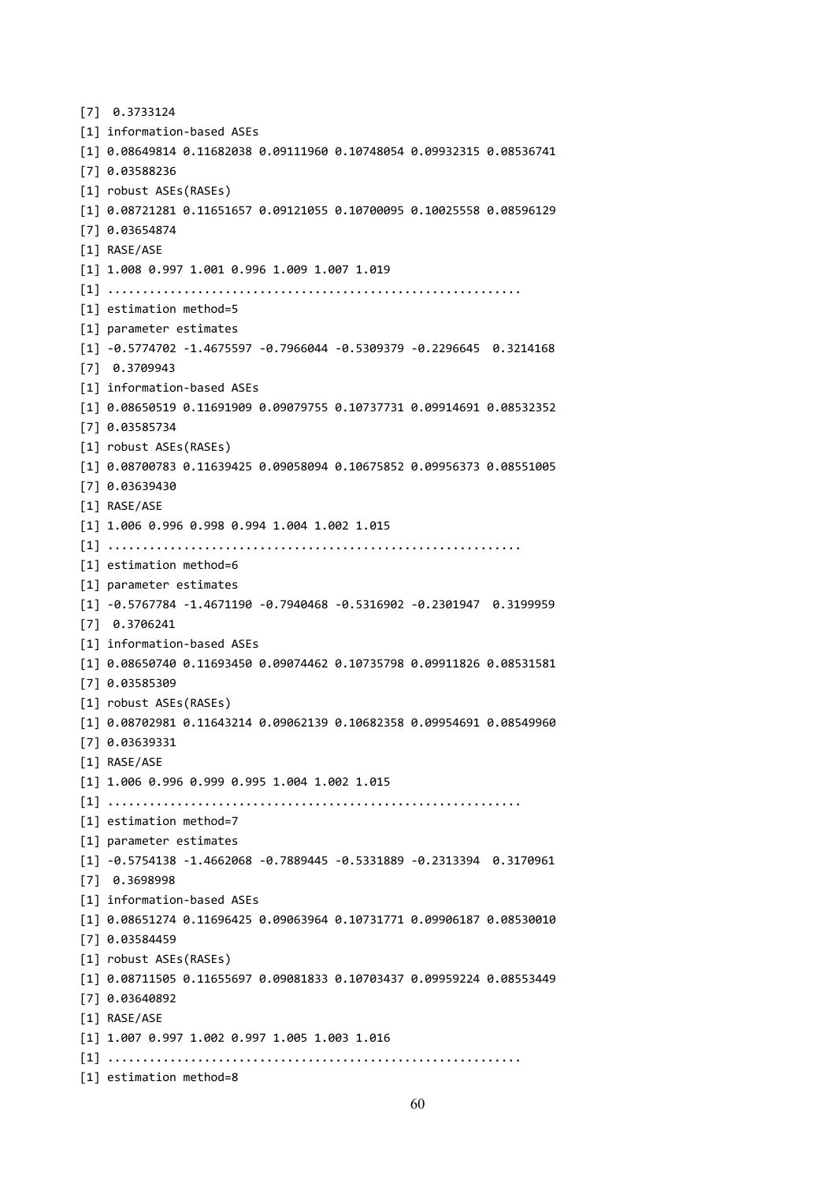```
[7]  0.3733124
[1] information-based ASEs
[1] 0.08649814 0.11682038 0.09111960 0.10748054 0.09932315 0.08536741
[7] 0.03588236
[1] robust ASEs(RASEs)
[1] 0.08721281 0.11651657 0.09121055 0.10700095 0.10025558 0.08596129
[7] 0.03654874
[1] RASE/ASE
[1] 1.008 0.997 1.001 0.996 1.009 1.007 1.019
[1] ..........................................................
[1] estimation method=5
[1] parameter estimates
[1] -0.5774702 -1.4675597 -0.7966044 -0.5309379 -0.2296645  0.3214168
[7]  0.3709943
[1] information-based ASEs
[1] 0.08650519 0.11691909 0.09079755 0.10737731 0.09914691 0.08532352
[7] 0.03585734
[1] robust ASEs(RASEs)
[1] 0.08700783 0.11639425 0.09058094 0.10675852 0.09956373 0.08551005
[7] 0.03639430
[1] RASE/ASE
[1] 1.006 0.996 0.998 0.994 1.004 1.002 1.015
[1] ..........................................................
[1] estimation method=6
[1] parameter estimates
[1] -0.5767784 -1.4671190 -0.7940468 -0.5316902 -0.2301947  0.3199959
[7]  0.3706241
[1] information-based ASEs
[1] 0.08650740 0.11693450 0.09074462 0.10735798 0.09911826 0.08531581
[7] 0.03585309
[1] robust ASEs(RASEs)
[1] 0.08702981 0.11643214 0.09062139 0.10682358 0.09954691 0.08549960
[7] 0.03639331
[1] RASE/ASE
[1] 1.006 0.996 0.999 0.995 1.004 1.002 1.015
[1] ..........................................................
[1] estimation method=7
[1] parameter estimates
[1] -0.5754138 -1.4662068 -0.7889445 -0.5331889 -0.2313394  0.3170961
[7]  0.3698998
[1] information-based ASEs
[1] 0.08651274 0.11696425 0.09063964 0.10731771 0.09906187 0.08530010
[7] 0.03584459
[1] robust ASEs(RASEs)
[1] 0.08711505 0.11655697 0.09081833 0.10703437 0.09959224 0.08553449
[7] 0.03640892
[1] RASE/ASE
[1] 1.007 0.997 1.002 0.997 1.005 1.003 1.016
[1] ..........................................................
[1] estimation method=8
```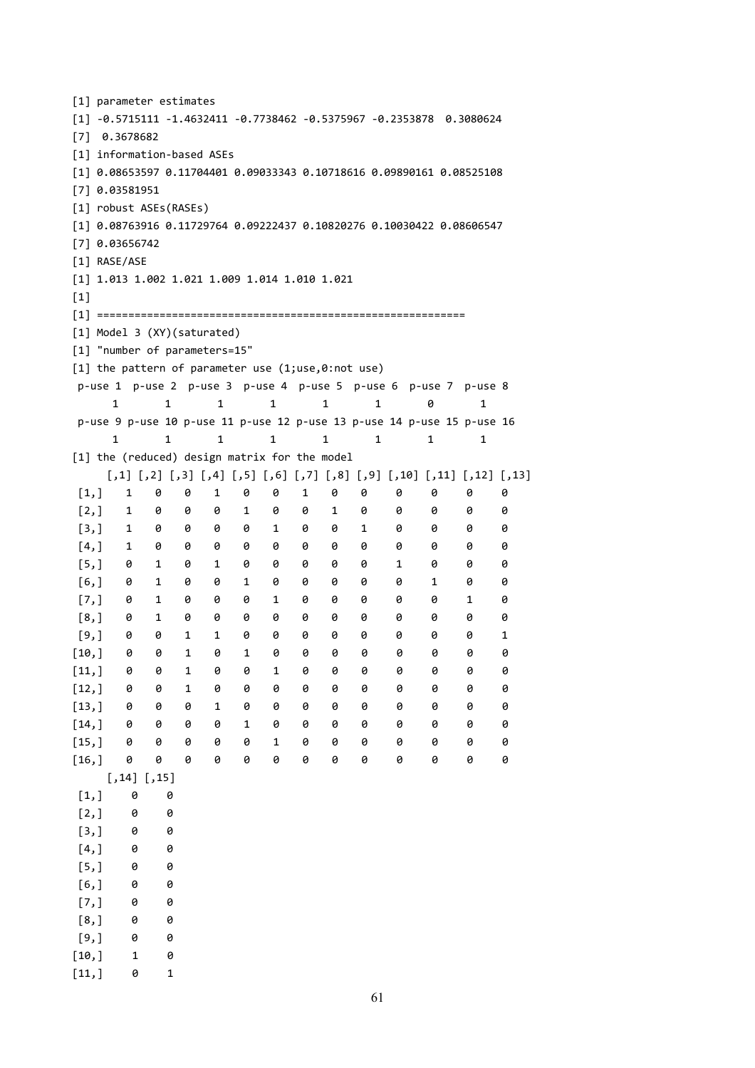```
[1] parameter estimates
[1] -0.5715111 -1.4632411 -0.7738462 -0.5375967 -0.2353878  0.3080624
[7]  0.3678682
[1] information-based ASEs
[1] 0.08653597 0.11704401 0.09033343 0.10718616 0.09890161 0.08525108
[7] 0.03581951
[1] robust ASEs(RASEs)
[1] 0.08763916 0.11729764 0.09222437 0.10820276 0.10030422 0.08606547
[7] 0.03656742
[1] RASE/ASE
[1] 1.013 1.002 1.021 1.009 1.014 1.010 1.021
[1]
[1] ========================================================
[1] Model 3 (XY)(saturated)
[1] "number of parameters=15"
[1] the pattern of parameter use (1;use,0:not use)
 p-use 1  p-use 2  p-use 3  p-use 4  p-use 5  p-use 6  p-use 7  p-use 8
      1        1        1        1        1        1        0        1
 p-use 9 p-use 10 p-use 11 p-use 12 p-use 13 p-use 14 p-use 15 p-use 16
      1        1        1        1        1        1        1        1
[1] the (reduced) design matrix for the model
      [,1] [,2] [,3] [,4] [,5] [,6] [,7] [,8] [,9] [,10] [,11] [,12] [,13]
 [1,]    1    0    0    1    0    0    1    0    0     0     0     0     0
 [2,]    1    0    0    0    1    0    0    1    0     0     0     0     0
 [3,]    1    0    0    0    0    1    0    0    1     0     0     0     0
 [4,]    1    0    0    0    0    0    0    0    0     0     0     0     0
 [5,]    0    1    0    1    0    0    0    0    0     1     0     0     0
 [6,]    0    1    0    0    1    0    0    0    0     0     1     0     0
 [7,]    0    1    0    0    0    1    0    0    0     0     0     1     0
 [8,]    0    1    0    0    0    0    0    0    0     0     0     0     0
 [9,]    0    0    1    1    0    0    0    0    0     0     0     0     1
[10,]    0    0    1    0    1    0    0    0    0     0     0     0     0
[11,]    0    0    1    0    0    1    0    0    0     0     0     0     0
[12,]    0    0    1    0    0    0    0    0    0     0     0     0     0
[13,]    0    0    0    1    0    0    0    0    0     0     0     0     0
[14,]    0    0    0    0    1    0    0    0    0     0     0     0     0
[15,]    0    0    0    0    0    1    0    0    0     0     0     0     0
[16,]    0    0    0    0    0    0    0    0    0     0     0     0     0
      [,14] [,15]
 [1,]     0     0
 [2,]     0     0
 [3,]     0     0
 [4,]     0     0
 [5,]     0     0
 [6,]     0     0
 [7,]     0     0
 [8,]     0     0
 [9,]     0     0
[10,]     1     0
[11,]     0     1
```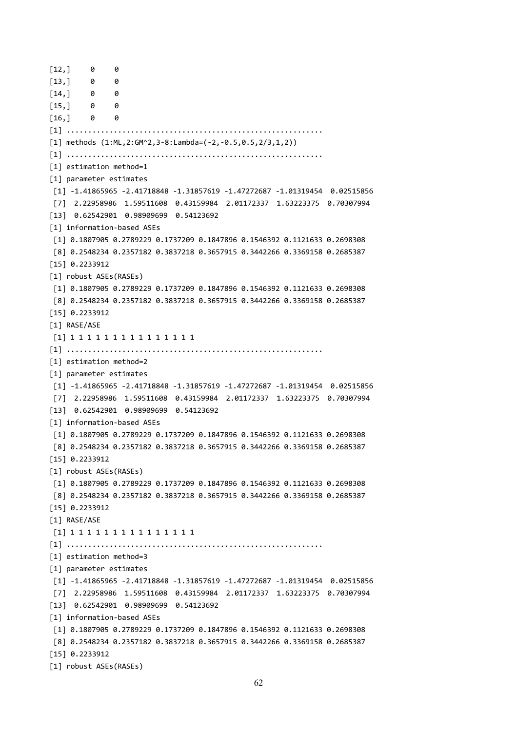```
[12,]    0    0
[13,]    0    0
[14,]    0    0
[15,]    0    0
[16,]    0    0
[1] .........................................................
[1] methods (1:ML,2:GM^2,3-8:Lambda=(-2,-0.5,0.5,2/3,1,2))
[1] .........................................................
[1] estimation method=1
[1] parameter estimates
 [1] -1.41865965 -2.41718848 -1.31857619 -1.47272687 -1.01319454  0.02515856
 [7]  2.22958986  1.59511608  0.43159984  2.01172337  1.63223375  0.70307994
[13]  0.62542901  0.98909699  0.54123692
[1] information-based ASEs
 [1] 0.1807905 0.2789229 0.1737209 0.1847896 0.1546392 0.1121633 0.2698308
 [8] 0.2548234 0.2357182 0.3837218 0.3657915 0.3442266 0.3369158 0.2685387
[15] 0.2233912
[1] robust ASEs(RASEs)
 [1] 0.1807905 0.2789229 0.1737209 0.1847896 0.1546392 0.1121633 0.2698308
 [8] 0.2548234 0.2357182 0.3837218 0.3657915 0.3442266 0.3369158 0.2685387
[15] 0.2233912
[1] RASE/ASE
 [1] 1 1 1 1 1 1 1 1 1 1 1 1 1 1 1
[1] .........................................................
[1] estimation method=2
[1] parameter estimates
 [1] -1.41865965 -2.41718848 -1.31857619 -1.47272687 -1.01319454  0.02515856
 [7]  2.22958986  1.59511608  0.43159984  2.01172337  1.63223375  0.70307994
[13]  0.62542901  0.98909699  0.54123692
[1] information-based ASEs
 [1] 0.1807905 0.2789229 0.1737209 0.1847896 0.1546392 0.1121633 0.2698308
 [8] 0.2548234 0.2357182 0.3837218 0.3657915 0.3442266 0.3369158 0.2685387
[15] 0.2233912
[1] robust ASEs(RASEs)
 [1] 0.1807905 0.2789229 0.1737209 0.1847896 0.1546392 0.1121633 0.2698308
 [8] 0.2548234 0.2357182 0.3837218 0.3657915 0.3442266 0.3369158 0.2685387
[15] 0.2233912
[1] RASE/ASE
 [1] 1 1 1 1 1 1 1 1 1 1 1 1 1 1 1
[1] .........................................................
[1] estimation method=3
[1] parameter estimates
 [1] -1.41865965 -2.41718848 -1.31857619 -1.47272687 -1.01319454  0.02515856
 [7]  2.22958986  1.59511608  0.43159984  2.01172337  1.63223375  0.70307994
[13]  0.62542901  0.98909699  0.54123692
[1] information-based ASEs
 [1] 0.1807905 0.2789229 0.1737209 0.1847896 0.1546392 0.1121633 0.2698308
 [8] 0.2548234 0.2357182 0.3837218 0.3657915 0.3442266 0.3369158 0.2685387
[15] 0.2233912
[1] robust ASEs(RASEs)
```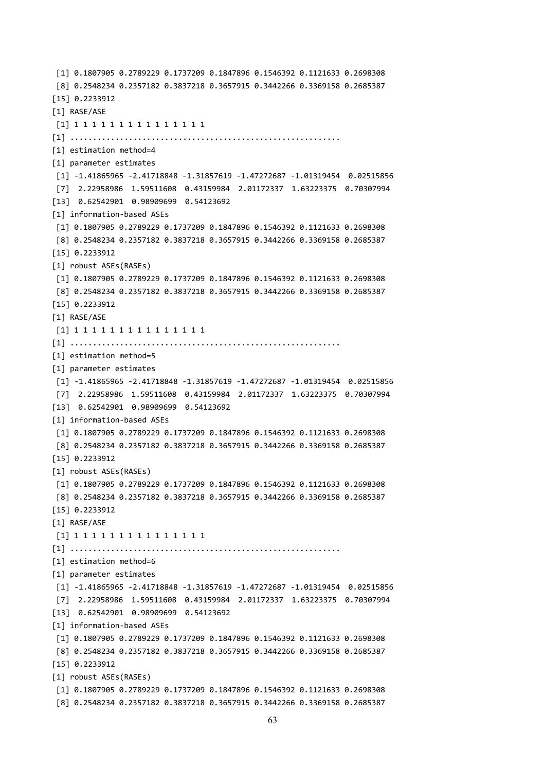```
 [1] 0.1807905 0.2789229 0.1737209 0.1847896 0.1546392 0.1121633 0.2698308
 [8] 0.2548234 0.2357182 0.3837218 0.3657915 0.3442266 0.3369158 0.2685387
[15] 0.2233912
[1] RASE/ASE
 [1] 1 1 1 1 1 1 1 1 1 1 1 1 1 1 1
[1] ..........................................................
[1] estimation method=4
[1] parameter estimates
 [1] -1.41865965 -2.41718848 -1.31857619 -1.47272687 -1.01319454  0.02515856
 [7]  2.22958986  1.59511608  0.43159984  2.01172337  1.63223375  0.70307994
[13]  0.62542901  0.98909699  0.54123692
[1] information-based ASEs
 [1] 0.1807905 0.2789229 0.1737209 0.1847896 0.1546392 0.1121633 0.2698308
 [8] 0.2548234 0.2357182 0.3837218 0.3657915 0.3442266 0.3369158 0.2685387
[15] 0.2233912
[1] robust ASEs(RASEs)
 [1] 0.1807905 0.2789229 0.1737209 0.1847896 0.1546392 0.1121633 0.2698308
 [8] 0.2548234 0.2357182 0.3837218 0.3657915 0.3442266 0.3369158 0.2685387
[15] 0.2233912
[1] RASE/ASE
 [1] 1 1 1 1 1 1 1 1 1 1 1 1 1 1 1
[1] ..........................................................
[1] estimation method=5
[1] parameter estimates
 [1] -1.41865965 -2.41718848 -1.31857619 -1.47272687 -1.01319454  0.02515856
 [7]  2.22958986  1.59511608  0.43159984  2.01172337  1.63223375  0.70307994
[13]  0.62542901  0.98909699  0.54123692
[1] information-based ASEs
 [1] 0.1807905 0.2789229 0.1737209 0.1847896 0.1546392 0.1121633 0.2698308
 [8] 0.2548234 0.2357182 0.3837218 0.3657915 0.3442266 0.3369158 0.2685387
[15] 0.2233912
[1] robust ASEs(RASEs)
 [1] 0.1807905 0.2789229 0.1737209 0.1847896 0.1546392 0.1121633 0.2698308
 [8] 0.2548234 0.2357182 0.3837218 0.3657915 0.3442266 0.3369158 0.2685387
[15] 0.2233912
[1] RASE/ASE
 [1] 1 1 1 1 1 1 1 1 1 1 1 1 1 1 1
[1] ..........................................................
[1] estimation method=6
[1] parameter estimates
 [1] -1.41865965 -2.41718848 -1.31857619 -1.47272687 -1.01319454  0.02515856
 [7]  2.22958986  1.59511608  0.43159984  2.01172337  1.63223375  0.70307994
[13]  0.62542901  0.98909699  0.54123692
[1] information-based ASEs
 [1] 0.1807905 0.2789229 0.1737209 0.1847896 0.1546392 0.1121633 0.2698308
 [8] 0.2548234 0.2357182 0.3837218 0.3657915 0.3442266 0.3369158 0.2685387
[15] 0.2233912
[1] robust ASEs(RASEs)
 [1] 0.1807905 0.2789229 0.1737209 0.1847896 0.1546392 0.1121633 0.2698308
 [8] 0.2548234 0.2357182 0.3837218 0.3657915 0.3442266 0.3369158 0.2685387
```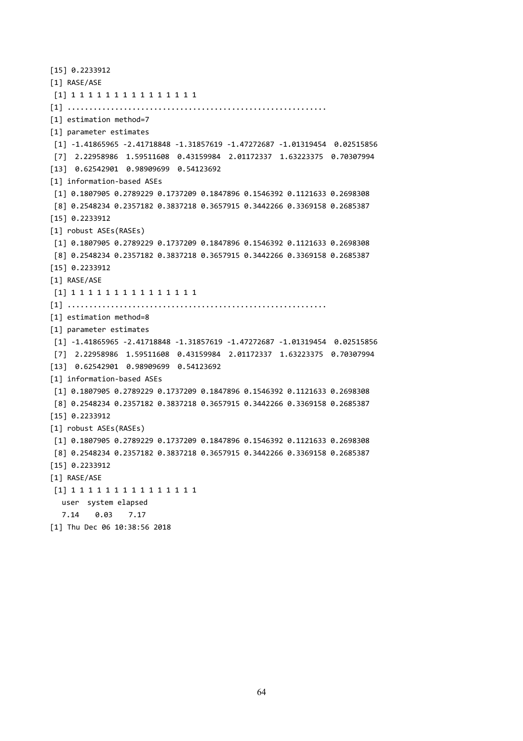```
[15] 0.2233912
[1] RASE/ASE
 [1] 1 1 1 1 1 1 1 1 1 1 1 1 1 1 1
[1] ..........................................................
[1] estimation method=7
[1] parameter estimates
 [1] -1.41865965 -2.41718848 -1.31857619 -1.47272687 -1.01319454  0.02515856
 [7]  2.22958986  1.59511608  0.43159984  2.01172337  1.63223375  0.70307994
[13]  0.62542901  0.98909699  0.54123692
[1] information-based ASEs
 [1] 0.1807905 0.2789229 0.1737209 0.1847896 0.1546392 0.1121633 0.2698308
 [8] 0.2548234 0.2357182 0.3837218 0.3657915 0.3442266 0.3369158 0.2685387
[15] 0.2233912
[1] robust ASEs(RASEs)
 [1] 0.1807905 0.2789229 0.1737209 0.1847896 0.1546392 0.1121633 0.2698308
 [8] 0.2548234 0.2357182 0.3837218 0.3657915 0.3442266 0.3369158 0.2685387
[15] 0.2233912
[1] RASE/ASE
 [1] 1 1 1 1 1 1 1 1 1 1 1 1 1 1 1
[1] ..........................................................
[1] estimation method=8
[1] parameter estimates
 [1] -1.41865965 -2.41718848 -1.31857619 -1.47272687 -1.01319454  0.02515856
 [7]  2.22958986  1.59511608  0.43159984  2.01172337  1.63223375  0.70307994
[13]  0.62542901  0.98909699  0.54123692
[1] information-based ASEs
 [1] 0.1807905 0.2789229 0.1737209 0.1847896 0.1546392 0.1121633 0.2698308
 [8] 0.2548234 0.2357182 0.3837218 0.3657915 0.3442266 0.3369158 0.2685387
[15] 0.2233912
[1] robust ASEs(RASEs)
 [1] 0.1807905 0.2789229 0.1737209 0.1847896 0.1546392 0.1121633 0.2698308
 [8] 0.2548234 0.2357182 0.3837218 0.3657915 0.3442266 0.3369158 0.2685387
[15] 0.2233912
[1] RASE/ASE
 [1] 1 1 1 1 1 1 1 1 1 1 1 1 1 1 1
   user  system elapsed 
   7.14    0.03    7.17 
[1] Thu Dec 06 10:38:56 2018
```